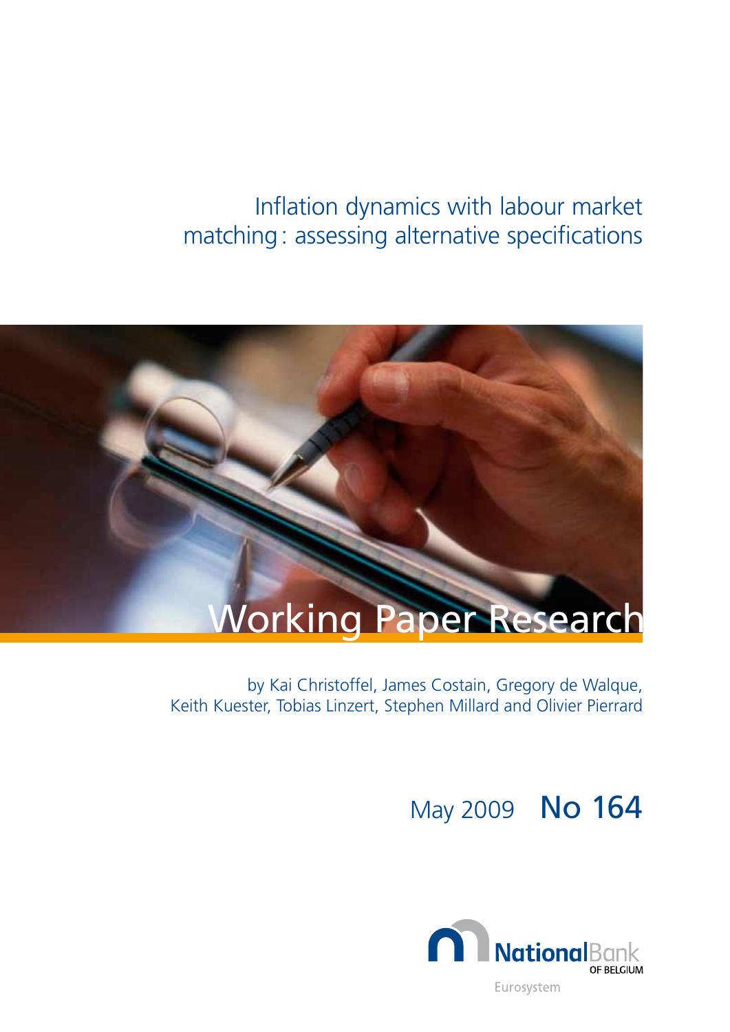# Inflation dynamics with labour market matching : assessing alternative specifications

Working Paper Research

by Kai Christoffel, James Costain, Gregory de Walque, Keith Kuester, Tobias Linzert, Stephen Millard and Olivier Pierrard

May 2009 No 164

NationalBank OF BELGIUM

Eurosystem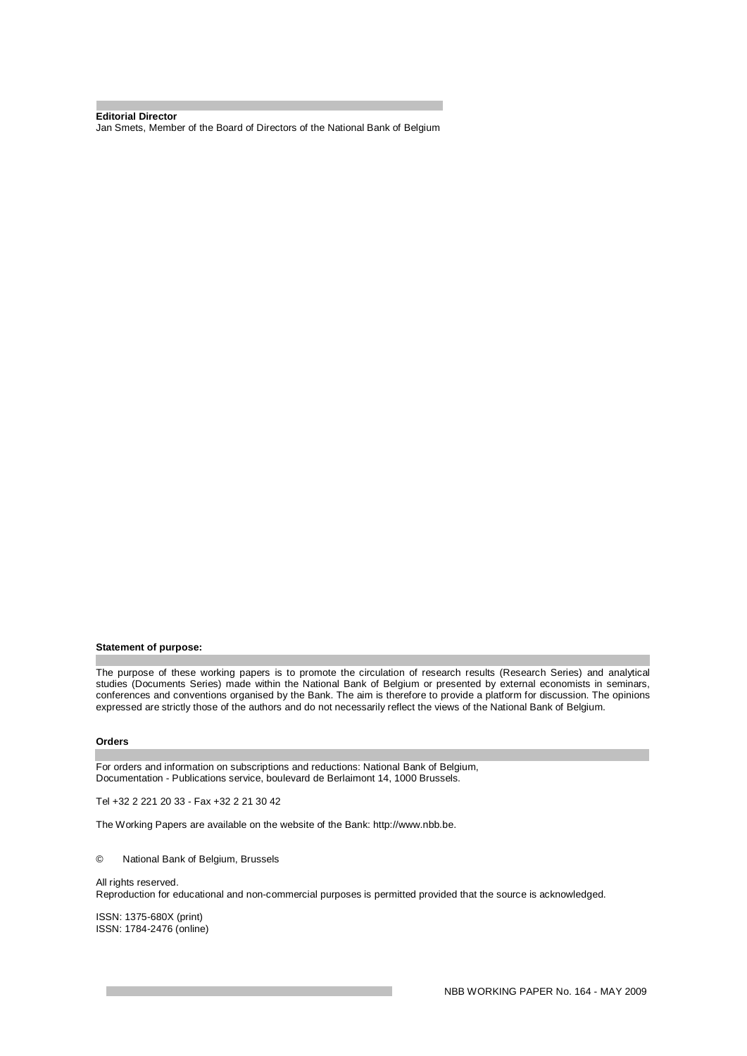**Editorial Director**

Jan Smets, Member of the Board of Directors of the National Bank of Belgium

**Statement of purpose:**

The purpose of these working papers is to promote the circulation of research results (Research Series) and analytical studies (Documents Series) made within the National Bank of Belgium or presented by external economists in seminars, conferences and conventions organised by the Bank. The aim is therefore to provide a platform for discussion. The opinions expressed are strictly those of the authors and do not necessarily reflect the views of the National Bank of Belgium.

**Orders**

For orders and information on subscriptions and reductions: National Bank of Belgium,
Documentation - Publications service, boulevard de Berlaimont 14, 1000 Brussels.

Tel +32 2 221 20 33 - Fax +32 2 21 30 42

The Working Papers are available on the website of the Bank: http://www.nbb.be.

© National Bank of Belgium, Brussels

All rights reserved.
Reproduction for educational and non-commercial purposes is permitted provided that the source is acknowledged.

ISSN: 1375-680X (print)
ISSN: 1784-2476 (online)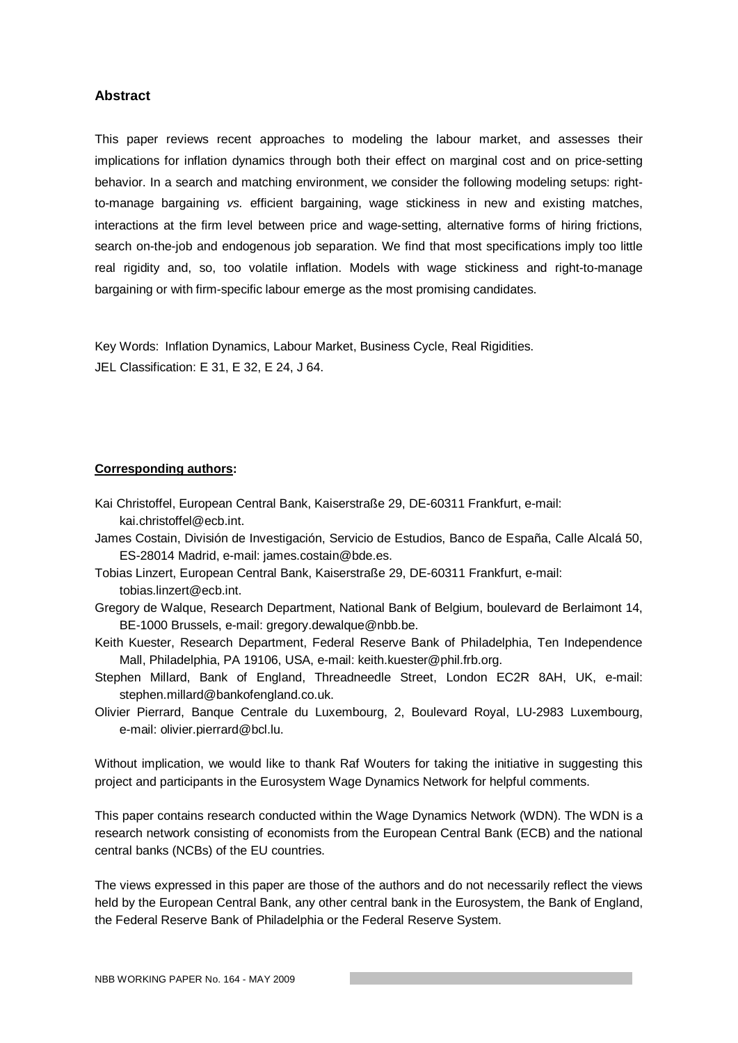## Abstract

This paper reviews recent approaches to modeling the labour market, and assesses their implications for inflation dynamics through both their effect on marginal cost and on price-setting behavior. In a search and matching environment, we consider the following modeling setups: right-to-manage bargaining *vs.* efficient bargaining, wage stickiness in new and existing matches, interactions at the firm level between price and wage-setting, alternative forms of hiring frictions, search on-the-job and endogenous job separation. We find that most specifications imply too little real rigidity and, so, too volatile inflation. Models with wage stickiness and right-to-manage bargaining or with firm-specific labour emerge as the most promising candidates.

Key Words: Inflation Dynamics, Labour Market, Business Cycle, Real Rigidities.
JEL Classification: E 31, E 32, E 24, J 64.

**Corresponding authors:**

Kai Christoffel, European Central Bank, Kaiserstraße 29, DE-60311 Frankfurt, e-mail: kai.christoffel@ecb.int.

James Costain, División de Investigación, Servicio de Estudios, Banco de España, Calle Alcalá 50, ES-28014 Madrid, e-mail: james.costain@bde.es.

Tobias Linzert, European Central Bank, Kaiserstraße 29, DE-60311 Frankfurt, e-mail: tobias.linzert@ecb.int.

Gregory de Walque, Research Department, National Bank of Belgium, boulevard de Berlaimont 14, BE-1000 Brussels, e-mail: gregory.dewalque@nbb.be.

Keith Kuester, Research Department, Federal Reserve Bank of Philadelphia, Ten Independence Mall, Philadelphia, PA 19106, USA, e-mail: keith.kuester@phil.frb.org.

Stephen Millard, Bank of England, Threadneedle Street, London EC2R 8AH, UK, e-mail: stephen.millard@bankofengland.co.uk.

Olivier Pierrard, Banque Centrale du Luxembourg, 2, Boulevard Royal, LU-2983 Luxembourg, e-mail: olivier.pierrard@bcl.lu.

Without implication, we would like to thank Raf Wouters for taking the initiative in suggesting this project and participants in the Eurosystem Wage Dynamics Network for helpful comments.

This paper contains research conducted within the Wage Dynamics Network (WDN). The WDN is a research network consisting of economists from the European Central Bank (ECB) and the national central banks (NCBs) of the EU countries.

The views expressed in this paper are those of the authors and do not necessarily reflect the views held by the European Central Bank, any other central bank in the Eurosystem, the Bank of England, the Federal Reserve Bank of Philadelphia or the Federal Reserve System.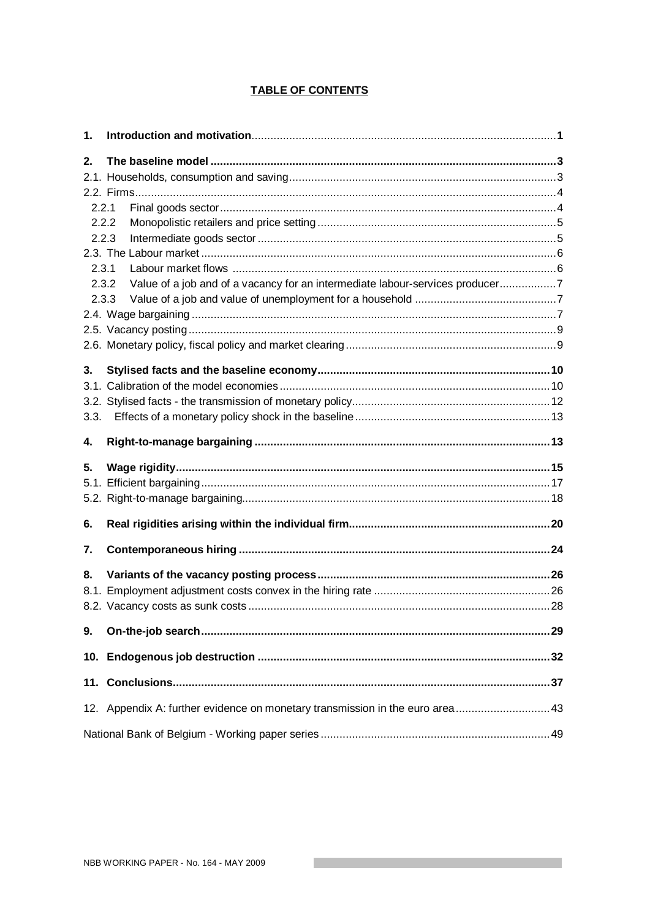## TABLE OF CONTENTS

| | | |
|---|---|---|
| **1.** | **Introduction and motivation** | **1** |
| **2.** | **The baseline model** | **3** |
| 2.1. | Households, consumption and saving | 3 |
| 2.2. | Firms | 4 |
| 2.2.1 | Final goods sector | 4 |
| 2.2.2 | Monopolistic retailers and price setting | 5 |
| 2.2.3 | Intermediate goods sector | 5 |
| 2.3. | The Labour market | 6 |
| 2.3.1 | Labour market flows | 6 |
| 2.3.2 | Value of a job and of a vacancy for an intermediate labour-services producer | 7 |
| 2.3.3 | Value of a job and value of unemployment for a household | 7 |
| 2.4. | Wage bargaining | 7 |
| 2.5. | Vacancy posting | 9 |
| 2.6. | Monetary policy, fiscal policy and market clearing | 9 |
| **3.** | **Stylised facts and the baseline economy** | **10** |
| 3.1. | Calibration of the model economies | 10 |
| 3.2. | Stylised facts - the transmission of monetary policy | 12 |
| 3.3. | Effects of a monetary policy shock in the baseline | 13 |
| **4.** | **Right-to-manage bargaining** | **13** |
| **5.** | **Wage rigidity** | **15** |
| 5.1. | Efficient bargaining | 17 |
| 5.2. | Right-to-manage bargaining | 18 |
| **6.** | **Real rigidities arising within the individual firm** | **20** |
| **7.** | **Contemporaneous hiring** | **24** |
| **8.** | **Variants of the vacancy posting process** | **26** |
| 8.1. | Employment adjustment costs convex in the hiring rate | 26 |
| 8.2. | Vacancy costs as sunk costs | 28 |
| **9.** | **On-the-job search** | **29** |
| **10.** | **Endogenous job destruction** | **32** |
| **11.** | **Conclusions** | **37** |
| 12. | Appendix A: further evidence on monetary transmission in the euro area | 43 |
| | National Bank of Belgium - Working paper series | 49 |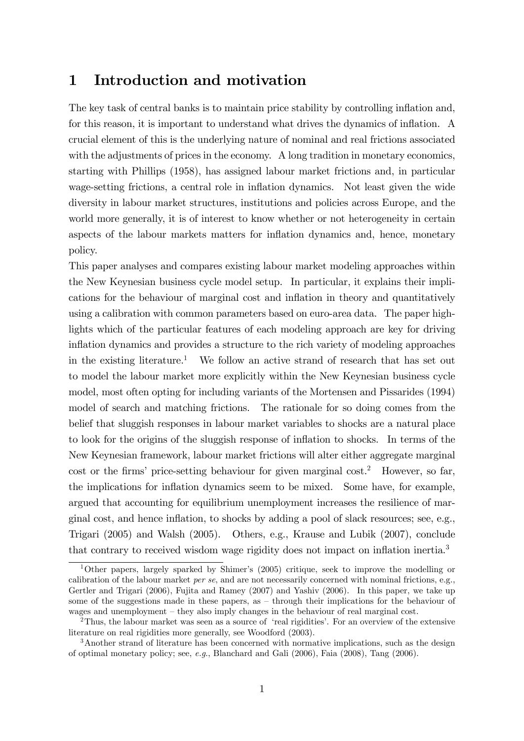# 1 Introduction and motivation

The key task of central banks is to maintain price stability by controlling inflation and, for this reason, it is important to understand what drives the dynamics of inflation. A crucial element of this is the underlying nature of nominal and real frictions associated with the adjustments of prices in the economy. A long tradition in monetary economics, starting with Phillips (1958), has assigned labour market frictions and, in particular wage-setting frictions, a central role in inflation dynamics. Not least given the wide diversity in labour market structures, institutions and policies across Europe, and the world more generally, it is of interest to know whether or not heterogeneity in certain aspects of the labour markets matters for inflation dynamics and, hence, monetary policy.

This paper analyses and compares existing labour market modeling approaches within the New Keynesian business cycle model setup. In particular, it explains their implications for the behaviour of marginal cost and inflation in theory and quantitatively using a calibration with common parameters based on euro-area data. The paper highlights which of the particular features of each modeling approach are key for driving inflation dynamics and provides a structure to the rich variety of modeling approaches in the existing literature.[1] We follow an active strand of research that has set out to model the labour market more explicitly within the New Keynesian business cycle model, most often opting for including variants of the Mortensen and Pissarides (1994) model of search and matching frictions. The rationale for so doing comes from the belief that sluggish responses in labour market variables to shocks are a natural place to look for the origins of the sluggish response of inflation to shocks. In terms of the New Keynesian framework, labour market frictions will alter either aggregate marginal cost or the firms' price-setting behaviour for given marginal cost.[2] However, so far, the implications for inflation dynamics seem to be mixed. Some have, for example, argued that accounting for equilibrium unemployment increases the resilience of marginal cost, and hence inflation, to shocks by adding a pool of slack resources; see, e.g., Trigari (2005) and Walsh (2005). Others, e.g., Krause and Lubik (2007), conclude that contrary to received wisdom wage rigidity does not impact on inflation inertia.[3]

[1] Other papers, largely sparked by Shimer's (2005) critique, seek to improve the modelling or calibration of the labour market *per se*, and are not necessarily concerned with nominal frictions, e.g., Gertler and Trigari (2006), Fujita and Ramey (2007) and Yashiv (2006). In this paper, we take up some of the suggestions made in these papers, as – through their implications for the behaviour of wages and unemployment – they also imply changes in the behaviour of real marginal cost.

[2] Thus, the labour market was seen as a source of 'real rigidities'. For an overview of the extensive literature on real rigidities more generally, see Woodford (2003).

[3] Another strand of literature has been concerned with normative implications, such as the design of optimal monetary policy; see, *e.g.*, Blanchard and Gali (2006), Faia (2008), Tang (2006).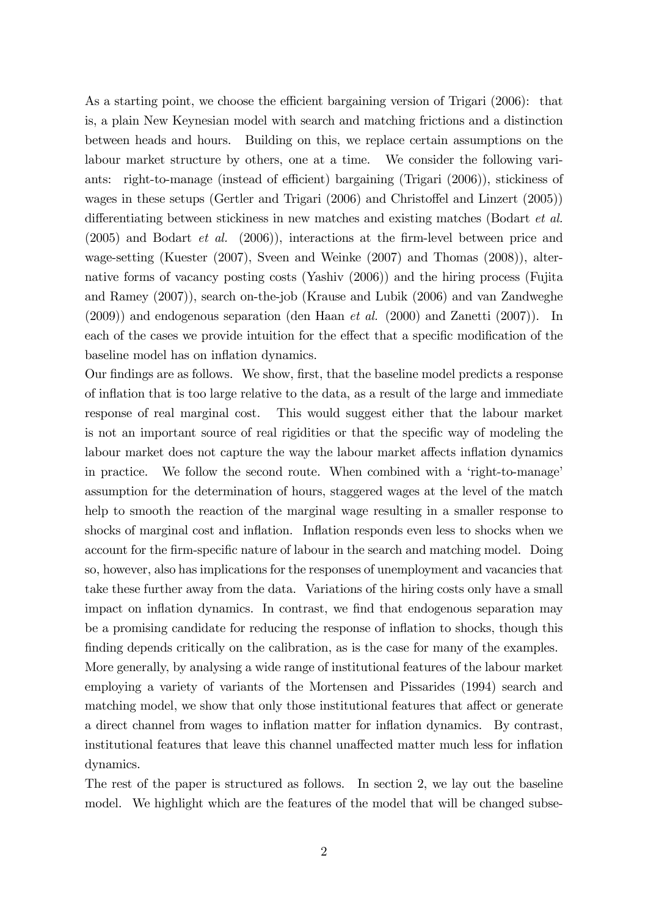As a starting point, we choose the efficient bargaining version of Trigari (2006): that is, a plain New Keynesian model with search and matching frictions and a distinction between heads and hours. Building on this, we replace certain assumptions on the labour market structure by others, one at a time. We consider the following variants: right-to-manage (instead of efficient) bargaining (Trigari (2006)), stickiness of wages in these setups (Gertler and Trigari (2006) and Christoffel and Linzert (2005)) differentiating between stickiness in new matches and existing matches (Bodart *et al.* (2005) and Bodart *et al.* (2006)), interactions at the firm-level between price and wage-setting (Kuester (2007), Sveen and Weinke (2007) and Thomas (2008)), alternative forms of vacancy posting costs (Yashiv (2006)) and the hiring process (Fujita and Ramey (2007)), search on-the-job (Krause and Lubik (2006) and van Zandweghe (2009)) and endogenous separation (den Haan *et al.* (2000) and Zanetti (2007)). In each of the cases we provide intuition for the effect that a specific modification of the baseline model has on inflation dynamics.

Our findings are as follows. We show, first, that the baseline model predicts a response of inflation that is too large relative to the data, as a result of the large and immediate response of real marginal cost. This would suggest either that the labour market is not an important source of real rigidities or that the specific way of modeling the labour market does not capture the way the labour market affects inflation dynamics in practice. We follow the second route. When combined with a 'right-to-manage' assumption for the determination of hours, staggered wages at the level of the match help to smooth the reaction of the marginal wage resulting in a smaller response to shocks of marginal cost and inflation. Inflation responds even less to shocks when we account for the firm-specific nature of labour in the search and matching model. Doing so, however, also has implications for the responses of unemployment and vacancies that take these further away from the data. Variations of the hiring costs only have a small impact on inflation dynamics. In contrast, we find that endogenous separation may be a promising candidate for reducing the response of inflation to shocks, though this finding depends critically on the calibration, as is the case for many of the examples.

More generally, by analysing a wide range of institutional features of the labour market employing a variety of variants of the Mortensen and Pissarides (1994) search and matching model, we show that only those institutional features that affect or generate a direct channel from wages to inflation matter for inflation dynamics. By contrast, institutional features that leave this channel unaffected matter much less for inflation dynamics.

The rest of the paper is structured as follows. In section 2, we lay out the baseline model. We highlight which are the features of the model that will be changed subse-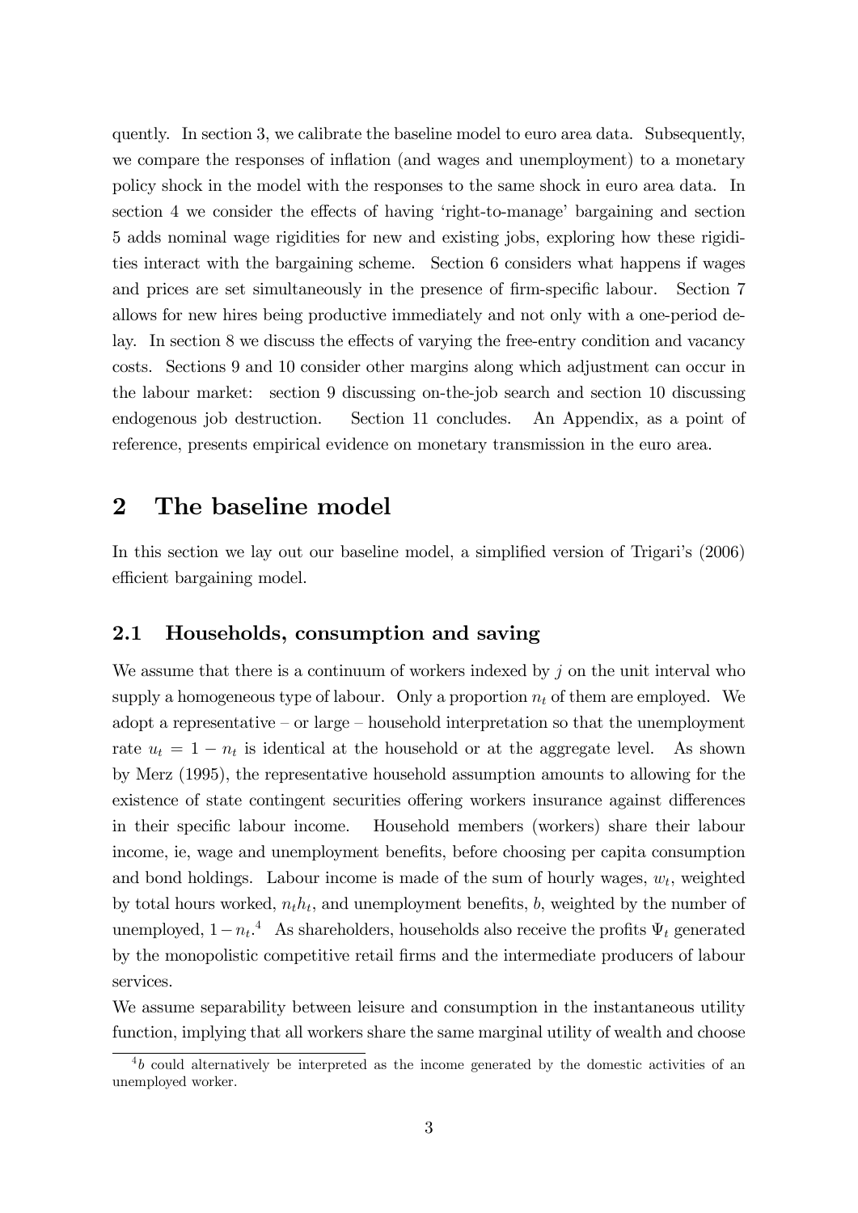quently. In section 3, we calibrate the baseline model to euro area data. Subsequently, we compare the responses of inflation (and wages and unemployment) to a monetary policy shock in the model with the responses to the same shock in euro area data. In section 4 we consider the effects of having 'right-to-manage' bargaining and section 5 adds nominal wage rigidities for new and existing jobs, exploring how these rigidities interact with the bargaining scheme. Section 6 considers what happens if wages and prices are set simultaneously in the presence of firm-specific labour. Section 7 allows for new hires being productive immediately and not only with a one-period delay. In section 8 we discuss the effects of varying the free-entry condition and vacancy costs. Sections 9 and 10 consider other margins along which adjustment can occur in the labour market: section 9 discussing on-the-job search and section 10 discussing endogenous job destruction. Section 11 concludes. An Appendix, as a point of reference, presents empirical evidence on monetary transmission in the euro area.

# 2 The baseline model

In this section we lay out our baseline model, a simplified version of Trigari's (2006) efficient bargaining model.

## 2.1 Households, consumption and saving

We assume that there is a continuum of workers indexed by $j$ on the unit interval who supply a homogeneous type of labour. Only a proportion $n_t$ of them are employed. We adopt a representative – or large – household interpretation so that the unemployment rate $u_t = 1 - n_t$ is identical at the household or at the aggregate level. As shown by Merz (1995), the representative household assumption amounts to allowing for the existence of state contingent securities offering workers insurance against differences in their specific labour income. Household members (workers) share their labour income, ie, wage and unemployment benefits, before choosing per capita consumption and bond holdings. Labour income is made of the sum of hourly wages, $w_t$, weighted by total hours worked, $n_t h_t$, and unemployment benefits, $b$, weighted by the number of unemployed, $1 - n_t$.[4] As shareholders, households also receive the profits $\Psi_t$ generated by the monopolistic competitive retail firms and the intermediate producers of labour services.

We assume separability between leisure and consumption in the instantaneous utility function, implying that all workers share the same marginal utility of wealth and choose

[4] $b$ could alternatively be interpreted as the income generated by the domestic activities of an unemployed worker.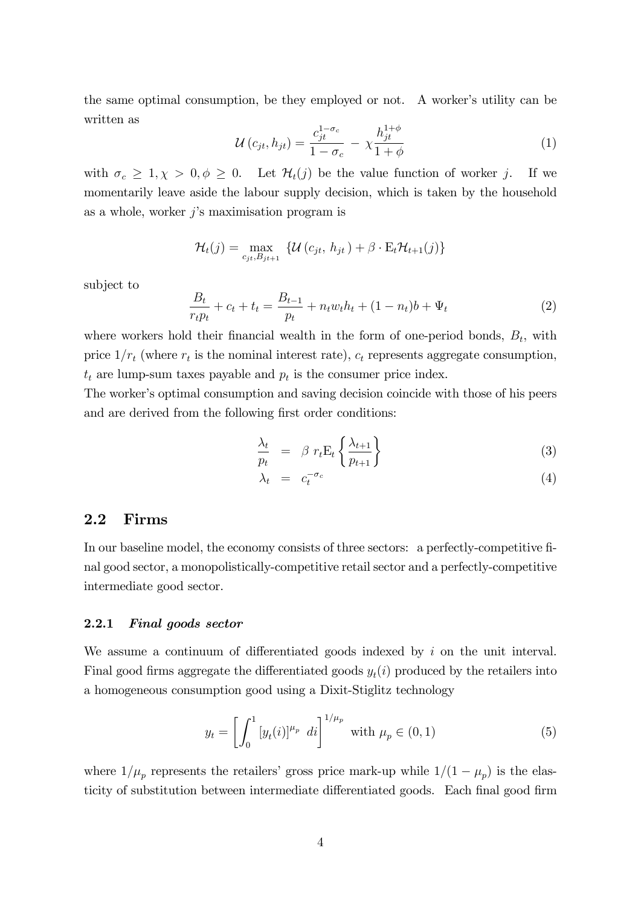the same optimal consumption, be they employed or not. A worker's utility can be written as

$$\mathcal{U}\left(c_{jt}, h_{jt}\right) = \frac{c_{jt}^{1-\sigma_c}}{1-\sigma_c} - \chi\frac{h_{jt}^{1+\phi}}{1+\phi} \tag{1}$$

with $\sigma_c \geq 1, \chi > 0, \phi \geq 0$. Let $\mathcal{H}_t(j)$ be the value function of worker $j$. If we momentarily leave aside the labour supply decision, which is taken by the household as a whole, worker $j$'s maximisation program is

$$\mathcal{H}_t(j) = \max_{c_{jt}, B_{jt+1}} \left\{\mathcal{U}\left(c_{jt},\, h_{jt}\right) + \beta \cdot \mathrm{E}_t \mathcal{H}_{t+1}(j)\right\}$$

subject to

$$\frac{B_t}{r_t p_t} + c_t + t_t = \frac{B_{t-1}}{p_t} + n_t w_t h_t + (1-n_t)b + \Psi_t \tag{2}$$

where workers hold their financial wealth in the form of one-period bonds, $B_t$, with price $1/r_t$ (where $r_t$ is the nominal interest rate), $c_t$ represents aggregate consumption, $t_t$ are lump-sum taxes payable and $p_t$ is the consumer price index.

The worker's optimal consumption and saving decision coincide with those of his peers and are derived from the following first order conditions:

$$\frac{\lambda_t}{p_t} = \beta\; r_t \mathrm{E}_t\left\{\frac{\lambda_{t+1}}{p_{t+1}}\right\} \tag{3}$$

$$\lambda_t = c_t^{-\sigma_c} \tag{4}$$

## 2.2 Firms

In our baseline model, the economy consists of three sectors: a perfectly-competitive final good sector, a monopolistically-competitive retail sector and a perfectly-competitive intermediate good sector.

### 2.2.1 *Final goods sector*

We assume a continuum of differentiated goods indexed by $i$ on the unit interval. Final good firms aggregate the differentiated goods $y_t(i)$ produced by the retailers into a homogeneous consumption good using a Dixit-Stiglitz technology

$$y_t = \left[\int_0^1 \left[y_t(i)\right]^{\mu_p}\, di\right]^{1/\mu_p} \text{ with } \mu_p \in (0,1) \tag{5}$$

where $1/\mu_p$ represents the retailers' gross price mark-up while $1/(1-\mu_p)$ is the elasticity of substitution between intermediate differentiated goods. Each final good firm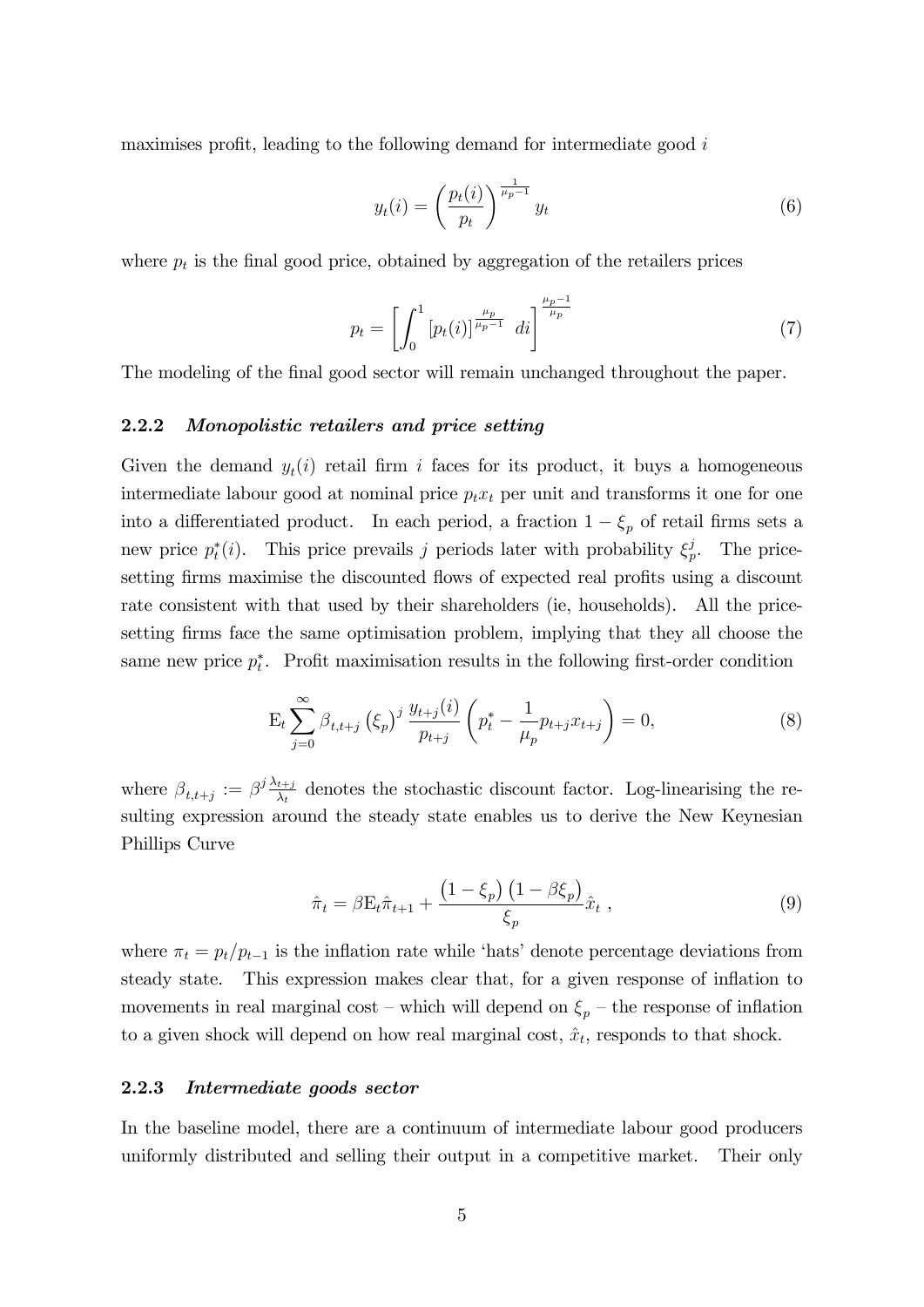maximises profit, leading to the following demand for intermediate good $i$

$$y_t(i) = \left(\frac{p_t(i)}{p_t}\right)^{\frac{1}{\mu_p - 1}} y_t \tag{6}$$

where $p_t$ is the final good price, obtained by aggregation of the retailers prices

$$p_t = \left[\int_0^1 \left[p_t(i)\right]^{\frac{\mu_p}{\mu_p - 1}} \, di\right]^{\frac{\mu_p - 1}{\mu_p}} \tag{7}$$

The modeling of the final good sector will remain unchanged throughout the paper.

### 2.2.2 *Monopolistic retailers and price setting*

Given the demand $y_t(i)$ retail firm $i$ faces for its product, it buys a homogeneous intermediate labour good at nominal price $p_t x_t$ per unit and transforms it one for one into a differentiated product. In each period, a fraction $1 - \xi_p$ of retail firms sets a new price $p_t^*(i)$. This price prevails $j$ periods later with probability $\xi_p^j$. The price-setting firms maximise the discounted flows of expected real profits using a discount rate consistent with that used by their shareholders (ie, households). All the price-setting firms face the same optimisation problem, implying that they all choose the same new price $p_t^*$. Profit maximisation results in the following first-order condition

$$\mathrm{E}_t \sum_{j=0}^{\infty} \beta_{t,t+j} \left(\xi_p\right)^j \frac{y_{t+j}(i)}{p_{t+j}} \left(p_t^* - \frac{1}{\mu_p} p_{t+j} x_{t+j}\right) = 0, \tag{8}$$

where $\beta_{t,t+j} := \beta^j \frac{\lambda_{t+j}}{\lambda_t}$ denotes the stochastic discount factor. Log-linearising the resulting expression around the steady state enables us to derive the New Keynesian Phillips Curve

$$\hat{\pi}_t = \beta \mathrm{E}_t \hat{\pi}_{t+1} + \frac{\left(1 - \xi_p\right)\left(1 - \beta \xi_p\right)}{\xi_p} \hat{x}_t \ , \tag{9}$$

where $\pi_t = p_t / p_{t-1}$ is the inflation rate while 'hats' denote percentage deviations from steady state. This expression makes clear that, for a given response of inflation to movements in real marginal cost – which will depend on $\xi_p$ – the response of inflation to a given shock will depend on how real marginal cost, $\hat{x}_t$, responds to that shock.

### 2.2.3 *Intermediate goods sector*

In the baseline model, there are a continuum of intermediate labour good producers uniformly distributed and selling their output in a competitive market. Their only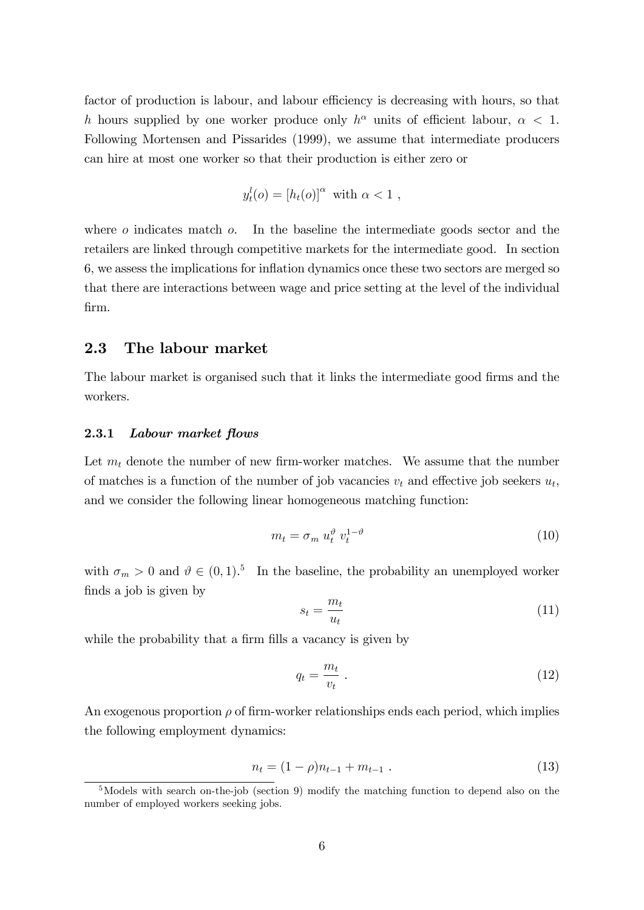factor of production is labour, and labour efficiency is decreasing with hours, so that $h$ hours supplied by one worker produce only $h^{\alpha}$ units of efficient labour, $\alpha < 1$. Following Mortensen and Pissarides (1999), we assume that intermediate producers can hire at most one worker so that their production is either zero or

$$y_t^l(o) = [h_t(o)]^{\alpha} \text{ with } \alpha < 1 ,$$

where $o$ indicates match $o$. In the baseline the intermediate goods sector and the retailers are linked through competitive markets for the intermediate good. In section 6, we assess the implications for inflation dynamics once these two sectors are merged so that there are interactions between wage and price setting at the level of the individual firm.

## 2.3 The labour market

The labour market is organised such that it links the intermediate good firms and the workers.

### 2.3.1 *Labour market flows*

Let $m_t$ denote the number of new firm-worker matches. We assume that the number of matches is a function of the number of job vacancies $v_t$ and effective job seekers $u_t$, and we consider the following linear homogeneous matching function:

$$m_t = \sigma_m \, u_t^{\vartheta} \, v_t^{1-\vartheta} \tag{10}$$

with $\sigma_m > 0$ and $\vartheta \in (0,1)$.[5] In the baseline, the probability an unemployed worker finds a job is given by

$$s_t = \frac{m_t}{u_t} \tag{11}$$

while the probability that a firm fills a vacancy is given by

$$q_t = \frac{m_t}{v_t} \, . \tag{12}$$

An exogenous proportion $\rho$ of firm-worker relationships ends each period, which implies the following employment dynamics:

$$n_t = (1-\rho)n_{t-1} + m_{t-1} \, . \tag{13}$$

[5] Models with search on-the-job (section 9) modify the matching function to depend also on the number of employed workers seeking jobs.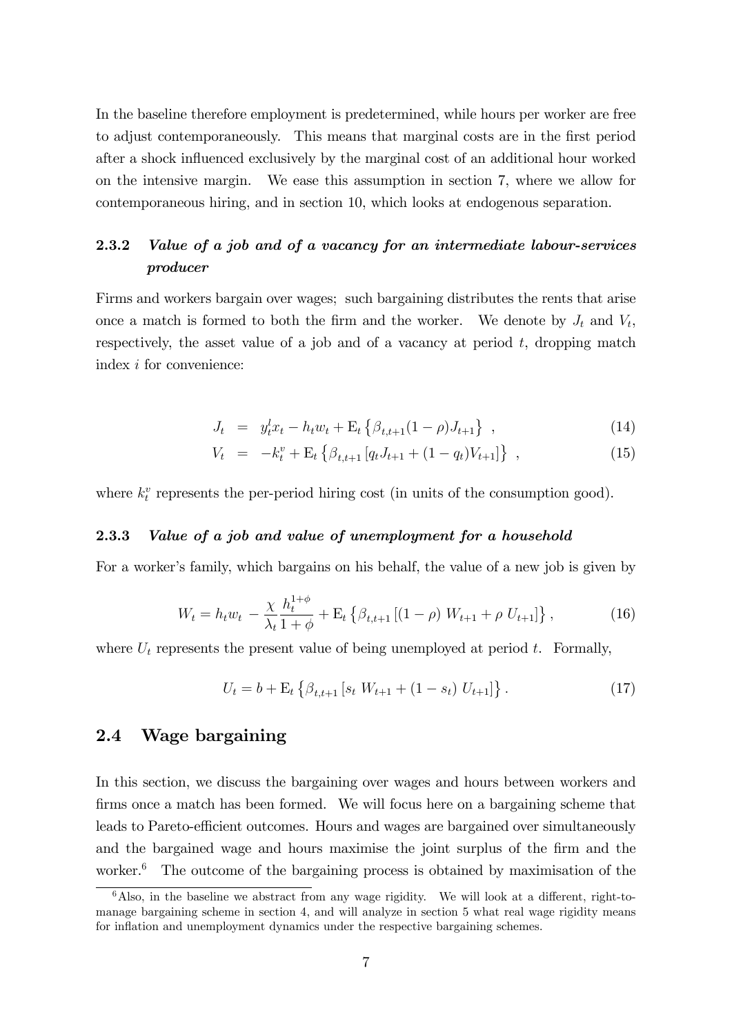In the baseline therefore employment is predetermined, while hours per worker are free to adjust contemporaneously. This means that marginal costs are in the first period after a shock influenced exclusively by the marginal cost of an additional hour worked on the intensive margin. We ease this assumption in section 7, where we allow for contemporaneous hiring, and in section 10, which looks at endogenous separation.

### 2.3.2 *Value of a job and of a vacancy for an intermediate labour-services producer*

Firms and workers bargain over wages; such bargaining distributes the rents that arise once a match is formed to both the firm and the worker. We denote by $J_t$ and $V_t$, respectively, the asset value of a job and of a vacancy at period $t$, dropping match index $i$ for convenience:

$$J_t = y_t^l x_t - h_t w_t + \mathrm{E}_t \left\{ \beta_{t,t+1} (1-\rho) J_{t+1} \right\} , \tag{14}$$

$$V_t = -k_t^v + \mathrm{E}_t \left\{ \beta_{t,t+1} \left[ q_t J_{t+1} + (1-q_t) V_{t+1} \right] \right\} , \tag{15}$$

where $k_t^v$ represents the per-period hiring cost (in units of the consumption good).

### 2.3.3 *Value of a job and value of unemployment for a household*

For a worker's family, which bargains on his behalf, the value of a new job is given by

$$W_t = h_t w_t - \frac{\chi}{\lambda_t} \frac{h_t^{1+\phi}}{1+\phi} + \mathrm{E}_t \left\{ \beta_{t,t+1} \left[ (1-\rho)\, W_{t+1} + \rho\, U_{t+1} \right] \right\} , \tag{16}$$

where $U_t$ represents the present value of being unemployed at period $t$. Formally,

$$U_t = b + \mathrm{E}_t \left\{ \beta_{t,t+1} \left[ s_t\, W_{t+1} + (1-s_t)\, U_{t+1} \right] \right\} . \tag{17}$$

## 2.4 Wage bargaining

In this section, we discuss the bargaining over wages and hours between workers and firms once a match has been formed. We will focus here on a bargaining scheme that leads to Pareto-efficient outcomes. Hours and wages are bargained over simultaneously and the bargained wage and hours maximise the joint surplus of the firm and the worker.[6] The outcome of the bargaining process is obtained by maximisation of the

[6] Also, in the baseline we abstract from any wage rigidity. We will look at a different, right-to-manage bargaining scheme in section 4, and will analyze in section 5 what real wage rigidity means for inflation and unemployment dynamics under the respective bargaining schemes.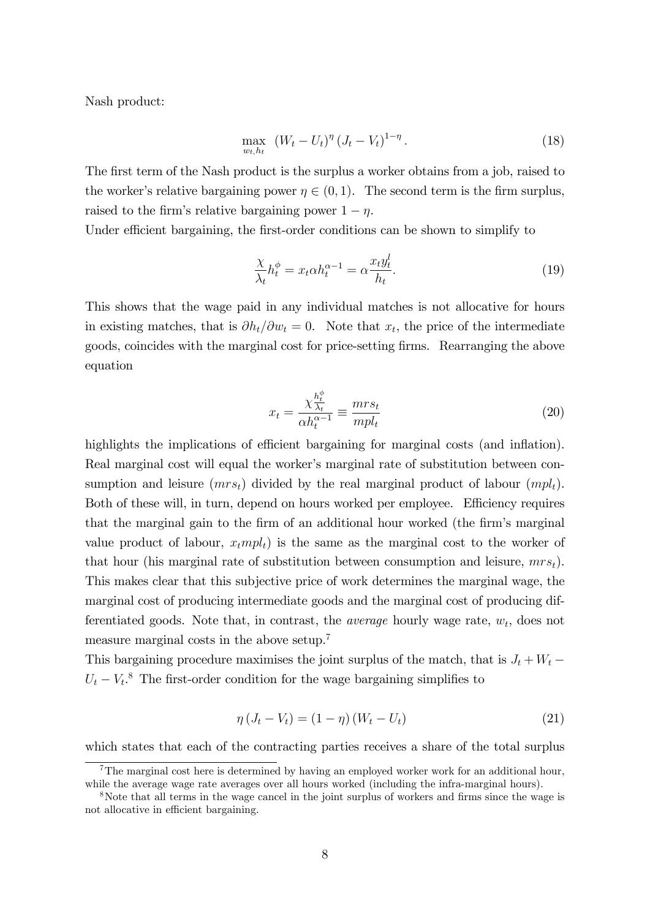Nash product:

$$\max_{w_t, h_t} \ (W_t - U_t)^{\eta} (J_t - V_t)^{1-\eta}. \tag{18}$$

The first term of the Nash product is the surplus a worker obtains from a job, raised to the worker's relative bargaining power $\eta \in (0,1)$. The second term is the firm surplus, raised to the firm's relative bargaining power $1-\eta$.

Under efficient bargaining, the first-order conditions can be shown to simplify to

$$\frac{\chi}{\lambda_t} h_t^{\phi} = x_t \alpha h_t^{\alpha-1} = \alpha \frac{x_t y_t^l}{h_t}. \tag{19}$$

This shows that the wage paid in any individual matches is not allocative for hours in existing matches, that is $\partial h_t / \partial w_t = 0$. Note that $x_t$, the price of the intermediate goods, coincides with the marginal cost for price-setting firms. Rearranging the above equation

$$x_t = \frac{\chi \frac{h_t^{\phi}}{\lambda_t}}{\alpha h_t^{\alpha-1}} \equiv \frac{mrs_t}{mpl_t} \tag{20}$$

highlights the implications of efficient bargaining for marginal costs (and inflation). Real marginal cost will equal the worker's marginal rate of substitution between consumption and leisure ($mrs_t$) divided by the real marginal product of labour ($mpl_t$). Both of these will, in turn, depend on hours worked per employee. Efficiency requires that the marginal gain to the firm of an additional hour worked (the firm's marginal value product of labour, $x_t mpl_t$) is the same as the marginal cost to the worker of that hour (his marginal rate of substitution between consumption and leisure, $mrs_t$). This makes clear that this subjective price of work determines the marginal wage, the marginal cost of producing intermediate goods and the marginal cost of producing differentiated goods. Note that, in contrast, the *average* hourly wage rate, $w_t$, does not measure marginal costs in the above setup.[7]

This bargaining procedure maximises the joint surplus of the match, that is $J_t + W_t - U_t - V_t$.[8] The first-order condition for the wage bargaining simplifies to

$$\eta (J_t - V_t) = (1-\eta)(W_t - U_t) \tag{21}$$

which states that each of the contracting parties receives a share of the total surplus

[7] The marginal cost here is determined by having an employed worker work for an additional hour, while the average wage rate averages over all hours worked (including the infra-marginal hours).

[8] Note that all terms in the wage cancel in the joint surplus of workers and firms since the wage is not allocative in efficient bargaining.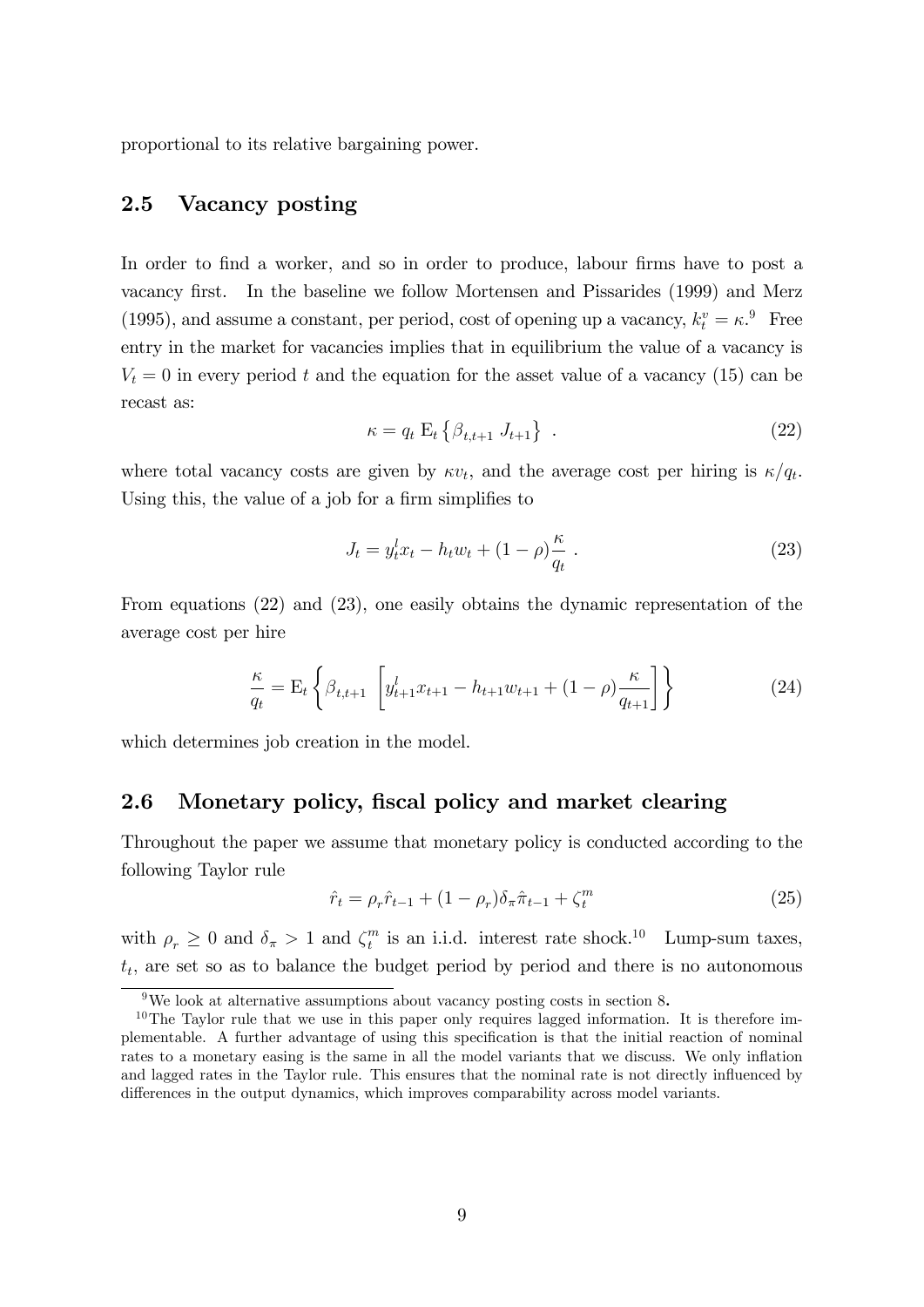proportional to its relative bargaining power.

## 2.5 Vacancy posting

In order to find a worker, and so in order to produce, labour firms have to post a vacancy first. In the baseline we follow Mortensen and Pissarides (1999) and Merz (1995), and assume a constant, per period, cost of opening up a vacancy, $k_t^v = \kappa$.[9] Free entry in the market for vacancies implies that in equilibrium the value of a vacancy is $V_t = 0$ in every period $t$ and the equation for the asset value of a vacancy (15) can be recast as:

$$\kappa = q_t \ \mathrm{E}_t \left\{ \beta_{t,t+1} \ J_{t+1} \right\} \ . \tag{22}$$

where total vacancy costs are given by $\kappa v_t$, and the average cost per hiring is $\kappa / q_t$. Using this, the value of a job for a firm simplifies to

$$J_t = y_t^l x_t - h_t w_t + (1 - \rho) \frac{\kappa}{q_t} \ . \tag{23}$$

From equations (22) and (23), one easily obtains the dynamic representation of the average cost per hire

$$\frac{\kappa}{q_t} = \mathrm{E}_t \left\{ \beta_{t,t+1} \ \left[ y_{t+1}^l x_{t+1} - h_{t+1} w_{t+1} + (1 - \rho) \frac{\kappa}{q_{t+1}} \right] \right\} \tag{24}$$

which determines job creation in the model.

## 2.6 Monetary policy, fiscal policy and market clearing

Throughout the paper we assume that monetary policy is conducted according to the following Taylor rule

$$\hat{r}_t = \rho_r \hat{r}_{t-1} + (1 - \rho_r) \delta_\pi \hat{\pi}_{t-1} + \zeta_t^m \tag{25}$$

with $\rho_r \geq 0$ and $\delta_\pi > 1$ and $\zeta_t^m$ is an i.i.d. interest rate shock.[10] Lump-sum taxes, $t_t$, are set so as to balance the budget period by period and there is no autonomous

[9] We look at alternative assumptions about vacancy posting costs in section 8.

[10] The Taylor rule that we use in this paper only requires lagged information. It is therefore implementable. A further advantage of using this specification is that the initial reaction of nominal rates to a monetary easing is the same in all the model variants that we discuss. We only inflation and lagged rates in the Taylor rule. This ensures that the nominal rate is not directly influenced by differences in the output dynamics, which improves comparability across model variants.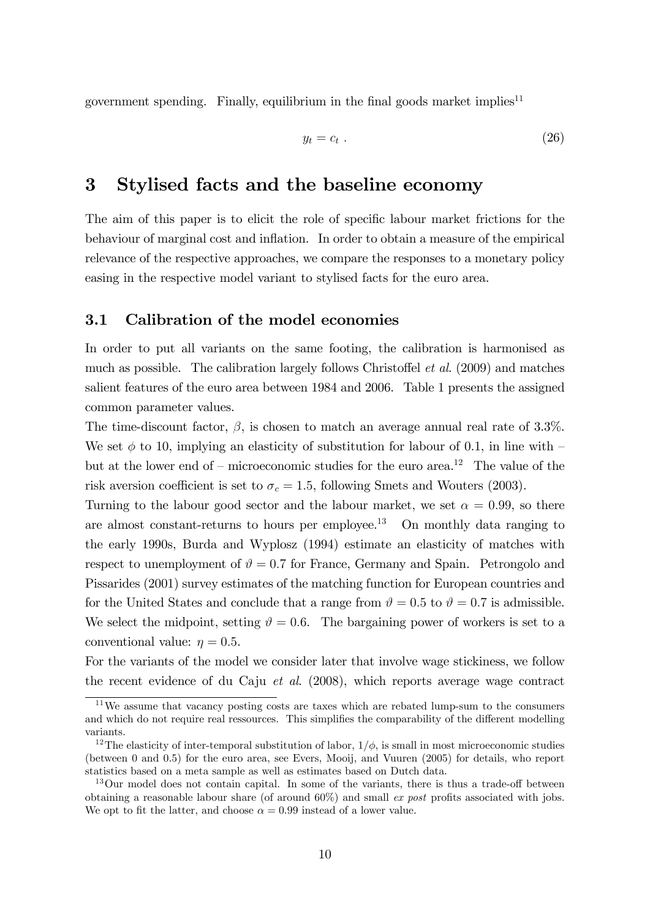government spending. Finally, equilibrium in the final goods market implies[11]

$$y_t = c_t \; . \tag{26}$$

# 3 Stylised facts and the baseline economy

The aim of this paper is to elicit the role of specific labour market frictions for the behaviour of marginal cost and inflation. In order to obtain a measure of the empirical relevance of the respective approaches, we compare the responses to a monetary policy easing in the respective model variant to stylised facts for the euro area.

## 3.1 Calibration of the model economies

In order to put all variants on the same footing, the calibration is harmonised as much as possible. The calibration largely follows Christoffel *et al*. (2009) and matches salient features of the euro area between 1984 and 2006. Table 1 presents the assigned common parameter values.

The time-discount factor, $\beta$, is chosen to match an average annual real rate of 3.3%. We set $\phi$ to 10, implying an elasticity of substitution for labour of 0.1, in line with – but at the lower end of – microeconomic studies for the euro area.[12] The value of the risk aversion coefficient is set to $\sigma_c = 1.5$, following Smets and Wouters (2003).

Turning to the labour good sector and the labour market, we set $\alpha = 0.99$, so there are almost constant-returns to hours per employee.[13] On monthly data ranging to the early 1990s, Burda and Wyplosz (1994) estimate an elasticity of matches with respect to unemployment of $\vartheta = 0.7$ for France, Germany and Spain. Petrongolo and Pissarides (2001) survey estimates of the matching function for European countries and for the United States and conclude that a range from $\vartheta = 0.5$ to $\vartheta = 0.7$ is admissible. We select the midpoint, setting $\vartheta = 0.6$. The bargaining power of workers is set to a conventional value: $\eta = 0.5$.

For the variants of the model we consider later that involve wage stickiness, we follow the recent evidence of du Caju *et al*. (2008), which reports average wage contract

[11] We assume that vacancy posting costs are taxes which are rebated lump-sum to the consumers and which do not require real ressources. This simplifies the comparability of the different modelling variants.

[12] The elasticity of inter-temporal substitution of labor, $1/\phi$, is small in most microeconomic studies (between 0 and 0.5) for the euro area, see Evers, Mooij, and Vuuren (2005) for details, who report statistics based on a meta sample as well as estimates based on Dutch data.

[13] Our model does not contain capital. In some of the variants, there is thus a trade-off between obtaining a reasonable labour share (of around 60%) and small *ex post* profits associated with jobs. We opt to fit the latter, and choose $\alpha = 0.99$ instead of a lower value.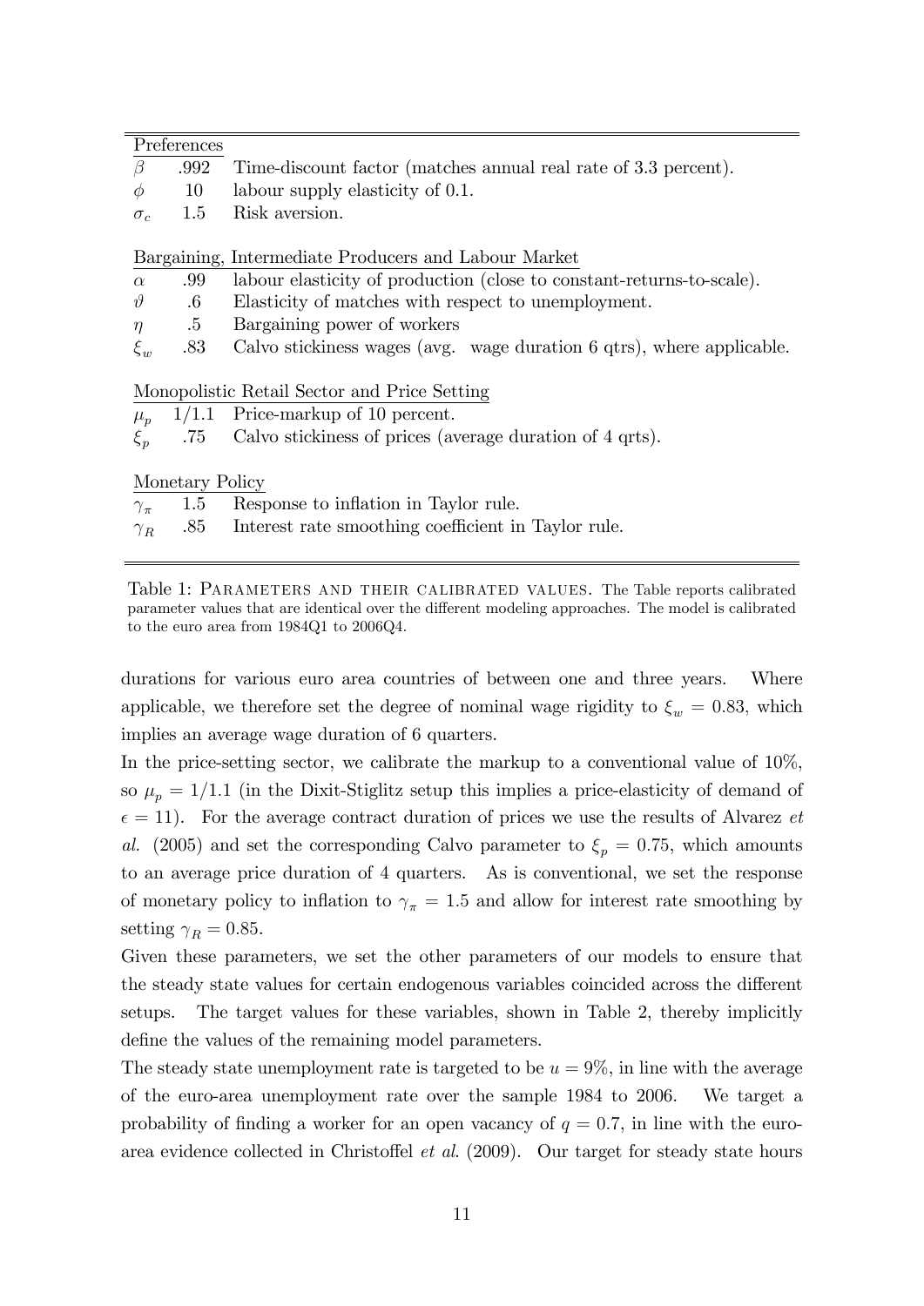| | | |
|---|---|---|
| **Preferences** | | |
| $\beta$ | .992 | Time-discount factor (matches annual real rate of 3.3 percent). |
| $\phi$ | 10 | labour supply elasticity of 0.1. |
| $\sigma_c$ | 1.5 | Risk aversion. |
| **Bargaining, Intermediate Producers and Labour Market** | | |
| $\alpha$ | .99 | labour elasticity of production (close to constant-returns-to-scale). |
| $\vartheta$ | .6 | Elasticity of matches with respect to unemployment. |
| $\eta$ | .5 | Bargaining power of workers |
| $\xi_w$ | .83 | Calvo stickiness wages (avg. wage duration 6 qtrs), where applicable. |
| **Monopolistic Retail Sector and Price Setting** | | |
| $\mu_p$ | 1/1.1 | Price-markup of 10 percent. |
| $\xi_p$ | .75 | Calvo stickiness of prices (average duration of 4 qrts). |
| **Monetary Policy** | | |
| $\gamma_\pi$ | 1.5 | Response to inflation in Taylor rule. |
| $\gamma_R$ | .85 | Interest rate smoothing coefficient in Taylor rule. |

Table 1: PARAMETERS AND THEIR CALIBRATED VALUES. The Table reports calibrated parameter values that are identical over the different modeling approaches. The model is calibrated to the euro area from 1984Q1 to 2006Q4.

durations for various euro area countries of between one and three years. Where applicable, we therefore set the degree of nominal wage rigidity to $\xi_w = 0.83$, which implies an average wage duration of 6 quarters.

In the price-setting sector, we calibrate the markup to a conventional value of 10%, so $\mu_p = 1/1.1$ (in the Dixit-Stiglitz setup this implies a price-elasticity of demand of $\epsilon = 11$). For the average contract duration of prices we use the results of Alvarez *et al.* (2005) and set the corresponding Calvo parameter to $\xi_p = 0.75$, which amounts to an average price duration of 4 quarters. As is conventional, we set the response of monetary policy to inflation to $\gamma_\pi = 1.5$ and allow for interest rate smoothing by setting $\gamma_R = 0.85$.

Given these parameters, we set the other parameters of our models to ensure that the steady state values for certain endogenous variables coincided across the different setups. The target values for these variables, shown in Table 2, thereby implicitly define the values of the remaining model parameters.

The steady state unemployment rate is targeted to be $u = 9\%$, in line with the average of the euro-area unemployment rate over the sample 1984 to 2006. We target a probability of finding a worker for an open vacancy of $q = 0.7$, in line with the euro-area evidence collected in Christoffel *et al.* (2009). Our target for steady state hours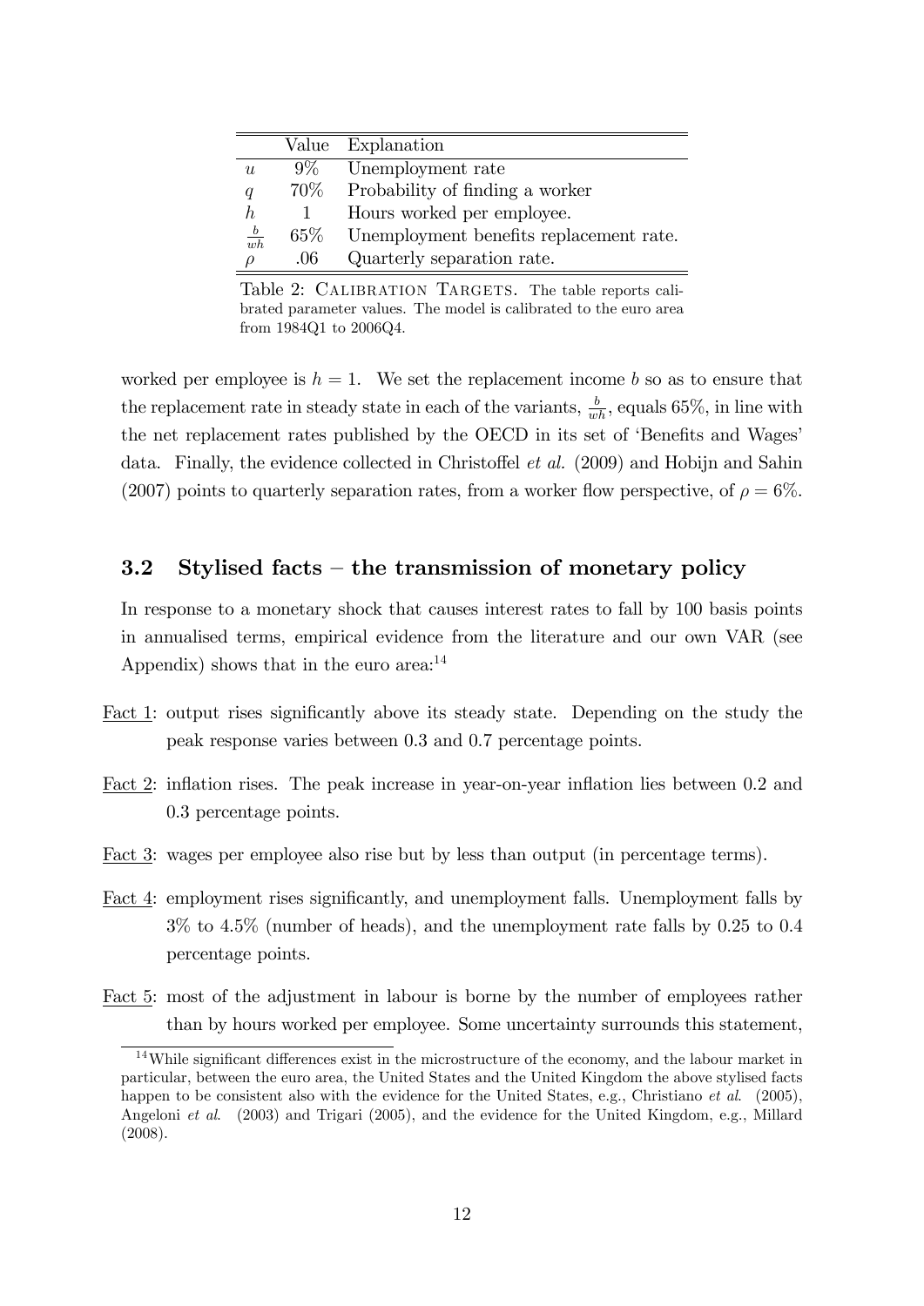|  | Value | Explanation |
|---|---|---|
| $u$ | 9% | Unemployment rate |
| $q$ | 70% | Probability of finding a worker |
| $h$ | 1 | Hours worked per employee. |
| $\frac{b}{wh}$ | 65% | Unemployment benefits replacement rate. |
| $\rho$ | .06 | Quarterly separation rate. |

Table 2: Calibration Targets. The table reports calibrated parameter values. The model is calibrated to the euro area from 1984Q1 to 2006Q4.

worked per employee is $h = 1$. We set the replacement income $b$ so as to ensure that the replacement rate in steady state in each of the variants, $\frac{b}{wh}$, equals 65%, in line with the net replacement rates published by the OECD in its set of 'Benefits and Wages' data. Finally, the evidence collected in Christoffel *et al.* (2009) and Hobijn and Sahin (2007) points to quarterly separation rates, from a worker flow perspective, of $\rho = 6\%$.

### 3.2 Stylised facts – the transmission of monetary policy

In response to a monetary shock that causes interest rates to fall by 100 basis points in annualised terms, empirical evidence from the literature and our own VAR (see Appendix) shows that in the euro area:[14]

- Fact 1: output rises significantly above its steady state. Depending on the study the peak response varies between 0.3 and 0.7 percentage points.
- Fact 2: inflation rises. The peak increase in year-on-year inflation lies between 0.2 and 0.3 percentage points.
- Fact 3: wages per employee also rise but by less than output (in percentage terms).
- Fact 4: employment rises significantly, and unemployment falls. Unemployment falls by 3% to 4.5% (number of heads), and the unemployment rate falls by 0.25 to 0.4 percentage points.
- Fact 5: most of the adjustment in labour is borne by the number of employees rather than by hours worked per employee. Some uncertainty surrounds this statement,

[14] While significant differences exist in the microstructure of the economy, and the labour market in particular, between the euro area, the United States and the United Kingdom the above stylised facts happen to be consistent also with the evidence for the United States, e.g., Christiano *et al.* (2005), Angeloni *et al.* (2003) and Trigari (2005), and the evidence for the United Kingdom, e.g., Millard (2008).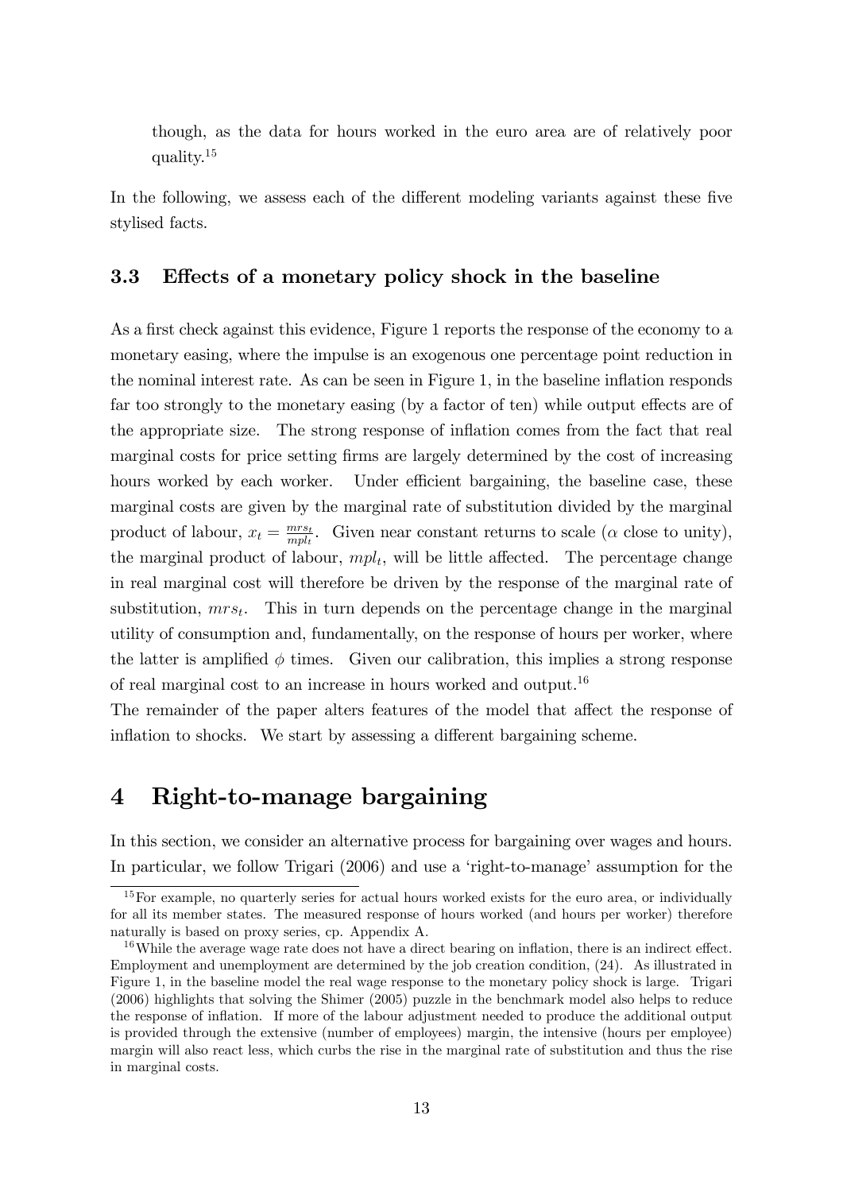though, as the data for hours worked in the euro area are of relatively poor quality.[15]

In the following, we assess each of the different modeling variants against these five stylised facts.

### 3.3 Effects of a monetary policy shock in the baseline

As a first check against this evidence, Figure 1 reports the response of the economy to a monetary easing, where the impulse is an exogenous one percentage point reduction in the nominal interest rate. As can be seen in Figure 1, in the baseline inflation responds far too strongly to the monetary easing (by a factor of ten) while output effects are of the appropriate size. The strong response of inflation comes from the fact that real marginal costs for price setting firms are largely determined by the cost of increasing hours worked by each worker. Under efficient bargaining, the baseline case, these marginal costs are given by the marginal rate of substitution divided by the marginal product of labour, $x_t = \frac{mrs_t}{mpl_t}$. Given near constant returns to scale ($\alpha$ close to unity), the marginal product of labour, $mpl_t$, will be little affected. The percentage change in real marginal cost will therefore be driven by the response of the marginal rate of substitution, $mrs_t$. This in turn depends on the percentage change in the marginal utility of consumption and, fundamentally, on the response of hours per worker, where the latter is amplified $\phi$ times. Given our calibration, this implies a strong response of real marginal cost to an increase in hours worked and output.[16]

The remainder of the paper alters features of the model that affect the response of inflation to shocks. We start by assessing a different bargaining scheme.

## 4 Right-to-manage bargaining

In this section, we consider an alternative process for bargaining over wages and hours. In particular, we follow Trigari (2006) and use a 'right-to-manage' assumption for the

[15] For example, no quarterly series for actual hours worked exists for the euro area, or individually for all its member states. The measured response of hours worked (and hours per worker) therefore naturally is based on proxy series, cp. Appendix A.

[16] While the average wage rate does not have a direct bearing on inflation, there is an indirect effect. Employment and unemployment are determined by the job creation condition, (24). As illustrated in Figure 1, in the baseline model the real wage response to the monetary policy shock is large. Trigari (2006) highlights that solving the Shimer (2005) puzzle in the benchmark model also helps to reduce the response of inflation. If more of the labour adjustment needed to produce the additional output is provided through the extensive (number of employees) margin, the intensive (hours per employee) margin will also react less, which curbs the rise in the marginal rate of substitution and thus the rise in marginal costs.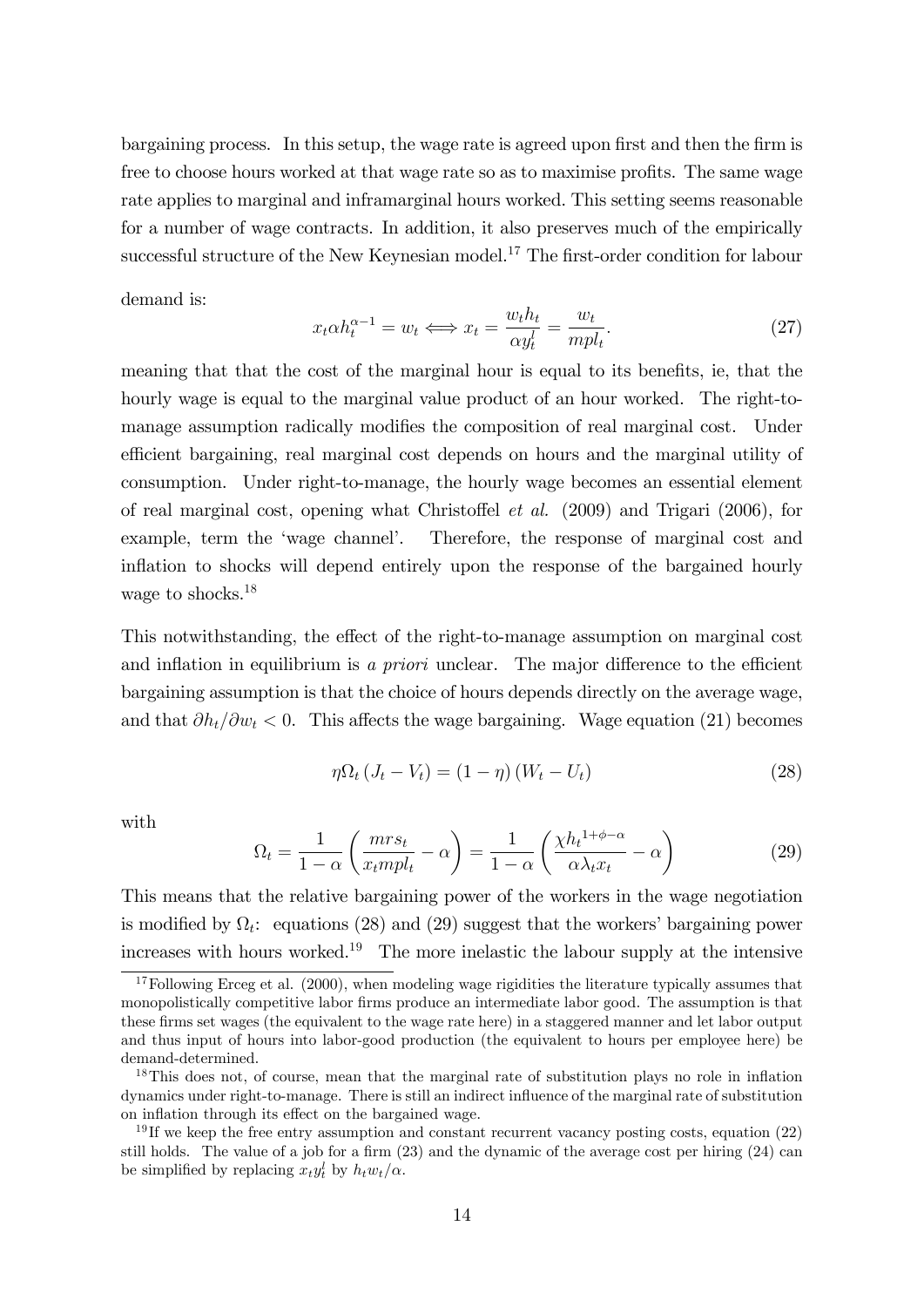bargaining process. In this setup, the wage rate is agreed upon first and then the firm is free to choose hours worked at that wage rate so as to maximise profits. The same wage rate applies to marginal and inframarginal hours worked. This setting seems reasonable for a number of wage contracts. In addition, it also preserves much of the empirically successful structure of the New Keynesian model.[17] The first-order condition for labour demand is:

$$x_t \alpha h_t^{\alpha-1} = w_t \Longleftrightarrow x_t = \frac{w_t h_t}{\alpha y_t^l} = \frac{w_t}{mpl_t}. \tag{27}$$

meaning that that the cost of the marginal hour is equal to its benefits, ie, that the hourly wage is equal to the marginal value product of an hour worked. The right-to-manage assumption radically modifies the composition of real marginal cost. Under efficient bargaining, real marginal cost depends on hours and the marginal utility of consumption. Under right-to-manage, the hourly wage becomes an essential element of real marginal cost, opening what Christoffel *et al.* (2009) and Trigari (2006), for example, term the 'wage channel'. Therefore, the response of marginal cost and inflation to shocks will depend entirely upon the response of the bargained hourly wage to shocks.[18]

This notwithstanding, the effect of the right-to-manage assumption on marginal cost and inflation in equilibrium is *a priori* unclear. The major difference to the efficient bargaining assumption is that the choice of hours depends directly on the average wage, and that $\partial h_t / \partial w_t < 0$. This affects the wage bargaining. Wage equation (21) becomes

$$\eta \Omega_t \left( J_t - V_t \right) = (1 - \eta) \left( W_t - U_t \right) \tag{28}$$

with

$$\Omega_t = \frac{1}{1-\alpha} \left( \frac{mrs_t}{x_t mpl_t} - \alpha \right) = \frac{1}{1-\alpha} \left( \frac{\chi {h_t}^{1+\phi-\alpha}}{\alpha \lambda_t x_t} - \alpha \right) \tag{29}$$

This means that the relative bargaining power of the workers in the wage negotiation is modified by $\Omega_t$: equations (28) and (29) suggest that the workers' bargaining power increases with hours worked.[19] The more inelastic the labour supply at the intensive

---

[17] Following Erceg et al. (2000), when modeling wage rigidities the literature typically assumes that monopolistically competitive labor firms produce an intermediate labor good. The assumption is that these firms set wages (the equivalent to the wage rate here) in a staggered manner and let labor output and thus input of hours into labor-good production (the equivalent to hours per employee here) be demand-determined.

[18] This does not, of course, mean that the marginal rate of substitution plays no role in inflation dynamics under right-to-manage. There is still an indirect influence of the marginal rate of substitution on inflation through its effect on the bargained wage.

[19] If we keep the free entry assumption and constant recurrent vacancy posting costs, equation (22) still holds. The value of a job for a firm (23) and the dynamic of the average cost per hiring (24) can be simplified by replacing $x_t y_t^l$ by $h_t w_t / \alpha$.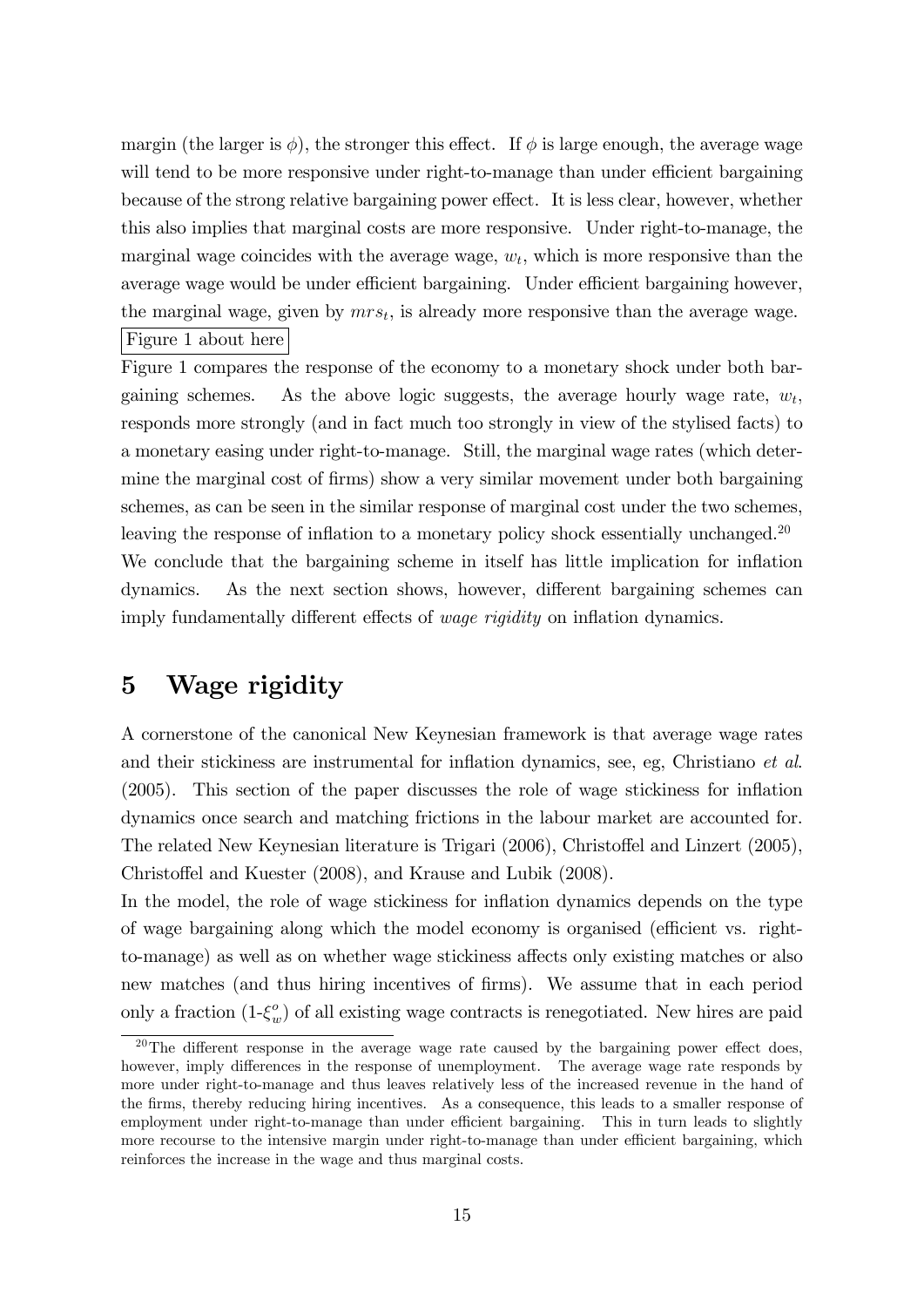margin (the larger is $\phi$), the stronger this effect. If $\phi$ is large enough, the average wage will tend to be more responsive under right-to-manage than under efficient bargaining because of the strong relative bargaining power effect. It is less clear, however, whether this also implies that marginal costs are more responsive. Under right-to-manage, the marginal wage coincides with the average wage, $w_t$, which is more responsive than the average wage would be under efficient bargaining. Under efficient bargaining however, the marginal wage, given by $mrs_t$, is already more responsive than the average wage.

Figure 1 about here

Figure 1 compares the response of the economy to a monetary shock under both bargaining schemes. As the above logic suggests, the average hourly wage rate, $w_t$, responds more strongly (and in fact much too strongly in view of the stylised facts) to a monetary easing under right-to-manage. Still, the marginal wage rates (which determine the marginal cost of firms) show a very similar movement under both bargaining schemes, as can be seen in the similar response of marginal cost under the two schemes, leaving the response of inflation to a monetary policy shock essentially unchanged.[20]

We conclude that the bargaining scheme in itself has little implication for inflation dynamics. As the next section shows, however, different bargaining schemes can imply fundamentally different effects of *wage rigidity* on inflation dynamics.

# 5 Wage rigidity

A cornerstone of the canonical New Keynesian framework is that average wage rates and their stickiness are instrumental for inflation dynamics, see, eg, Christiano *et al.* (2005). This section of the paper discusses the role of wage stickiness for inflation dynamics once search and matching frictions in the labour market are accounted for. The related New Keynesian literature is Trigari (2006), Christoffel and Linzert (2005), Christoffel and Kuester (2008), and Krause and Lubik (2008).

In the model, the role of wage stickiness for inflation dynamics depends on the type of wage bargaining along which the model economy is organised (efficient vs. right-to-manage) as well as on whether wage stickiness affects only existing matches or also new matches (and thus hiring incentives of firms). We assume that in each period only a fraction ($1$-$\xi_w^o$) of all existing wage contracts is renegotiated. New hires are paid

[20] The different response in the average wage rate caused by the bargaining power effect does, however, imply differences in the response of unemployment. The average wage rate responds by more under right-to-manage and thus leaves relatively less of the increased revenue in the hand of the firms, thereby reducing hiring incentives. As a consequence, this leads to a smaller response of employment under right-to-manage than under efficient bargaining. This in turn leads to slightly more recourse to the intensive margin under right-to-manage than under efficient bargaining, which reinforces the increase in the wage and thus marginal costs.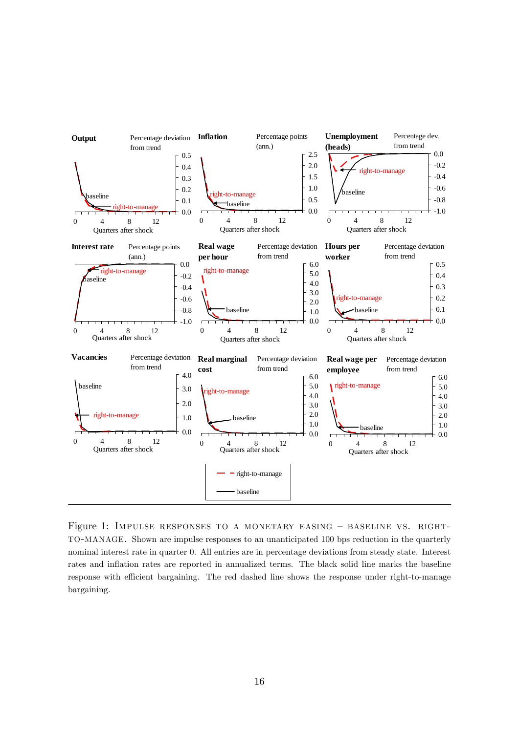Figure 1: IMPULSE RESPONSES TO A MONETARY EASING – BASELINE VS. RIGHT-TO-MANAGE. Shown are impulse responses to an unanticipated 100 bps reduction in the quarterly nominal interest rate in quarter 0. All entries are in percentage deviations from steady state. Interest rates and inflation rates are reported in annualized terms. The black solid line marks the baseline response with efficient bargaining. The red dashed line shows the response under right-to-manage bargaining.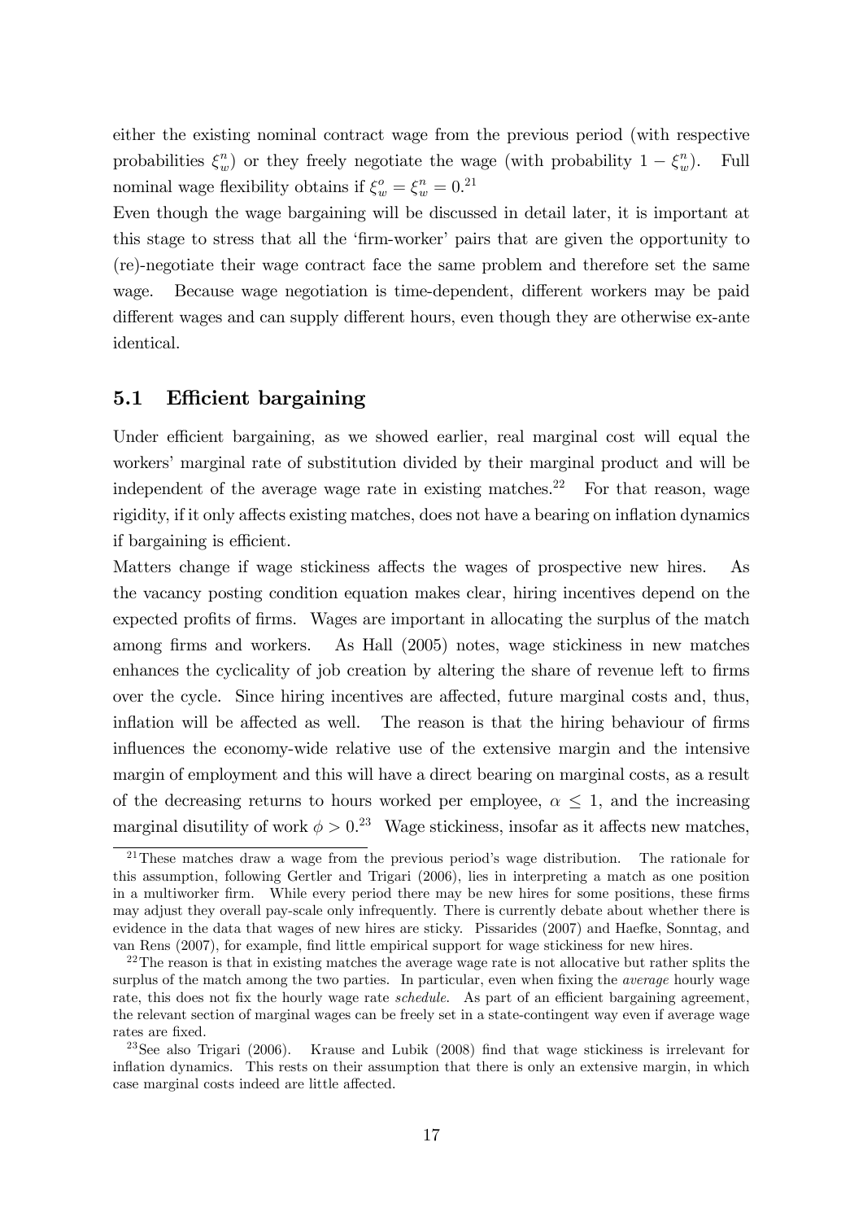either the existing nominal contract wage from the previous period (with respective probabilities $\xi_w^n$) or they freely negotiate the wage (with probability $1 - \xi_w^n$). Full nominal wage flexibility obtains if $\xi_w^o = \xi_w^n = 0$.[21]

Even though the wage bargaining will be discussed in detail later, it is important at this stage to stress that all the 'firm-worker' pairs that are given the opportunity to (re)-negotiate their wage contract face the same problem and therefore set the same wage. Because wage negotiation is time-dependent, different workers may be paid different wages and can supply different hours, even though they are otherwise ex-ante identical.

## 5.1 Efficient bargaining

Under efficient bargaining, as we showed earlier, real marginal cost will equal the workers' marginal rate of substitution divided by their marginal product and will be independent of the average wage rate in existing matches.[22] For that reason, wage rigidity, if it only affects existing matches, does not have a bearing on inflation dynamics if bargaining is efficient.

Matters change if wage stickiness affects the wages of prospective new hires. As the vacancy posting condition equation makes clear, hiring incentives depend on the expected profits of firms. Wages are important in allocating the surplus of the match among firms and workers. As Hall (2005) notes, wage stickiness in new matches enhances the cyclicality of job creation by altering the share of revenue left to firms over the cycle. Since hiring incentives are affected, future marginal costs and, thus, inflation will be affected as well. The reason is that the hiring behaviour of firms influences the economy-wide relative use of the extensive margin and the intensive margin of employment and this will have a direct bearing on marginal costs, as a result of the decreasing returns to hours worked per employee, $\alpha \leq 1$, and the increasing marginal disutility of work $\phi > 0$.[23] Wage stickiness, insofar as it affects new matches,

---

[21] These matches draw a wage from the previous period's wage distribution. The rationale for this assumption, following Gertler and Trigari (2006), lies in interpreting a match as one position in a multiworker firm. While every period there may be new hires for some positions, these firms may adjust they overall pay-scale only infrequently. There is currently debate about whether there is evidence in the data that wages of new hires are sticky. Pissarides (2007) and Haefke, Sonntag, and van Rens (2007), for example, find little empirical support for wage stickiness for new hires.

[22] The reason is that in existing matches the average wage rate is not allocative but rather splits the surplus of the match among the two parties. In particular, even when fixing the *average* hourly wage rate, this does not fix the hourly wage rate *schedule*. As part of an efficient bargaining agreement, the relevant section of marginal wages can be freely set in a state-contingent way even if average wage rates are fixed.

[23] See also Trigari (2006). Krause and Lubik (2008) find that wage stickiness is irrelevant for inflation dynamics. This rests on their assumption that there is only an extensive margin, in which case marginal costs indeed are little affected.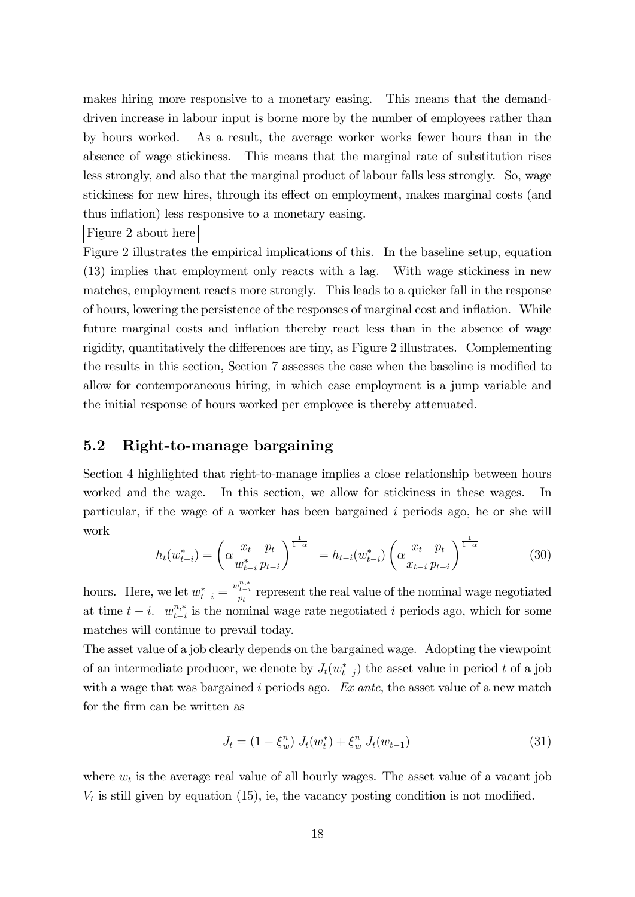makes hiring more responsive to a monetary easing. This means that the demand-driven increase in labour input is borne more by the number of employees rather than by hours worked. As a result, the average worker works fewer hours than in the absence of wage stickiness. This means that the marginal rate of substitution rises less strongly, and also that the marginal product of labour falls less strongly. So, wage stickiness for new hires, through its effect on employment, makes marginal costs (and thus inflation) less responsive to a monetary easing.

Figure 2 about here

Figure 2 illustrates the empirical implications of this. In the baseline setup, equation (13) implies that employment only reacts with a lag. With wage stickiness in new matches, employment reacts more strongly. This leads to a quicker fall in the response of hours, lowering the persistence of the responses of marginal cost and inflation. While future marginal costs and inflation thereby react less than in the absence of wage rigidity, quantitatively the differences are tiny, as Figure 2 illustrates. Complementing the results in this section, Section 7 assesses the case when the baseline is modified to allow for contemporaneous hiring, in which case employment is a jump variable and the initial response of hours worked per employee is thereby attenuated.

## 5.2 Right-to-manage bargaining

Section 4 highlighted that right-to-manage implies a close relationship between hours worked and the wage. In this section, we allow for stickiness in these wages. In particular, if the wage of a worker has been bargained $i$ periods ago, he or she will work

$$h_t(w^*_{t-i}) = \left(\alpha \frac{x_t}{w^*_{t-i}} \frac{p_t}{p_{t-i}}\right)^{\frac{1}{1-\alpha}} = h_{t-i}(w^*_{t-i}) \left(\alpha \frac{x_t}{x_{t-i}} \frac{p_t}{p_{t-i}}\right)^{\frac{1}{1-\alpha}} \tag{30}$$

hours. Here, we let $w^*_{t-i} = \frac{w^{n,*}_{t-i}}{p_t}$ represent the real value of the nominal wage negotiated at time $t-i$. $w^{n,*}_{t-i}$ is the nominal wage rate negotiated $i$ periods ago, which for some matches will continue to prevail today.

The asset value of a job clearly depends on the bargained wage. Adopting the viewpoint of an intermediate producer, we denote by $J_t(w^*_{t-j})$ the asset value in period $t$ of a job with a wage that was bargained $i$ periods ago. *Ex ante*, the asset value of a new match for the firm can be written as

$$J_t = (1 - \xi^n_w)\ J_t(w^*_t) + \xi^n_w\ J_t(w_{t-1}) \tag{31}$$

where $w_t$ is the average real value of all hourly wages. The asset value of a vacant job $V_t$ is still given by equation (15), ie, the vacancy posting condition is not modified.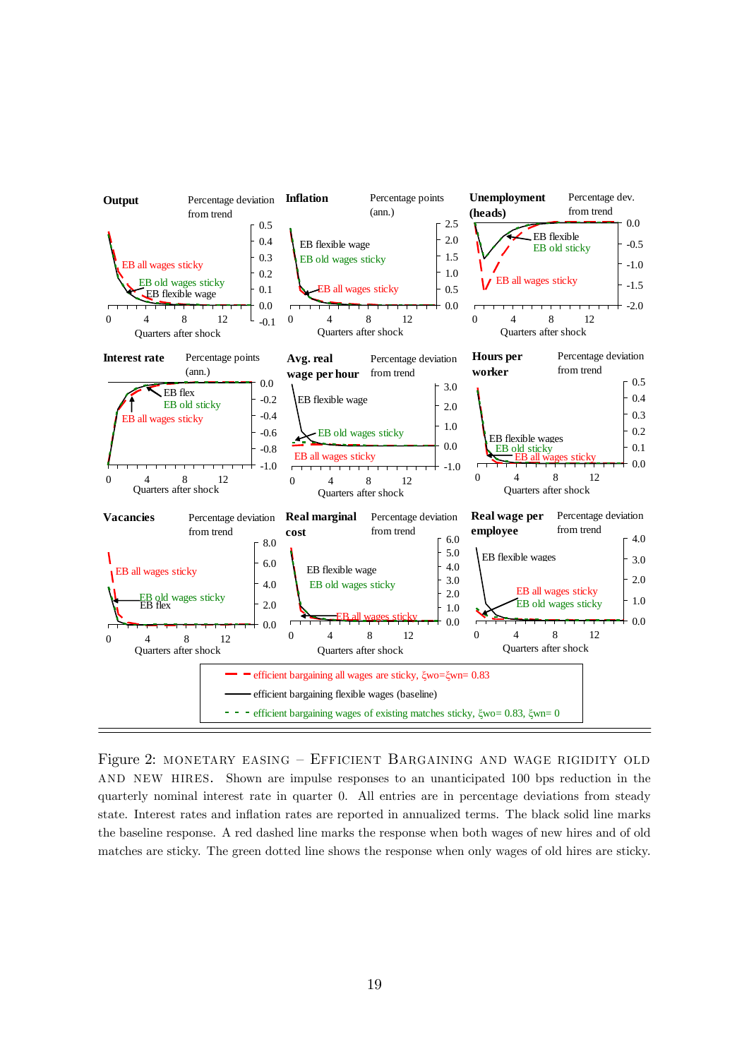Figure 2: MONETARY EASING – EFFICIENT BARGAINING AND WAGE RIGIDITY OLD AND NEW HIRES. Shown are impulse responses to an unanticipated 100 bps reduction in the quarterly nominal interest rate in quarter 0. All entries are in percentage deviations from steady state. Interest rates and inflation rates are reported in annualized terms. The black solid line marks the baseline response. A red dashed line marks the response when both wages of new hires and of old matches are sticky. The green dotted line shows the response when only wages of old hires are sticky.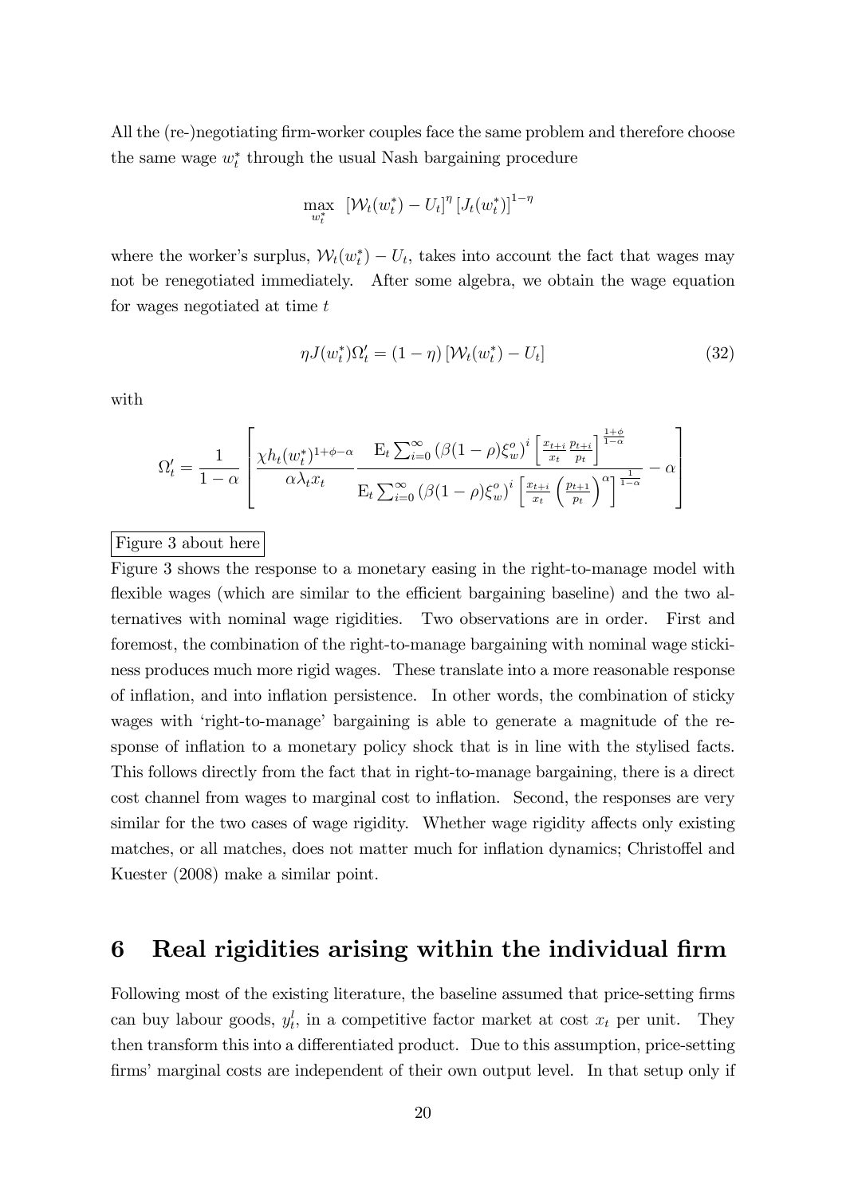All the (re-)negotiating firm-worker couples face the same problem and therefore choose the same wage $w_t^*$ through the usual Nash bargaining procedure

$$\max_{w_t^*} \; [\mathcal{W}_t(w_t^*) - U_t]^\eta \, [J_t(w_t^*)]^{1-\eta}$$

where the worker's surplus, $\mathcal{W}_t(w_t^*) - U_t$, takes into account the fact that wages may not be renegotiated immediately. After some algebra, we obtain the wage equation for wages negotiated at time $t$

$$\eta J(w_t^*)\Omega_t' = (1-\eta)\left[\mathcal{W}_t(w_t^*) - U_t\right] \tag{32}$$

with

$$\Omega_t' = \frac{1}{1-\alpha}\left[\frac{\chi h_t(w_t^*)^{1+\phi-\alpha}}{\alpha \lambda_t x_t} \frac{\mathrm{E}_t \sum_{i=0}^{\infty} \left(\beta(1-\rho)\xi_w^o\right)^i \left[\frac{x_{t+i}}{x_t}\frac{p_{t+i}}{p_t}\right]^{\frac{1+\phi}{1-\alpha}}}{\mathrm{E}_t \sum_{i=0}^{\infty} \left(\beta(1-\rho)\xi_w^o\right)^i \left[\frac{x_{t+i}}{x_t}\left(\frac{p_{t+1}}{p_t}\right)^{\alpha}\right]^{\frac{1}{1-\alpha}}} - \alpha\right]$$

Figure 3 about here

Figure 3 shows the response to a monetary easing in the right-to-manage model with flexible wages (which are similar to the efficient bargaining baseline) and the two alternatives with nominal wage rigidities. Two observations are in order. First and foremost, the combination of the right-to-manage bargaining with nominal wage stickiness produces much more rigid wages. These translate into a more reasonable response of inflation, and into inflation persistence. In other words, the combination of sticky wages with 'right-to-manage' bargaining is able to generate a magnitude of the response of inflation to a monetary policy shock that is in line with the stylised facts. This follows directly from the fact that in right-to-manage bargaining, there is a direct cost channel from wages to marginal cost to inflation. Second, the responses are very similar for the two cases of wage rigidity. Whether wage rigidity affects only existing matches, or all matches, does not matter much for inflation dynamics; Christoffel and Kuester (2008) make a similar point.

# 6 Real rigidities arising within the individual firm

Following most of the existing literature, the baseline assumed that price-setting firms can buy labour goods, $y_t^l$, in a competitive factor market at cost $x_t$ per unit. They then transform this into a differentiated product. Due to this assumption, price-setting firms' marginal costs are independent of their own output level. In that setup only if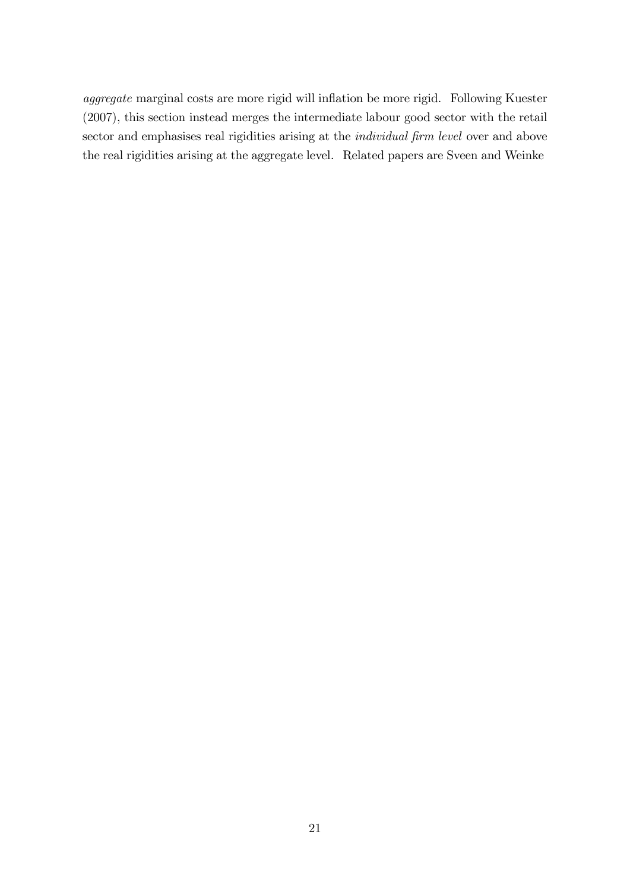*aggregate* marginal costs are more rigid will inflation be more rigid. Following Kuester (2007), this section instead merges the intermediate labour good sector with the retail sector and emphasises real rigidities arising at the *individual firm level* over and above the real rigidities arising at the aggregate level. Related papers are Sveen and Weinke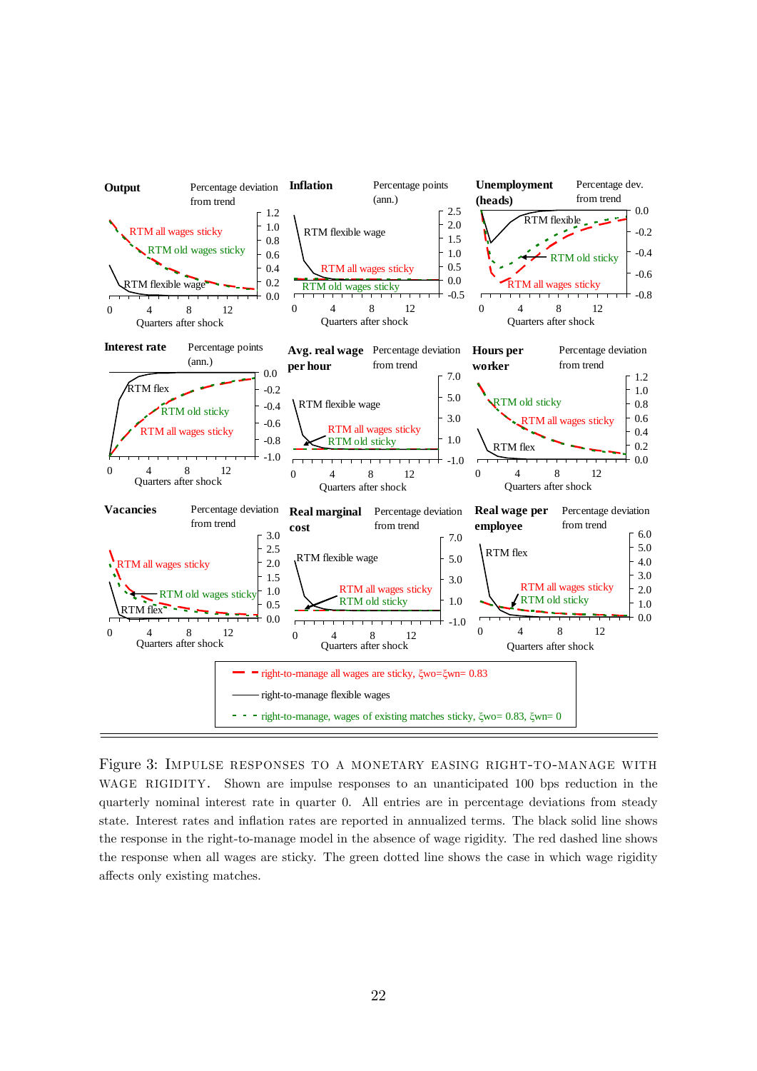Figure 3: IMPULSE RESPONSES TO A MONETARY EASING RIGHT-TO-MANAGE WITH WAGE RIGIDITY. Shown are impulse responses to an unanticipated 100 bps reduction in the quarterly nominal interest rate in quarter 0. All entries are in percentage deviations from steady state. Interest rates and inflation rates are reported in annualized terms. The black solid line shows the response in the right-to-manage model in the absence of wage rigidity. The red dashed line shows the response when all wages are sticky. The green dotted line shows the case in which wage rigidity affects only existing matches.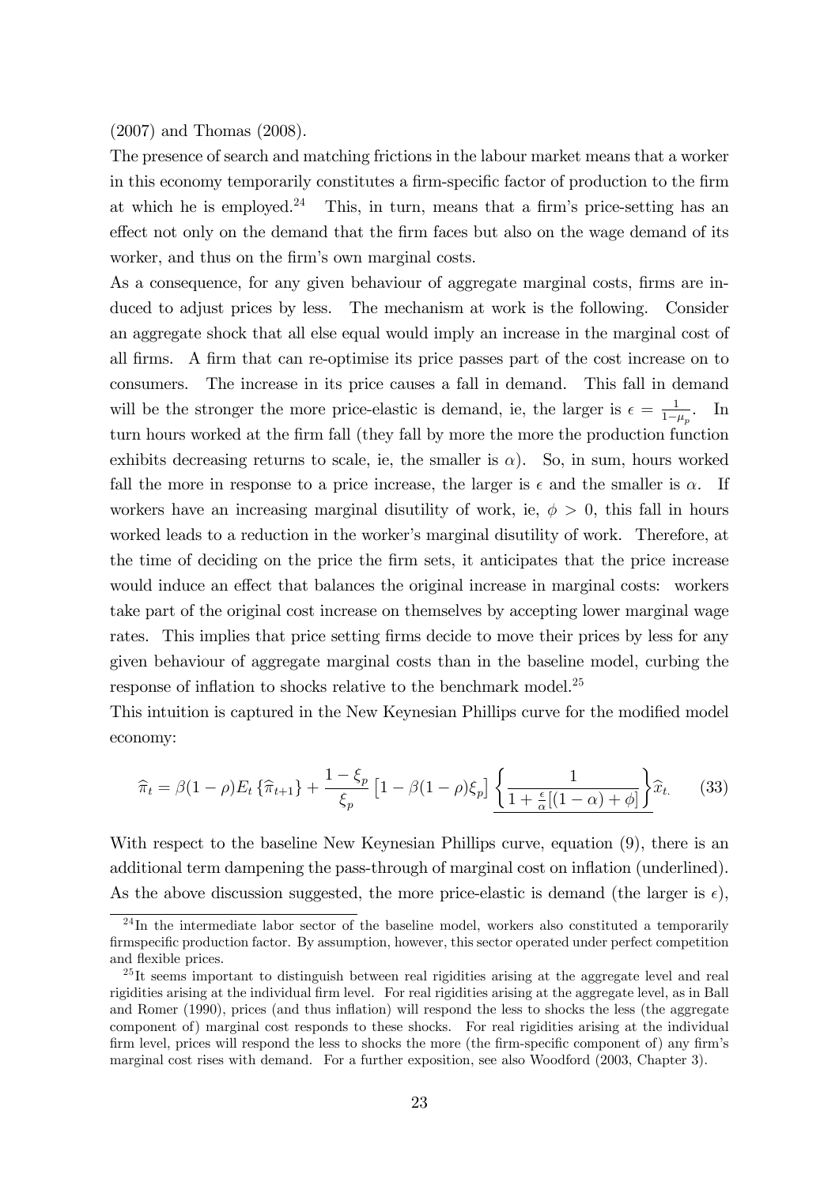(2007) and Thomas (2008).

The presence of search and matching frictions in the labour market means that a worker in this economy temporarily constitutes a firm-specific factor of production to the firm at which he is employed.[24] This, in turn, means that a firm's price-setting has an effect not only on the demand that the firm faces but also on the wage demand of its worker, and thus on the firm's own marginal costs.

As a consequence, for any given behaviour of aggregate marginal costs, firms are induced to adjust prices by less. The mechanism at work is the following. Consider an aggregate shock that all else equal would imply an increase in the marginal cost of all firms. A firm that can re-optimise its price passes part of the cost increase on to consumers. The increase in its price causes a fall in demand. This fall in demand will be the stronger the more price-elastic is demand, ie, the larger is $\epsilon = \frac{1}{1-\mu_p}$. In turn hours worked at the firm fall (they fall by more the more the production function exhibits decreasing returns to scale, ie, the smaller is $\alpha$). So, in sum, hours worked fall the more in response to a price increase, the larger is $\epsilon$ and the smaller is $\alpha$. If workers have an increasing marginal disutility of work, ie, $\phi > 0$, this fall in hours worked leads to a reduction in the worker's marginal disutility of work. Therefore, at the time of deciding on the price the firm sets, it anticipates that the price increase would induce an effect that balances the original increase in marginal costs: workers take part of the original cost increase on themselves by accepting lower marginal wage rates. This implies that price setting firms decide to move their prices by less for any given behaviour of aggregate marginal costs than in the baseline model, curbing the response of inflation to shocks relative to the benchmark model.[25]

This intuition is captured in the New Keynesian Phillips curve for the modified model economy:

$$\widehat{\pi}_t = \beta(1-\rho)E_t\{\widehat{\pi}_{t+1}\} + \frac{1-\xi_p}{\xi_p}\left[1-\beta(1-\rho)\xi_p\right]\underline{\left\{\frac{1}{1+\frac{\epsilon}{\alpha}[(1-\alpha)+\phi]}\right\}}\widehat{x}_t. \qquad (33)$$

With respect to the baseline New Keynesian Phillips curve, equation (9), there is an additional term dampening the pass-through of marginal cost on inflation (underlined). As the above discussion suggested, the more price-elastic is demand (the larger is $\epsilon$),

---

[24] In the intermediate labor sector of the baseline model, workers also constituted a temporarily firmspecific production factor. By assumption, however, this sector operated under perfect competition and flexible prices.

[25] It seems important to distinguish between real rigidities arising at the aggregate level and real rigidities arising at the individual firm level. For real rigidities arising at the aggregate level, as in Ball and Romer (1990), prices (and thus inflation) will respond the less to shocks the less (the aggregate component of) marginal cost responds to these shocks. For real rigidities arising at the individual firm level, prices will respond the less to shocks the more (the firm-specific component of) any firm's marginal cost rises with demand. For a further exposition, see also Woodford (2003, Chapter 3).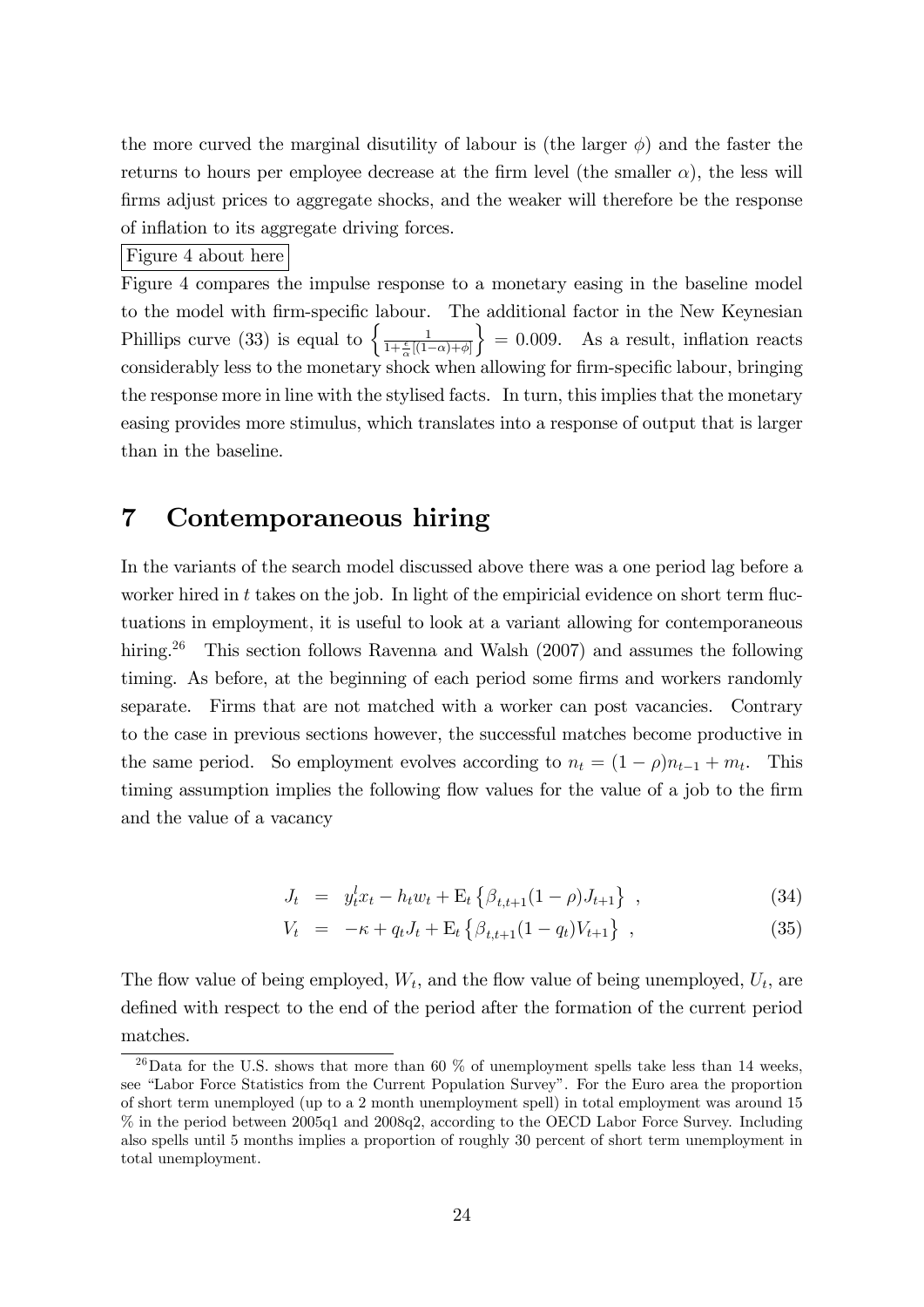the more curved the marginal disutility of labour is (the larger $\phi$) and the faster the returns to hours per employee decrease at the firm level (the smaller $\alpha$), the less will firms adjust prices to aggregate shocks, and the weaker will therefore be the response of inflation to its aggregate driving forces.

Figure 4 about here

Figure 4 compares the impulse response to a monetary easing in the baseline model to the model with firm-specific labour. The additional factor in the New Keynesian Phillips curve (33) is equal to $\left\{\frac{1}{1+\frac{\epsilon}{\alpha}[(1-\alpha)+\phi]}\right\} = 0.009$. As a result, inflation reacts considerably less to the monetary shock when allowing for firm-specific labour, bringing the response more in line with the stylised facts. In turn, this implies that the monetary easing provides more stimulus, which translates into a response of output that is larger than in the baseline.

# 7 Contemporaneous hiring

In the variants of the search model discussed above there was a one period lag before a worker hired in $t$ takes on the job. In light of the empiricial evidence on short term fluctuations in employment, it is useful to look at a variant allowing for contemporaneous hiring.[26] This section follows Ravenna and Walsh (2007) and assumes the following timing. As before, at the beginning of each period some firms and workers randomly separate. Firms that are not matched with a worker can post vacancies. Contrary to the case in previous sections however, the successful matches become productive in the same period. So employment evolves according to $n_t = (1-\rho)n_{t-1} + m_t$. This timing assumption implies the following flow values for the value of a job to the firm and the value of a vacancy

$$J_t = y_t^l x_t - h_t w_t + \mathrm{E}_t\left\{\beta_{t,t+1}(1-\rho)J_{t+1}\right\} , \tag{34}$$

$$V_t = -\kappa + q_t J_t + \mathrm{E}_t\left\{\beta_{t,t+1}(1-q_t)V_{t+1}\right\} , \tag{35}$$

The flow value of being employed, $W_t$, and the flow value of being unemployed, $U_t$, are defined with respect to the end of the period after the formation of the current period matches.

[26] Data for the U.S. shows that more than 60 % of unemployment spells take less than 14 weeks, see "Labor Force Statistics from the Current Population Survey". For the Euro area the proportion of short term unemployed (up to a 2 month unemployment spell) in total employment was around 15 % in the period between 2005q1 and 2008q2, according to the OECD Labor Force Survey. Including also spells until 5 months implies a proportion of roughly 30 percent of short term unemployment in total unemployment.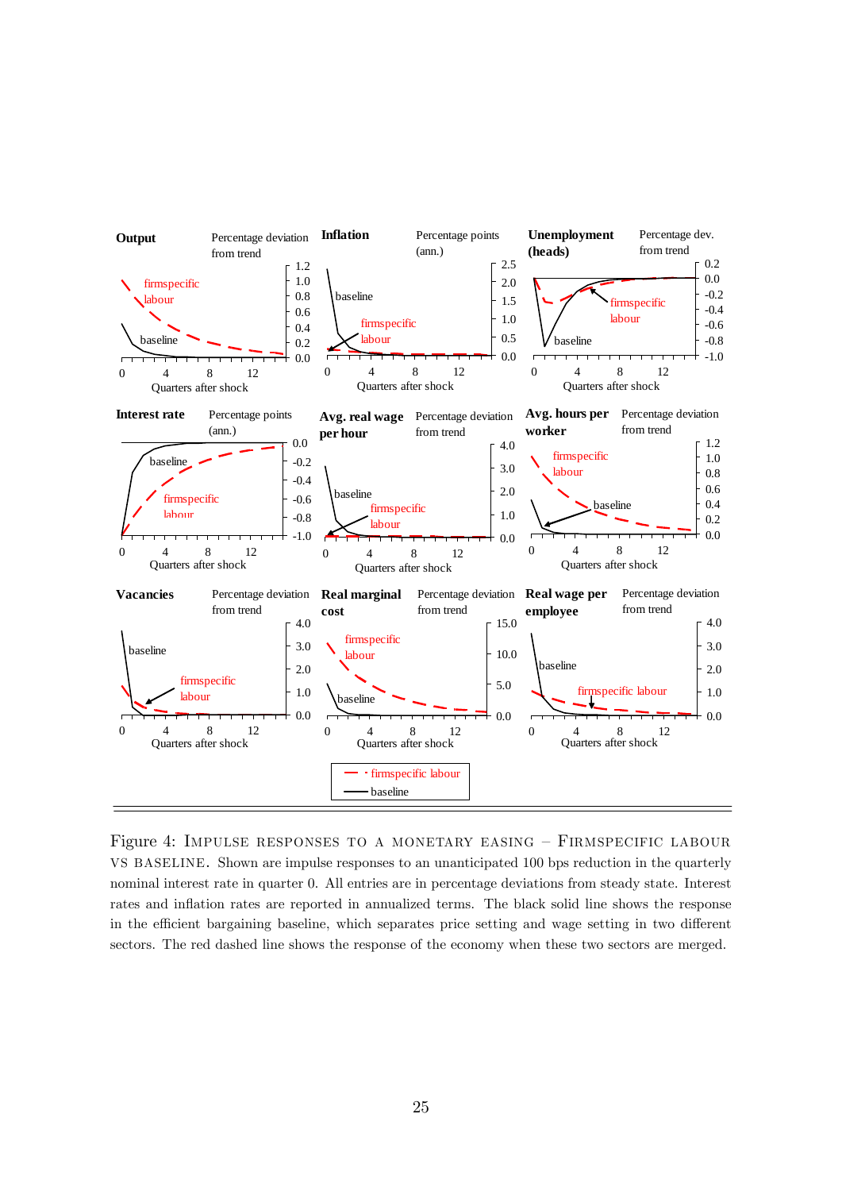Figure 4: Impulse responses to a monetary easing – Firmspecific labour vs baseline. Shown are impulse responses to an unanticipated 100 bps reduction in the quarterly nominal interest rate in quarter 0. All entries are in percentage deviations from steady state. Interest rates and inflation rates are reported in annualized terms. The black solid line shows the response in the efficient bargaining baseline, which separates price setting and wage setting in two different sectors. The red dashed line shows the response of the economy when these two sectors are merged.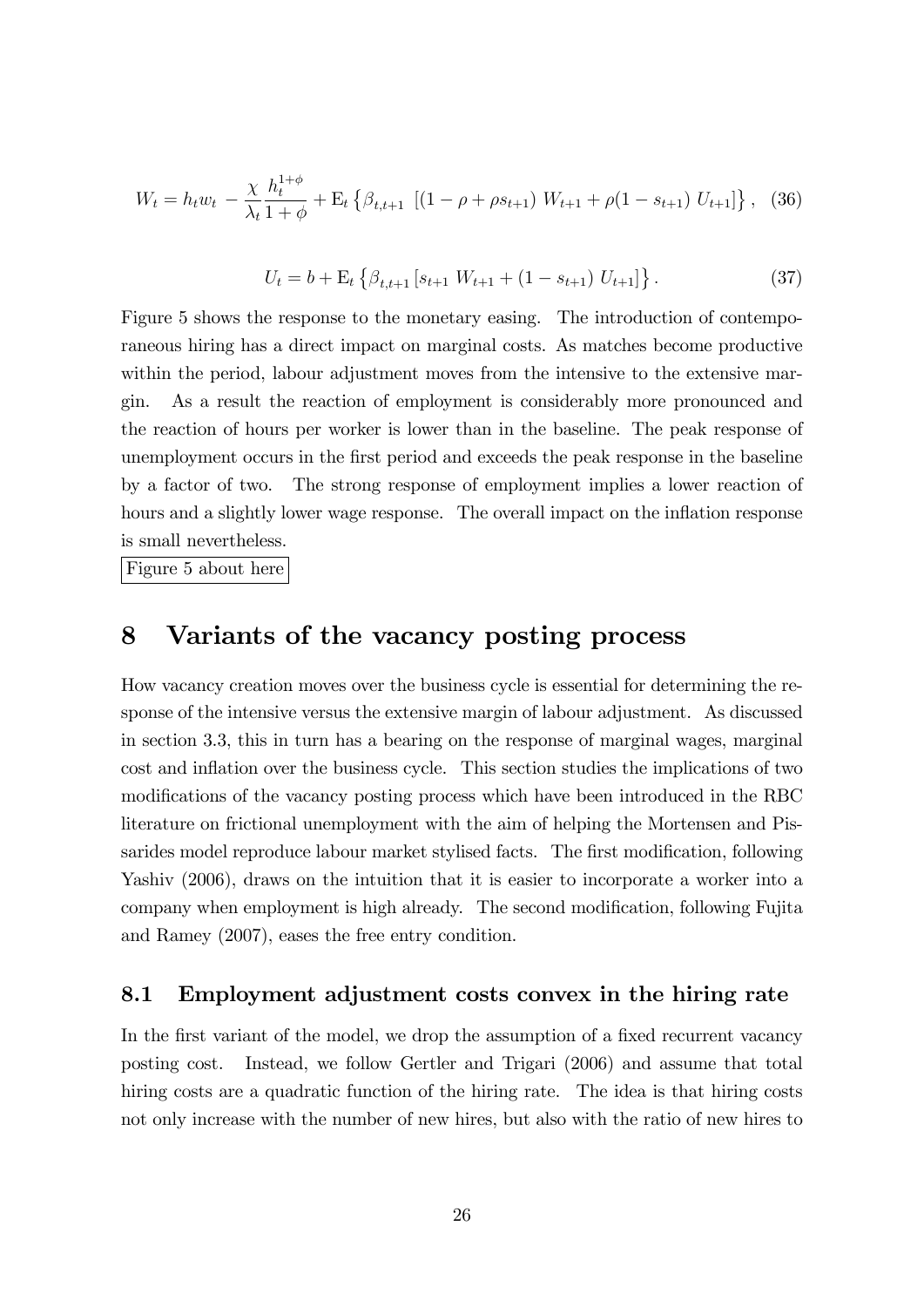$$W_t = h_t w_t - \frac{\chi}{\lambda_t} \frac{h_t^{1+\phi}}{1+\phi} + \mathrm{E}_t \left\{ \beta_{t,t+1} \left[ (1-\rho+\rho s_{t+1}) \, W_{t+1} + \rho(1-s_{t+1}) \, U_{t+1} \right] \right\}, \quad (36)$$

$$U_t = b + \mathrm{E}_t \left\{ \beta_{t,t+1} \left[ s_{t+1} \, W_{t+1} + (1-s_{t+1}) \, U_{t+1} \right] \right\}. \quad (37)$$

Figure 5 shows the response to the monetary easing. The introduction of contemporaneous hiring has a direct impact on marginal costs. As matches become productive within the period, labour adjustment moves from the intensive to the extensive margin. As a result the reaction of employment is considerably more pronounced and the reaction of hours per worker is lower than in the baseline. The peak response of unemployment occurs in the first period and exceeds the peak response in the baseline by a factor of two. The strong response of employment implies a lower reaction of hours and a slightly lower wage response. The overall impact on the inflation response is small nevertheless.

Figure 5 about here

# 8 Variants of the vacancy posting process

How vacancy creation moves over the business cycle is essential for determining the response of the intensive versus the extensive margin of labour adjustment. As discussed in section 3.3, this in turn has a bearing on the response of marginal wages, marginal cost and inflation over the business cycle. This section studies the implications of two modifications of the vacancy posting process which have been introduced in the RBC literature on frictional unemployment with the aim of helping the Mortensen and Pissarides model reproduce labour market stylised facts. The first modification, following Yashiv (2006), draws on the intuition that it is easier to incorporate a worker into a company when employment is high already. The second modification, following Fujita and Ramey (2007), eases the free entry condition.

## 8.1 Employment adjustment costs convex in the hiring rate

In the first variant of the model, we drop the assumption of a fixed recurrent vacancy posting cost. Instead, we follow Gertler and Trigari (2006) and assume that total hiring costs are a quadratic function of the hiring rate. The idea is that hiring costs not only increase with the number of new hires, but also with the ratio of new hires to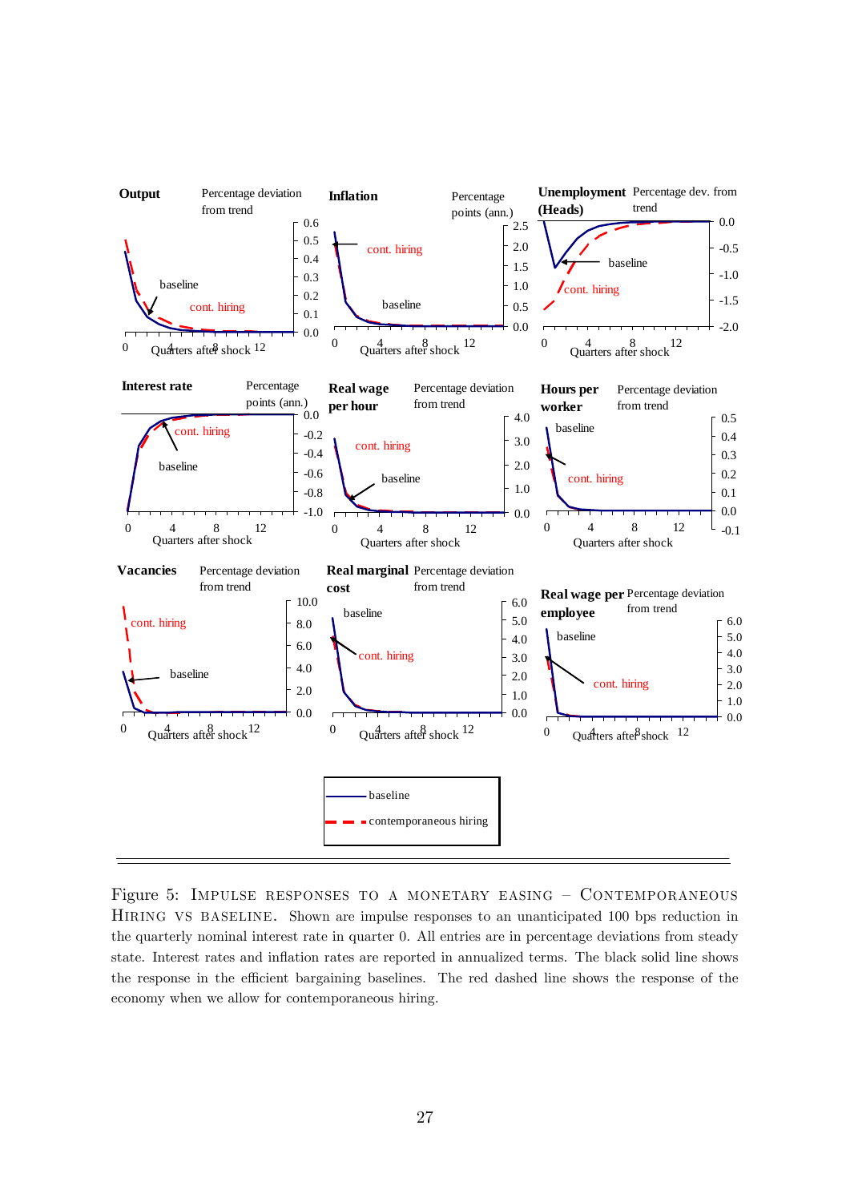Figure 5: Impulse responses to a monetary easing – Contemporaneous Hiring vs baseline. Shown are impulse responses to an unanticipated 100 bps reduction in the quarterly nominal interest rate in quarter 0. All entries are in percentage deviations from steady state. Interest rates and inflation rates are reported in annualized terms. The black solid line shows the response in the efficient bargaining baselines. The red dashed line shows the response of the economy when we allow for contemporaneous hiring.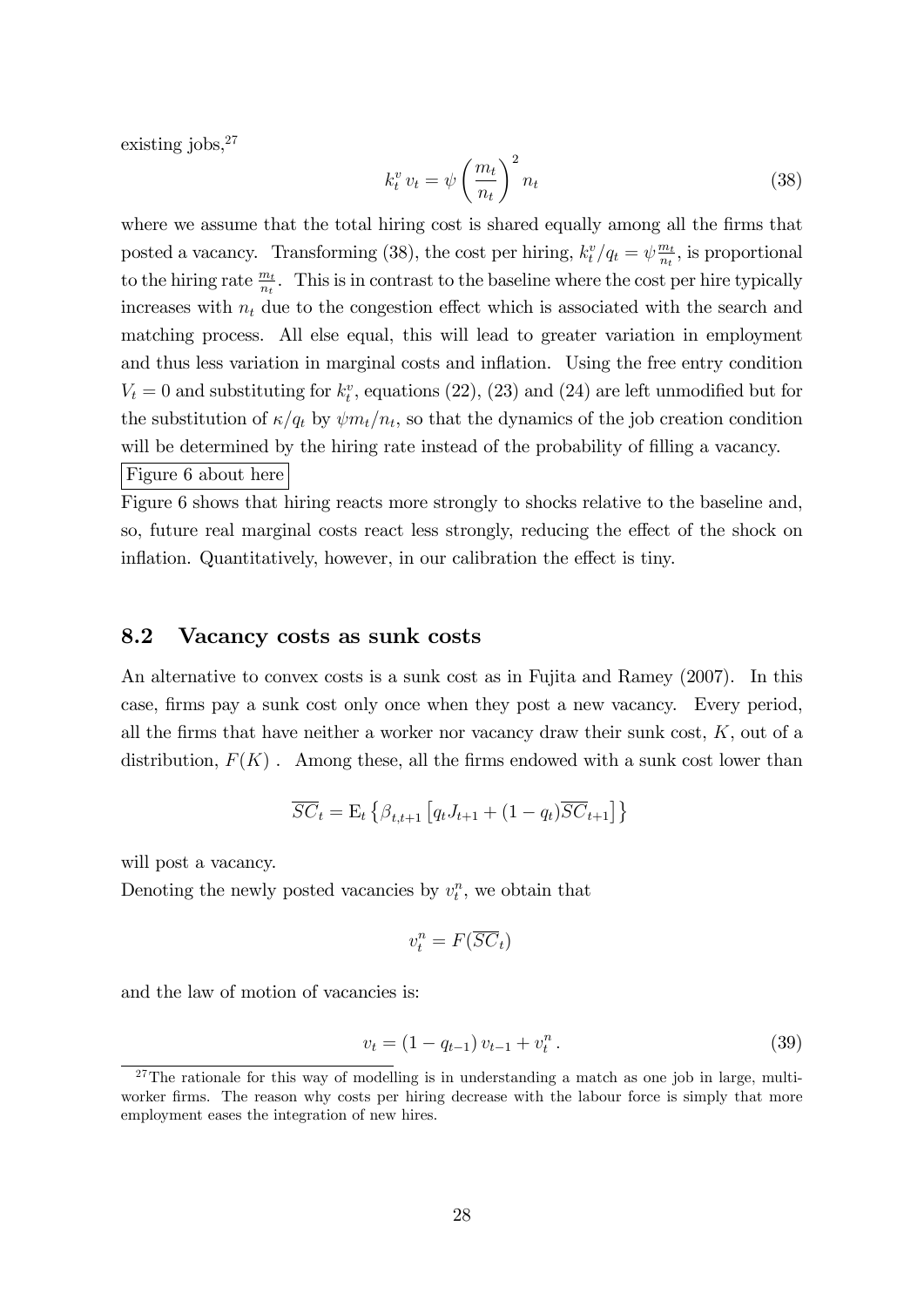existing jobs,[27]

$$k_t^v \, v_t = \psi \left( \frac{m_t}{n_t} \right)^2 n_t \tag{38}$$

where we assume that the total hiring cost is shared equally among all the firms that posted a vacancy. Transforming (38), the cost per hiring, $k_t^v/q_t = \psi \frac{m_t}{n_t}$, is proportional to the hiring rate $\frac{m_t}{n_t}$. This is in contrast to the baseline where the cost per hire typically increases with $n_t$ due to the congestion effect which is associated with the search and matching process. All else equal, this will lead to greater variation in employment and thus less variation in marginal costs and inflation. Using the free entry condition $V_t = 0$ and substituting for $k_t^v$, equations (22), (23) and (24) are left unmodified but for the substitution of $\kappa/q_t$ by $\psi m_t/n_t$, so that the dynamics of the job creation condition will be determined by the hiring rate instead of the probability of filling a vacancy.

Figure 6 about here

Figure 6 shows that hiring reacts more strongly to shocks relative to the baseline and, so, future real marginal costs react less strongly, reducing the effect of the shock on inflation. Quantitatively, however, in our calibration the effect is tiny.

## 8.2 Vacancy costs as sunk costs

An alternative to convex costs is a sunk cost as in Fujita and Ramey (2007). In this case, firms pay a sunk cost only once when they post a new vacancy. Every period, all the firms that have neither a worker nor vacancy draw their sunk cost, $K$, out of a distribution, $F(K)$. Among these, all the firms endowed with a sunk cost lower than

$$\overline{SC}_t = \mathrm{E}_t \left\{ \beta_{t,t+1} \left[ q_t J_{t+1} + (1 - q_t) \overline{SC}_{t+1} \right] \right\}$$

will post a vacancy.

Denoting the newly posted vacancies by $v_t^n$, we obtain that

$$v_t^n = F(\overline{SC}_t)$$

and the law of motion of vacancies is:

$$v_t = (1 - q_{t-1}) \, v_{t-1} + v_t^n \, . \tag{39}$$

[27] The rationale for this way of modelling is in understanding a match as one job in large, multi-worker firms. The reason why costs per hiring decrease with the labour force is simply that more employment eases the integration of new hires.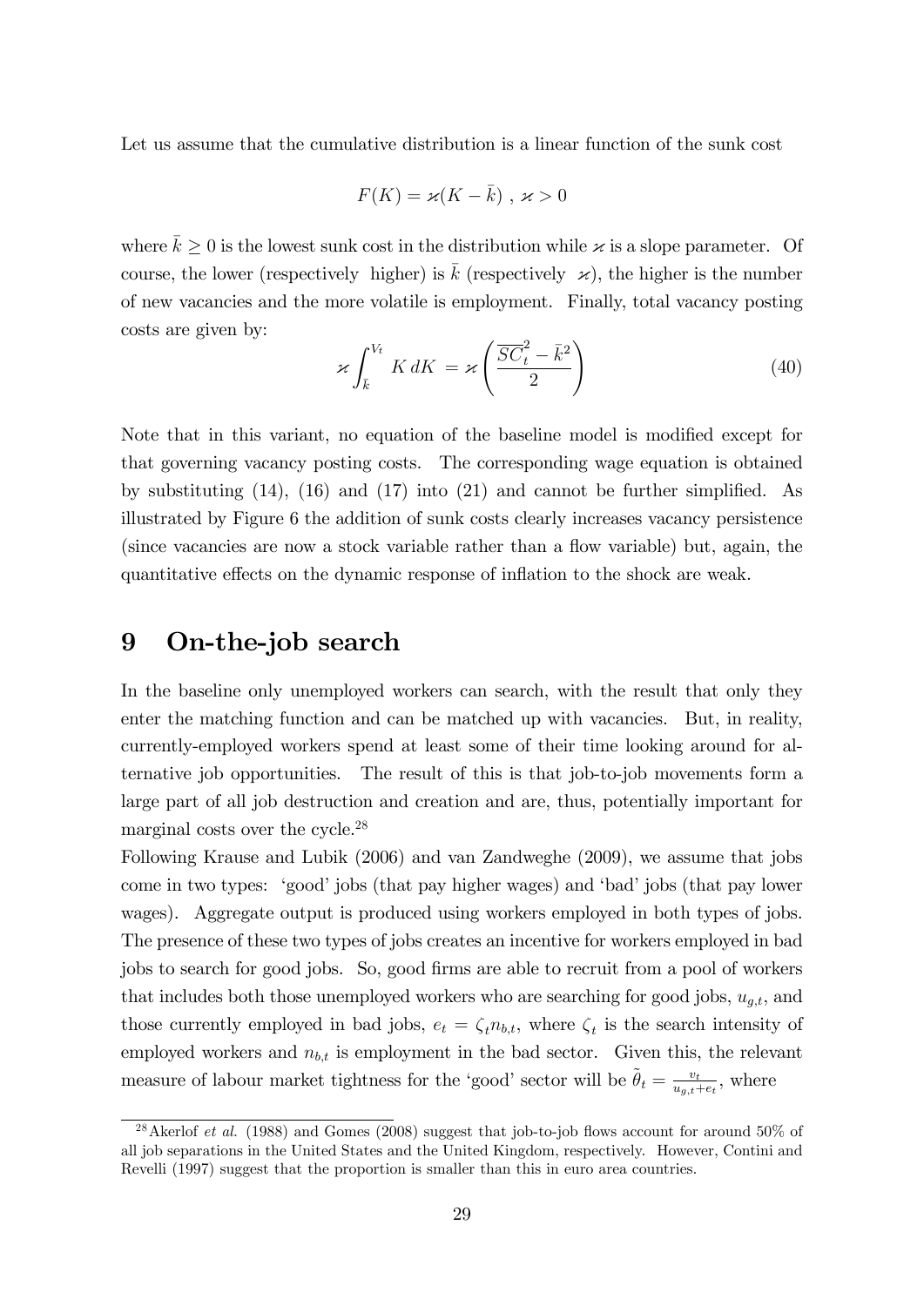Let us assume that the cumulative distribution is a linear function of the sunk cost

$$F(K) = \varkappa(K - \bar{k}) \ , \ \varkappa > 0$$

where $\bar{k} \geq 0$ is the lowest sunk cost in the distribution while $\varkappa$ is a slope parameter. Of course, the lower (respectively higher) is $\bar{k}$ (respectively $\varkappa$), the higher is the number of new vacancies and the more volatile is employment. Finally, total vacancy posting costs are given by:

$$\varkappa \int_{\bar{k}}^{V_t} K \, dK = \varkappa \left( \frac{\overline{SC}_t^2 - \bar{k}^2}{2} \right) \tag{40}$$

Note that in this variant, no equation of the baseline model is modified except for that governing vacancy posting costs. The corresponding wage equation is obtained by substituting (14), (16) and (17) into (21) and cannot be further simplified. As illustrated by Figure 6 the addition of sunk costs clearly increases vacancy persistence (since vacancies are now a stock variable rather than a flow variable) but, again, the quantitative effects on the dynamic response of inflation to the shock are weak.

# 9 On-the-job search

In the baseline only unemployed workers can search, with the result that only they enter the matching function and can be matched up with vacancies. But, in reality, currently-employed workers spend at least some of their time looking around for alternative job opportunities. The result of this is that job-to-job movements form a large part of all job destruction and creation and are, thus, potentially important for marginal costs over the cycle.[28]

Following Krause and Lubik (2006) and van Zandweghe (2009), we assume that jobs come in two types: 'good' jobs (that pay higher wages) and 'bad' jobs (that pay lower wages). Aggregate output is produced using workers employed in both types of jobs. The presence of these two types of jobs creates an incentive for workers employed in bad jobs to search for good jobs. So, good firms are able to recruit from a pool of workers that includes both those unemployed workers who are searching for good jobs, $u_{g,t}$, and those currently employed in bad jobs, $e_t = \zeta_t n_{b,t}$, where $\zeta_t$ is the search intensity of employed workers and $n_{b,t}$ is employment in the bad sector. Given this, the relevant measure of labour market tightness for the 'good' sector will be $\tilde{\theta}_t = \frac{v_t}{u_{g,t}+e_t}$, where

[28] Akerlof *et al.* (1988) and Gomes (2008) suggest that job-to-job flows account for around 50% of all job separations in the United States and the United Kingdom, respectively. However, Contini and Revelli (1997) suggest that the proportion is smaller than this in euro area countries.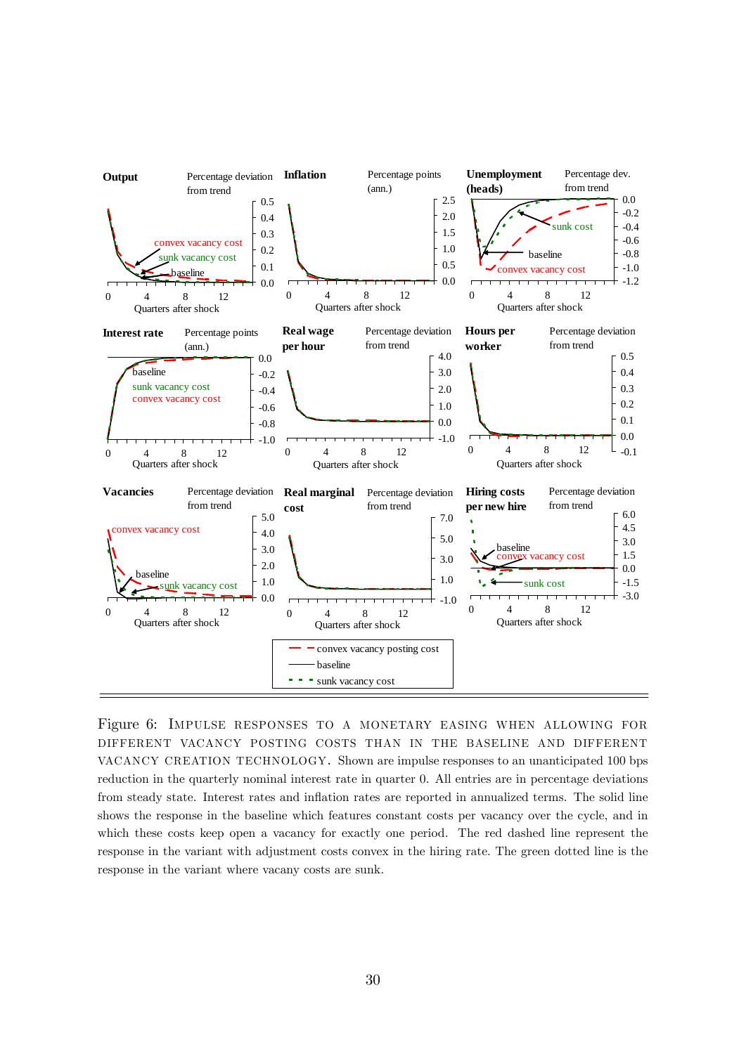Figure 6: Impulse responses to a monetary easing when allowing for different vacancy posting costs than in the baseline and different vacancy creation technology. Shown are impulse responses to an unanticipated 100 bps reduction in the quarterly nominal interest rate in quarter 0. All entries are in percentage deviations from steady state. Interest rates and inflation rates are reported in annualized terms. The solid line shows the response in the baseline which features constant costs per vacancy over the cycle, and in which these costs keep open a vacancy for exactly one period. The red dashed line represent the response in the variant with adjustment costs convex in the hiring rate. The green dotted line is the response in the variant where vacany costs are sunk.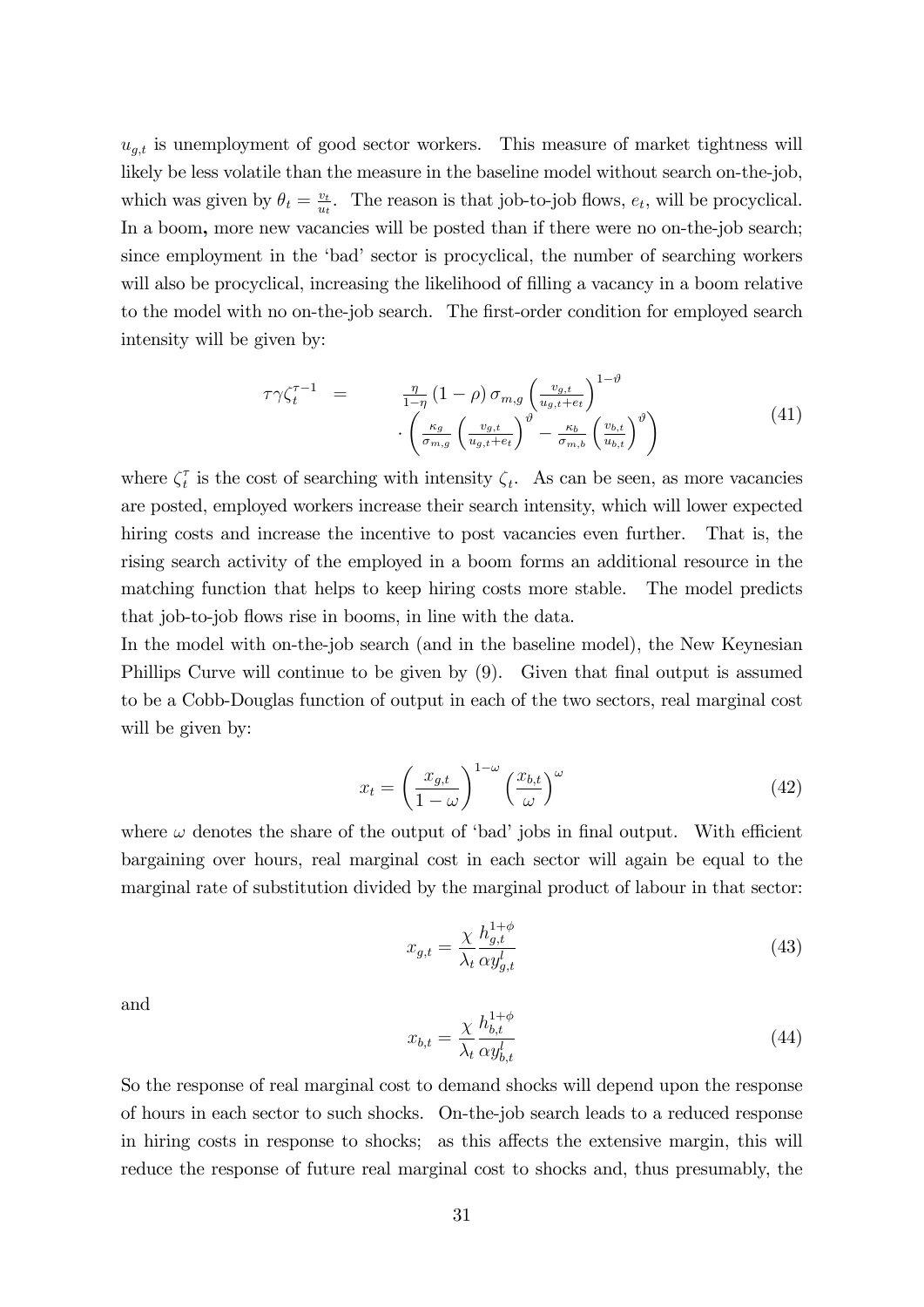$u_{g,t}$ is unemployment of good sector workers. This measure of market tightness will likely be less volatile than the measure in the baseline model without search on-the-job, which was given by $\theta_t = \frac{v_t}{u_t}$. The reason is that job-to-job flows, $e_t$, will be procyclical. In a boom**,** more new vacancies will be posted than if there were no on-the-job search; since employment in the 'bad' sector is procyclical, the number of searching workers will also be procyclical, increasing the likelihood of filling a vacancy in a boom relative to the model with no on-the-job search. The first-order condition for employed search intensity will be given by:

$$\begin{aligned} \tau\gamma\zeta_t^{\tau-1} \quad = \quad & \frac{\eta}{1-\eta}\left(1-\rho\right)\sigma_{m,g}\left(\frac{v_{g,t}}{u_{g,t}+e_t}\right)^{1-\vartheta} \\ & \cdot\left(\frac{\kappa_g}{\sigma_{m,g}}\left(\frac{v_{g,t}}{u_{g,t}+e_t}\right)^{\vartheta}-\frac{\kappa_b}{\sigma_{m,b}}\left(\frac{v_{b,t}}{u_{b,t}}\right)^{\vartheta}\right) \end{aligned} \tag{41}$$

where $\zeta_t^\tau$ is the cost of searching with intensity $\zeta_t$. As can be seen, as more vacancies are posted, employed workers increase their search intensity, which will lower expected hiring costs and increase the incentive to post vacancies even further. That is, the rising search activity of the employed in a boom forms an additional resource in the matching function that helps to keep hiring costs more stable. The model predicts that job-to-job flows rise in booms, in line with the data.

In the model with on-the-job search (and in the baseline model), the New Keynesian Phillips Curve will continue to be given by (9). Given that final output is assumed to be a Cobb-Douglas function of output in each of the two sectors, real marginal cost will be given by:

$$x_t = \left(\frac{x_{g,t}}{1-\omega}\right)^{1-\omega}\left(\frac{x_{b,t}}{\omega}\right)^{\omega} \tag{42}$$

where $\omega$ denotes the share of the output of 'bad' jobs in final output. With efficient bargaining over hours, real marginal cost in each sector will again be equal to the marginal rate of substitution divided by the marginal product of labour in that sector:

$$x_{g,t} = \frac{\chi}{\lambda_t}\frac{h_{g,t}^{1+\phi}}{\alpha y_{g,t}^l} \tag{43}$$

and

$$x_{b,t} = \frac{\chi}{\lambda_t}\frac{h_{b,t}^{1+\phi}}{\alpha y_{b,t}^l} \tag{44}$$

So the response of real marginal cost to demand shocks will depend upon the response of hours in each sector to such shocks. On-the-job search leads to a reduced response in hiring costs in response to shocks; as this affects the extensive margin, this will reduce the response of future real marginal cost to shocks and, thus presumably, the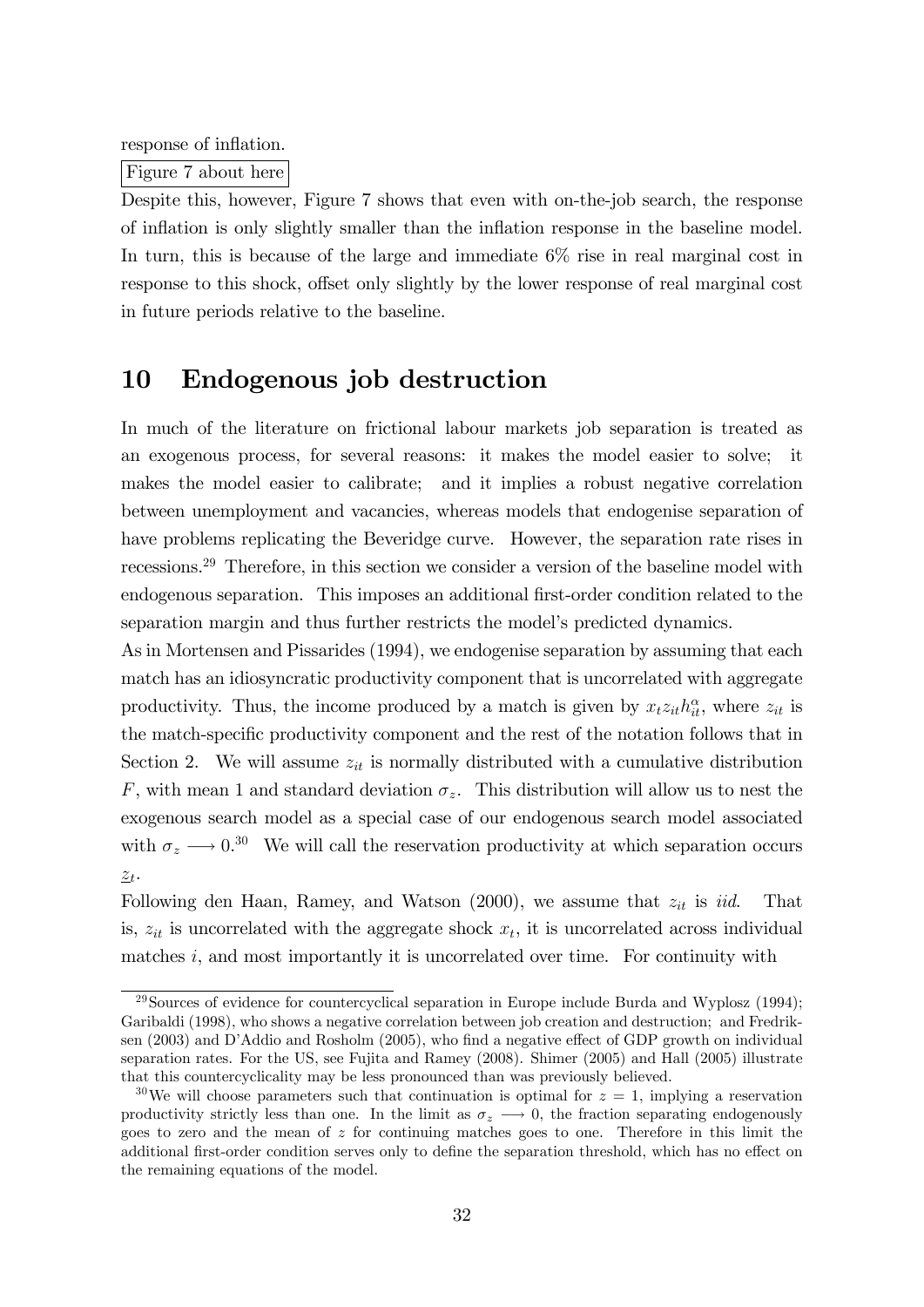response of inflation.

Figure 7 about here

Despite this, however, Figure 7 shows that even with on-the-job search, the response of inflation is only slightly smaller than the inflation response in the baseline model. In turn, this is because of the large and immediate 6% rise in real marginal cost in response to this shock, offset only slightly by the lower response of real marginal cost in future periods relative to the baseline.

# 10 Endogenous job destruction

In much of the literature on frictional labour markets job separation is treated as an exogenous process, for several reasons: it makes the model easier to solve; it makes the model easier to calibrate; and it implies a robust negative correlation between unemployment and vacancies, whereas models that endogenise separation of have problems replicating the Beveridge curve. However, the separation rate rises in recessions.[29] Therefore, in this section we consider a version of the baseline model with endogenous separation. This imposes an additional first-order condition related to the separation margin and thus further restricts the model's predicted dynamics.

As in Mortensen and Pissarides (1994), we endogenise separation by assuming that each match has an idiosyncratic productivity component that is uncorrelated with aggregate productivity. Thus, the income produced by a match is given by $x_t z_{it} h_{it}^{\alpha}$, where $z_{it}$ is the match-specific productivity component and the rest of the notation follows that in Section 2. We will assume $z_{it}$ is normally distributed with a cumulative distribution $F$, with mean 1 and standard deviation $\sigma_z$. This distribution will allow us to nest the exogenous search model as a special case of our endogenous search model associated with $\sigma_z \longrightarrow 0$.[30] We will call the reservation productivity at which separation occurs $\underline{z}_t$.

Following den Haan, Ramey, and Watson (2000), we assume that $z_{it}$ is *iid*. That is, $z_{it}$ is uncorrelated with the aggregate shock $x_t$, it is uncorrelated across individual matches $i$, and most importantly it is uncorrelated over time. For continuity with

[29] Sources of evidence for countercyclical separation in Europe include Burda and Wyplosz (1994); Garibaldi (1998), who shows a negative correlation between job creation and destruction; and Fredriksen (2003) and D'Addio and Rosholm (2005), who find a negative effect of GDP growth on individual separation rates. For the US, see Fujita and Ramey (2008). Shimer (2005) and Hall (2005) illustrate that this countercyclicality may be less pronounced than was previously believed.

[30] We will choose parameters such that continuation is optimal for $z = 1$, implying a reservation productivity strictly less than one. In the limit as $\sigma_z \longrightarrow 0$, the fraction separating endogenously goes to zero and the mean of $z$ for continuing matches goes to one. Therefore in this limit the additional first-order condition serves only to define the separation threshold, which has no effect on the remaining equations of the model.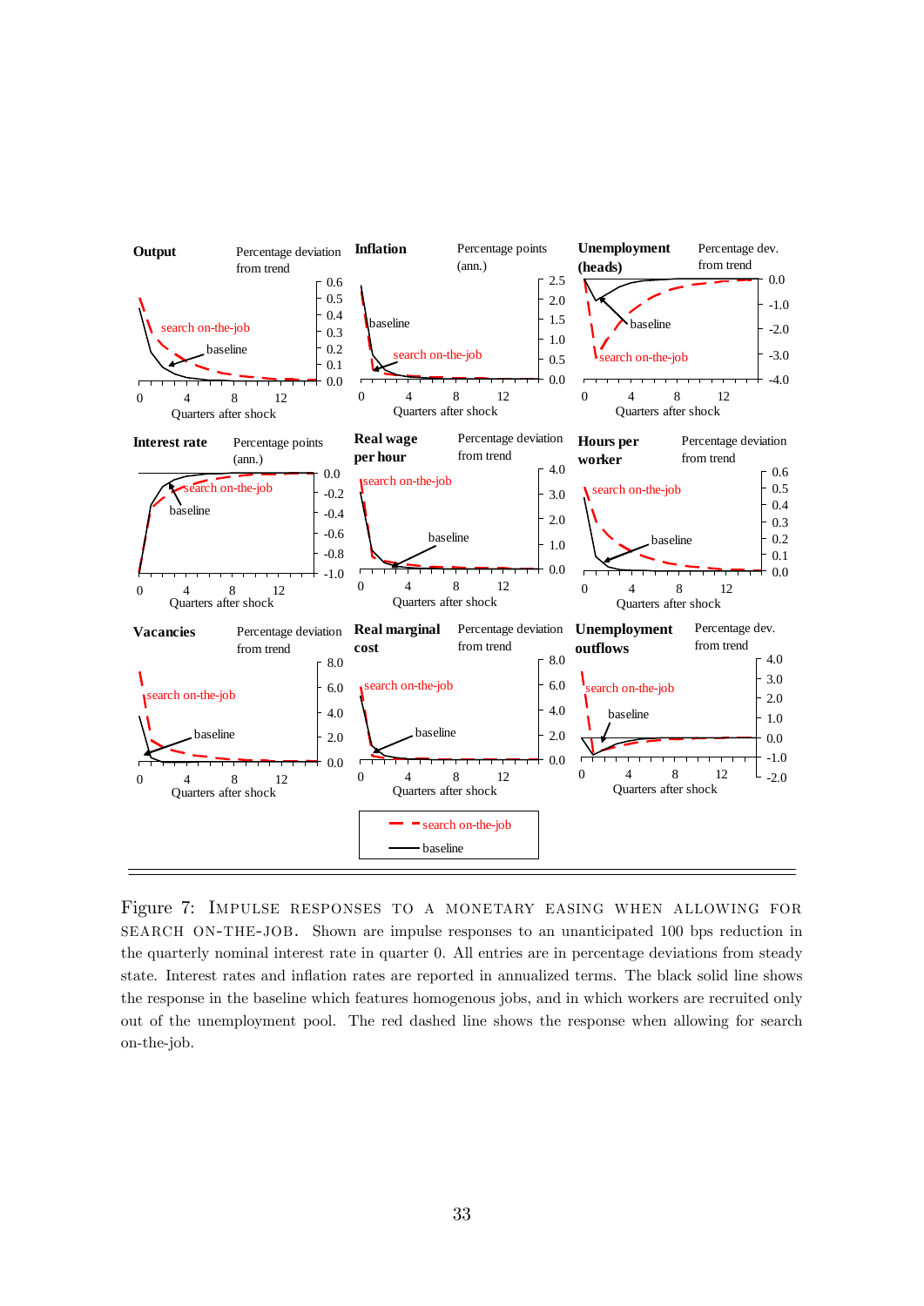Figure 7: IMPULSE RESPONSES TO A MONETARY EASING WHEN ALLOWING FOR SEARCH ON-THE-JOB. Shown are impulse responses to an unanticipated 100 bps reduction in the quarterly nominal interest rate in quarter 0. All entries are in percentage deviations from steady state. Interest rates and inflation rates are reported in annualized terms. The black solid line shows the response in the baseline which features homogenous jobs, and in which workers are recruited only out of the unemployment pool. The red dashed line shows the response when allowing for search on-the-job.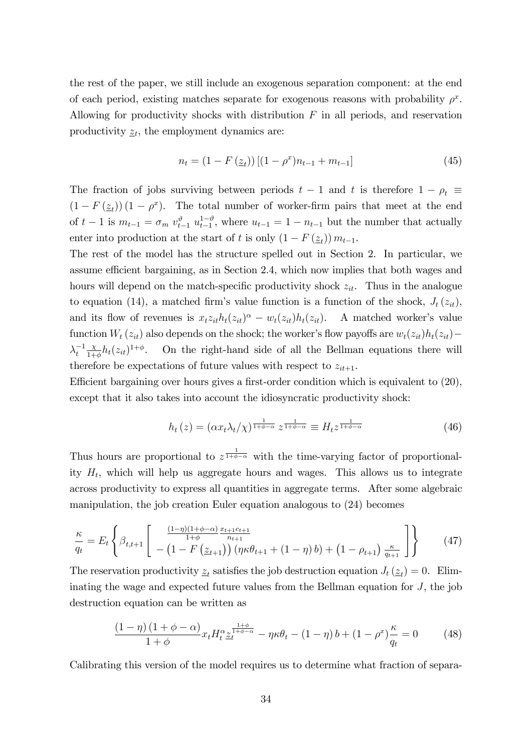the rest of the paper, we still include an exogenous separation component: at the end of each period, existing matches separate for exogenous reasons with probability $\rho^x$. Allowing for productivity shocks with distribution $F$ in all periods, and reservation productivity $\underline{z}_t$, the employment dynamics are:

$$n_t = (1 - F(\underline{z}_t))\left[(1-\rho^x)n_{t-1} + m_{t-1}\right] \tag{45}$$

The fraction of jobs surviving between periods $t-1$ and $t$ is therefore $1 - \rho_t \equiv (1 - F(\underline{z}_t))(1-\rho^x)$. The total number of worker-firm pairs that meet at the end of $t-1$ is $m_{t-1} = \sigma_m \, v_{t-1}^{\vartheta} \, u_{t-1}^{1-\vartheta}$, where $u_{t-1} = 1 - n_{t-1}$ but the number that actually enter into production at the start of $t$ is only $(1 - F(\underline{z}_t))\, m_{t-1}$.

The rest of the model has the structure spelled out in Section 2. In particular, we assume efficient bargaining, as in Section 2.4, which now implies that both wages and hours will depend on the match-specific productivity shock $z_{it}$. Thus in the analogue to equation (14), a matched firm's value function is a function of the shock, $J_t(z_{it})$, and its flow of revenues is $x_t z_{it} h_t(z_{it})^{\alpha} - w_t(z_{it})h_t(z_{it})$. A matched worker's value function $W_t(z_{it})$ also depends on the shock; the worker's flow payoffs are $w_t(z_{it})h_t(z_{it}) - \lambda_t^{-1}\frac{\chi}{1+\phi}h_t(z_{it})^{1+\phi}$. On the right-hand side of all the Bellman equations there will therefore be expectations of future values with respect to $z_{it+1}$.

Efficient bargaining over hours gives a first-order condition which is equivalent to (20), except that it also takes into account the idiosyncratic productivity shock:

$$h_t(z) = (\alpha x_t \lambda_t / \chi)^{\frac{1}{1+\phi-\alpha}} \, z^{\frac{1}{1+\phi-\alpha}} \equiv H_t z^{\frac{1}{1+\phi-\alpha}} \tag{46}$$

Thus hours are proportional to $z^{\frac{1}{1+\phi-\alpha}}$ with the time-varying factor of proportionality $H_t$, which will help us aggregate hours and wages. This allows us to integrate across productivity to express all quantities in aggregate terms. After some algebraic manipulation, the job creation Euler equation analogous to (24) becomes

$$\frac{\kappa}{q_t} = E_t\left\{\beta_{t,t+1}\left[\begin{array}{c} \frac{(1-\eta)(1+\phi-\alpha)}{1+\phi}\frac{x_{t+1}c_{t+1}}{n_{t+1}} \\ -\left(1-F\left(\underline{z}_{t+1}\right)\right)\left(\eta\kappa\theta_{t+1} + (1-\eta)\,b\right) + \left(1-\rho_{t+1}\right)\frac{\kappa}{q_{t+1}} \end{array}\right]\right\} \tag{47}$$

The reservation productivity $\underline{z}_t$ satisfies the job destruction equation $J_t(\underline{z}_t) = 0$. Eliminating the wage and expected future values from the Bellman equation for $J$, the job destruction equation can be written as

$$\frac{(1-\eta)(1+\phi-\alpha)}{1+\phi} x_t H_t^{\alpha} \underline{z}_t^{\frac{1+\phi}{1+\phi-\alpha}} - \eta\kappa\theta_t - (1-\eta)\,b + (1-\rho^x)\frac{\kappa}{q_t} = 0 \tag{48}$$

Calibrating this version of the model requires us to determine what fraction of separa-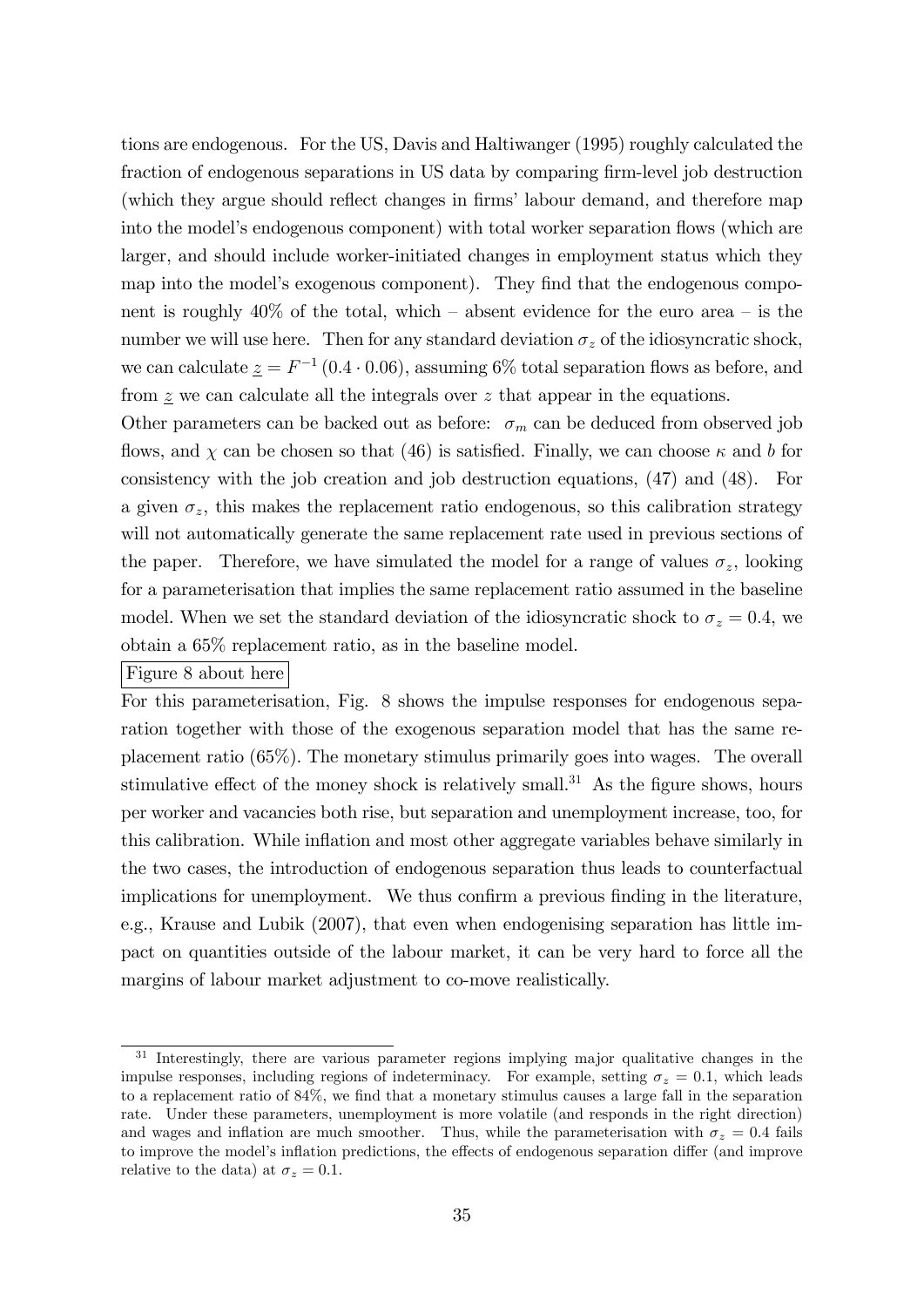tions are endogenous. For the US, Davis and Haltiwanger (1995) roughly calculated the fraction of endogenous separations in US data by comparing firm-level job destruction (which they argue should reflect changes in firms' labour demand, and therefore map into the model's endogenous component) with total worker separation flows (which are larger, and should include worker-initiated changes in employment status which they map into the model's exogenous component). They find that the endogenous component is roughly 40% of the total, which – absent evidence for the euro area – is the number we will use here. Then for any standard deviation $\sigma_z$ of the idiosyncratic shock, we can calculate $\underline{z} = F^{-1}(0.4 \cdot 0.06)$, assuming 6% total separation flows as before, and from $\underline{z}$ we can calculate all the integrals over $z$ that appear in the equations.

Other parameters can be backed out as before: $\sigma_m$ can be deduced from observed job flows, and $\chi$ can be chosen so that (46) is satisfied. Finally, we can choose $\kappa$ and $b$ for consistency with the job creation and job destruction equations, (47) and (48). For a given $\sigma_z$, this makes the replacement ratio endogenous, so this calibration strategy will not automatically generate the same replacement rate used in previous sections of the paper. Therefore, we have simulated the model for a range of values $\sigma_z$, looking for a parameterisation that implies the same replacement ratio assumed in the baseline model. When we set the standard deviation of the idiosyncratic shock to $\sigma_z = 0.4$, we obtain a 65% replacement ratio, as in the baseline model.

Figure 8 about here

For this parameterisation, Fig. 8 shows the impulse responses for endogenous separation together with those of the exogenous separation model that has the same replacement ratio (65%). The monetary stimulus primarily goes into wages. The overall stimulative effect of the money shock is relatively small.[31] As the figure shows, hours per worker and vacancies both rise, but separation and unemployment increase, too, for this calibration. While inflation and most other aggregate variables behave similarly in the two cases, the introduction of endogenous separation thus leads to counterfactual implications for unemployment. We thus confirm a previous finding in the literature, e.g., Krause and Lubik (2007), that even when endogenising separation has little impact on quantities outside of the labour market, it can be very hard to force all the margins of labour market adjustment to co-move realistically.

[31] Interestingly, there are various parameter regions implying major qualitative changes in the impulse responses, including regions of indeterminacy. For example, setting $\sigma_z = 0.1$, which leads to a replacement ratio of 84%, we find that a monetary stimulus causes a large fall in the separation rate. Under these parameters, unemployment is more volatile (and responds in the right direction) and wages and inflation are much smoother. Thus, while the parameterisation with $\sigma_z = 0.4$ fails to improve the model's inflation predictions, the effects of endogenous separation differ (and improve relative to the data) at $\sigma_z = 0.1$.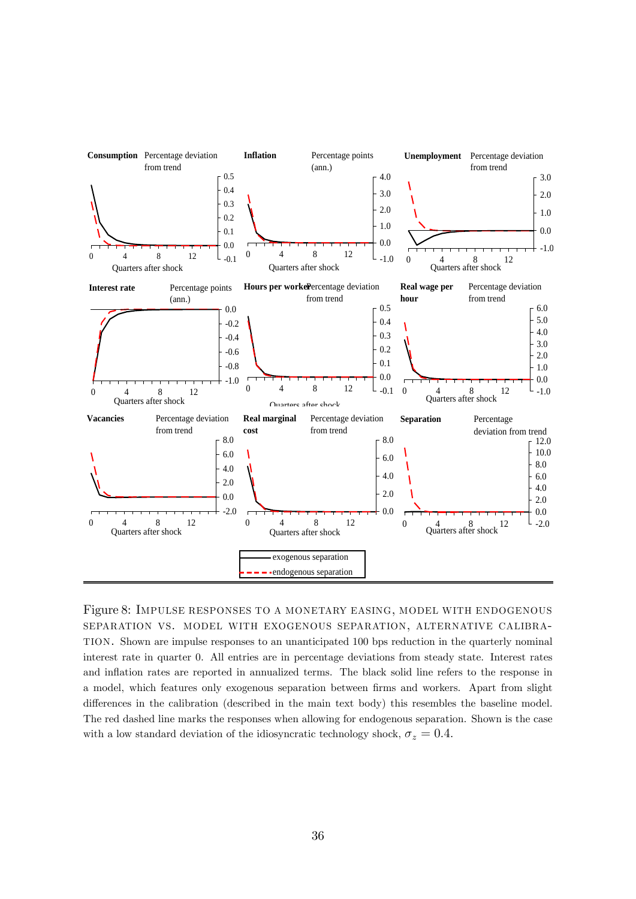Figure 8: IMPULSE RESPONSES TO A MONETARY EASING, MODEL WITH ENDOGENOUS SEPARATION VS. MODEL WITH EXOGENOUS SEPARATION, ALTERNATIVE CALIBRATION. Shown are impulse responses to an unanticipated 100 bps reduction in the quarterly nominal interest rate in quarter 0. All entries are in percentage deviations from steady state. Interest rates and inflation rates are reported in annualized terms. The black solid line refers to the response in a model, which features only exogenous separation between firms and workers. Apart from slight differences in the calibration (described in the main text body) this resembles the baseline model. The red dashed line marks the responses when allowing for endogenous separation. Shown is the case with a low standard deviation of the idiosyncratic technology shock, $\sigma_z = 0.4$.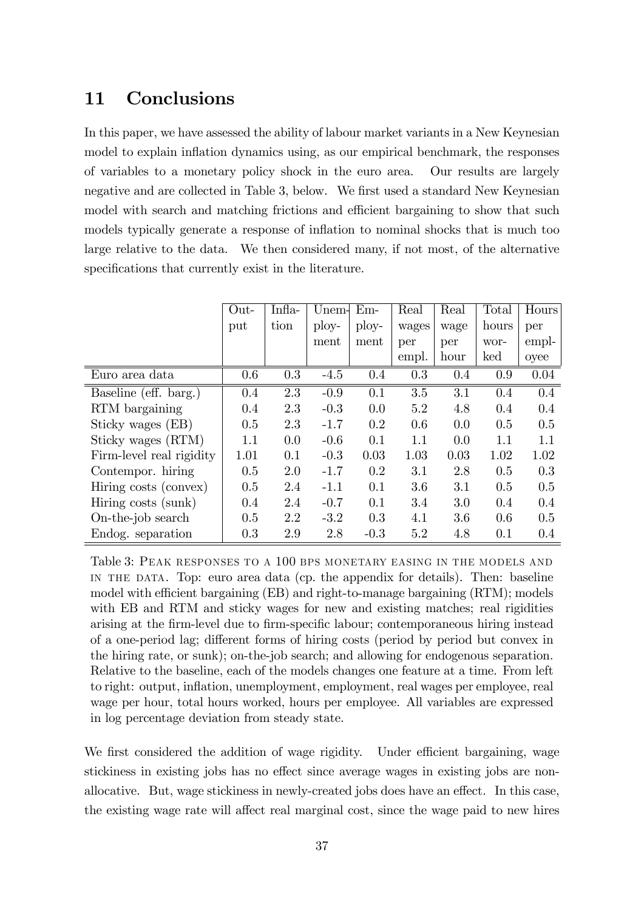## 11 Conclusions

In this paper, we have assessed the ability of labour market variants in a New Keynesian model to explain inflation dynamics using, as our empirical benchmark, the responses of variables to a monetary policy shock in the euro area. Our results are largely negative and are collected in Table 3, below. We first used a standard New Keynesian model with search and matching frictions and efficient bargaining to show that such models typically generate a response of inflation to nominal shocks that is much too large relative to the data. We then considered many, if not most, of the alternative specifications that currently exist in the literature.

| | Output | Inflation | Unemployment | Employment | Real wages per empl. | Real wage per hour | Total hours worked | Hours per employee |
|---|---|---|---|---|---|---|---|---|
| Euro area data | 0.6 | 0.3 | -4.5 | 0.4 | 0.3 | 0.4 | 0.9 | 0.04 |
| Baseline (eff. barg.) | 0.4 | 2.3 | -0.9 | 0.1 | 3.5 | 3.1 | 0.4 | 0.4 |
| RTM bargaining | 0.4 | 2.3 | -0.3 | 0.0 | 5.2 | 4.8 | 0.4 | 0.4 |
| Sticky wages (EB) | 0.5 | 2.3 | -1.7 | 0.2 | 0.6 | 0.0 | 0.5 | 0.5 |
| Sticky wages (RTM) | 1.1 | 0.0 | -0.6 | 0.1 | 1.1 | 0.0 | 1.1 | 1.1 |
| Firm-level real rigidity | 1.01 | 0.1 | -0.3 | 0.03 | 1.03 | 0.03 | 1.02 | 1.02 |
| Contempor. hiring | 0.5 | 2.0 | -1.7 | 0.2 | 3.1 | 2.8 | 0.5 | 0.3 |
| Hiring costs (convex) | 0.5 | 2.4 | -1.1 | 0.1 | 3.6 | 3.1 | 0.5 | 0.5 |
| Hiring costs (sunk) | 0.4 | 2.4 | -0.7 | 0.1 | 3.4 | 3.0 | 0.4 | 0.4 |
| On-the-job search | 0.5 | 2.2 | -3.2 | 0.3 | 4.1 | 3.6 | 0.6 | 0.5 |
| Endog. separation | 0.3 | 2.9 | 2.8 | -0.3 | 5.2 | 4.8 | 0.1 | 0.4 |

Table 3: Peak responses to a 100 bps monetary easing in the models and in the data. Top: euro area data (cp. the appendix for details). Then: baseline model with efficient bargaining (EB) and right-to-manage bargaining (RTM); models with EB and RTM and sticky wages for new and existing matches; real rigidities arising at the firm-level due to firm-specific labour; contemporaneous hiring instead of a one-period lag; different forms of hiring costs (period by period but convex in the hiring rate, or sunk); on-the-job search; and allowing for endogenous separation. Relative to the baseline, each of the models changes one feature at a time. From left to right: output, inflation, unemployment, employment, real wages per employee, real wage per hour, total hours worked, hours per employee. All variables are expressed in log percentage deviation from steady state.

We first considered the addition of wage rigidity. Under efficient bargaining, wage stickiness in existing jobs has no effect since average wages in existing jobs are non-allocative. But, wage stickiness in newly-created jobs does have an effect. In this case, the existing wage rate will affect real marginal cost, since the wage paid to new hires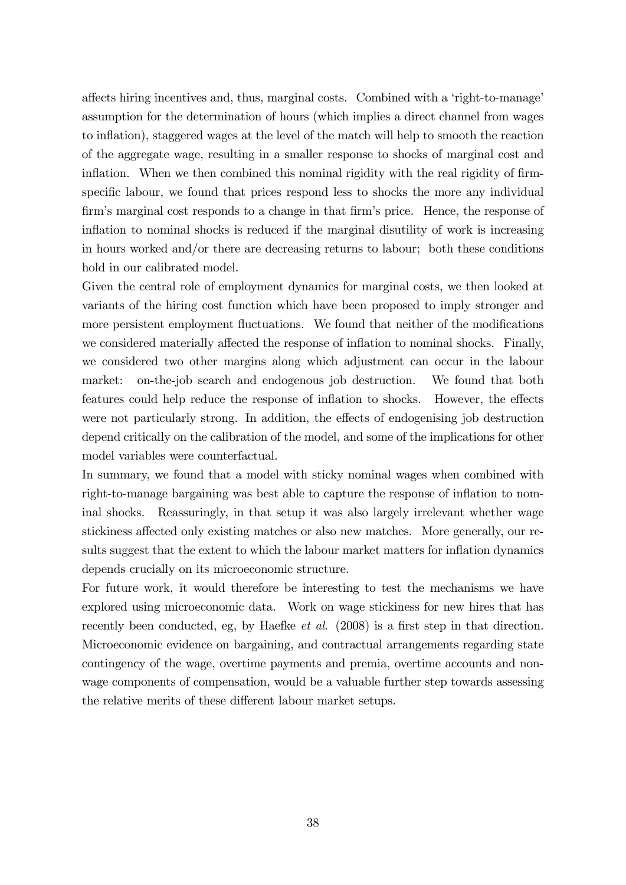affects hiring incentives and, thus, marginal costs. Combined with a 'right-to-manage' assumption for the determination of hours (which implies a direct channel from wages to inflation), staggered wages at the level of the match will help to smooth the reaction of the aggregate wage, resulting in a smaller response to shocks of marginal cost and inflation. When we then combined this nominal rigidity with the real rigidity of firm-specific labour, we found that prices respond less to shocks the more any individual firm's marginal cost responds to a change in that firm's price. Hence, the response of inflation to nominal shocks is reduced if the marginal disutility of work is increasing in hours worked and/or there are decreasing returns to labour; both these conditions hold in our calibrated model.

Given the central role of employment dynamics for marginal costs, we then looked at variants of the hiring cost function which have been proposed to imply stronger and more persistent employment fluctuations. We found that neither of the modifications we considered materially affected the response of inflation to nominal shocks. Finally, we considered two other margins along which adjustment can occur in the labour market: on-the-job search and endogenous job destruction. We found that both features could help reduce the response of inflation to shocks. However, the effects were not particularly strong. In addition, the effects of endogenising job destruction depend critically on the calibration of the model, and some of the implications for other model variables were counterfactual.

In summary, we found that a model with sticky nominal wages when combined with right-to-manage bargaining was best able to capture the response of inflation to nominal shocks. Reassuringly, in that setup it was also largely irrelevant whether wage stickiness affected only existing matches or also new matches. More generally, our results suggest that the extent to which the labour market matters for inflation dynamics depends crucially on its microeconomic structure.

For future work, it would therefore be interesting to test the mechanisms we have explored using microeconomic data. Work on wage stickiness for new hires that has recently been conducted, eg, by Haefke *et al.* (2008) is a first step in that direction. Microeconomic evidence on bargaining, and contractual arrangements regarding state contingency of the wage, overtime payments and premia, overtime accounts and non-wage components of compensation, would be a valuable further step towards assessing the relative merits of these different labour market setups.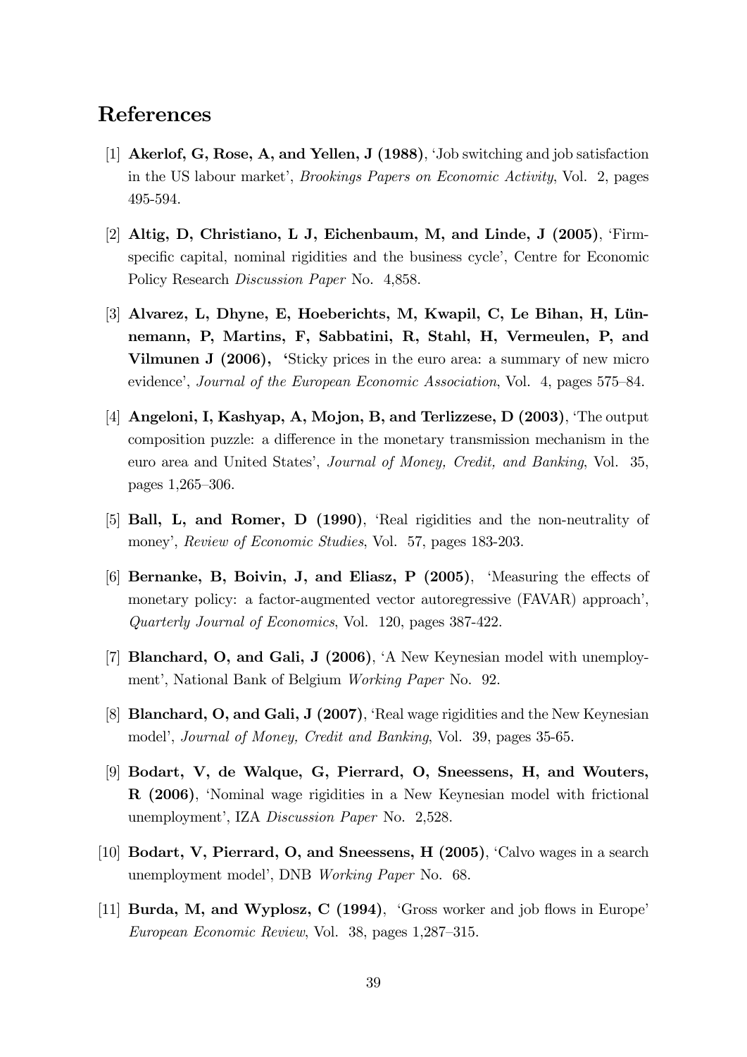## References

[1] **Akerlof, G, Rose, A, and Yellen, J (1988)**, 'Job switching and job satisfaction in the US labour market', *Brookings Papers on Economic Activity*, Vol. 2, pages 495-594.

[2] **Altig, D, Christiano, L J, Eichenbaum, M, and Linde, J (2005)**, 'Firm-specific capital, nominal rigidities and the business cycle', Centre for Economic Policy Research *Discussion Paper* No. 4,858.

[3] **Alvarez, L, Dhyne, E, Hoeberichts, M, Kwapil, C, Le Bihan, H, Lünnemann, P, Martins, F, Sabbatini, R, Stahl, H, Vermeulen, P, and Vilmunen J (2006)**, 'Sticky prices in the euro area: a summary of new micro evidence', *Journal of the European Economic Association*, Vol. 4, pages 575–84.

[4] **Angeloni, I, Kashyap, A, Mojon, B, and Terlizzese, D (2003)**, 'The output composition puzzle: a difference in the monetary transmission mechanism in the euro area and United States', *Journal of Money, Credit, and Banking*, Vol. 35, pages 1,265–306.

[5] **Ball, L, and Romer, D (1990)**, 'Real rigidities and the non-neutrality of money', *Review of Economic Studies*, Vol. 57, pages 183-203.

[6] **Bernanke, B, Boivin, J, and Eliasz, P (2005)**, 'Measuring the effects of monetary policy: a factor-augmented vector autoregressive (FAVAR) approach', *Quarterly Journal of Economics*, Vol. 120, pages 387-422.

[7] **Blanchard, O, and Gali, J (2006)**, 'A New Keynesian model with unemployment', National Bank of Belgium *Working Paper* No. 92.

[8] **Blanchard, O, and Gali, J (2007)**, 'Real wage rigidities and the New Keynesian model', *Journal of Money, Credit and Banking*, Vol. 39, pages 35-65.

[9] **Bodart, V, de Walque, G, Pierrard, O, Sneessens, H, and Wouters, R (2006)**, 'Nominal wage rigidities in a New Keynesian model with frictional unemployment', IZA *Discussion Paper* No. 2,528.

[10] **Bodart, V, Pierrard, O, and Sneessens, H (2005)**, 'Calvo wages in a search unemployment model', DNB *Working Paper* No. 68.

[11] **Burda, M, and Wyplosz, C (1994)**, 'Gross worker and job flows in Europe' *European Economic Review*, Vol. 38, pages 1,287–315.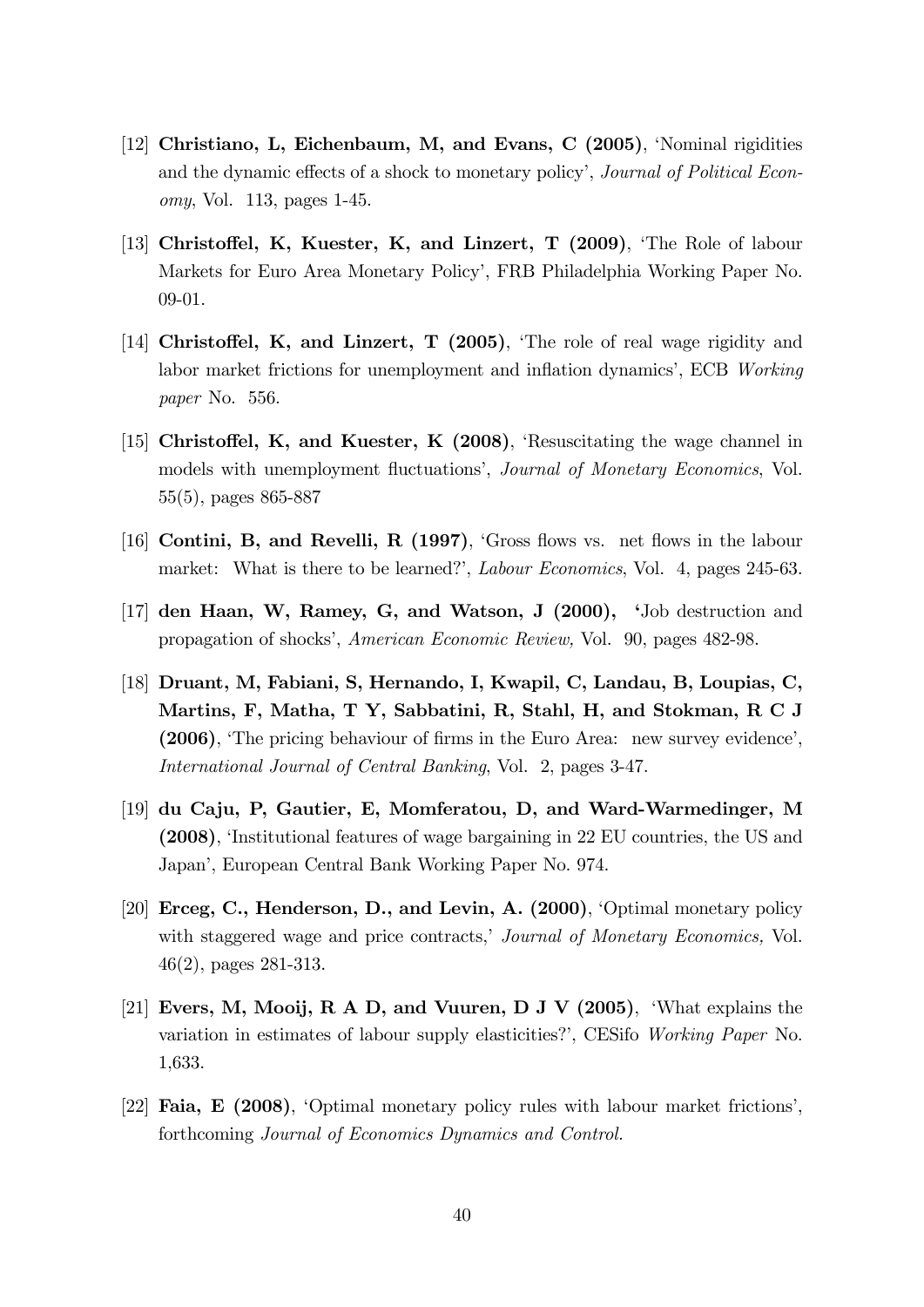[12] **Christiano, L, Eichenbaum, M, and Evans, C (2005)**, 'Nominal rigidities and the dynamic effects of a shock to monetary policy', *Journal of Political Economy*, Vol. 113, pages 1-45.

[13] **Christoffel, K, Kuester, K, and Linzert, T (2009)**, 'The Role of labour Markets for Euro Area Monetary Policy', FRB Philadelphia Working Paper No. 09-01.

[14] **Christoffel, K, and Linzert, T (2005)**, 'The role of real wage rigidity and labor market frictions for unemployment and inflation dynamics', ECB *Working paper* No. 556.

[15] **Christoffel, K, and Kuester, K (2008)**, 'Resuscitating the wage channel in models with unemployment fluctuations', *Journal of Monetary Economics*, Vol. 55(5), pages 865-887

[16] **Contini, B, and Revelli, R (1997)**, 'Gross flows vs. net flows in the labour market: What is there to be learned?', *Labour Economics*, Vol. 4, pages 245-63.

[17] **den Haan, W, Ramey, G, and Watson, J (2000)**, **'**Job destruction and propagation of shocks', *American Economic Review,* Vol. 90, pages 482-98.

[18] **Druant, M, Fabiani, S, Hernando, I, Kwapil, C, Landau, B, Loupias, C, Martins, F, Matha, T Y, Sabbatini, R, Stahl, H, and Stokman, R C J (2006)**, 'The pricing behaviour of firms in the Euro Area: new survey evidence', *International Journal of Central Banking*, Vol. 2, pages 3-47.

[19] **du Caju, P, Gautier, E, Momferatou, D, and Ward-Warmedinger, M (2008)**, 'Institutional features of wage bargaining in 22 EU countries, the US and Japan', European Central Bank Working Paper No. 974.

[20] **Erceg, C., Henderson, D., and Levin, A. (2000)**, 'Optimal monetary policy with staggered wage and price contracts,' *Journal of Monetary Economics,* Vol. 46(2), pages 281-313.

[21] **Evers, M, Mooij, R A D, and Vuuren, D J V (2005)**, 'What explains the variation in estimates of labour supply elasticities?', CESifo *Working Paper* No. 1,633.

[22] **Faia, E (2008)**, 'Optimal monetary policy rules with labour market frictions', forthcoming *Journal of Economics Dynamics and Control.*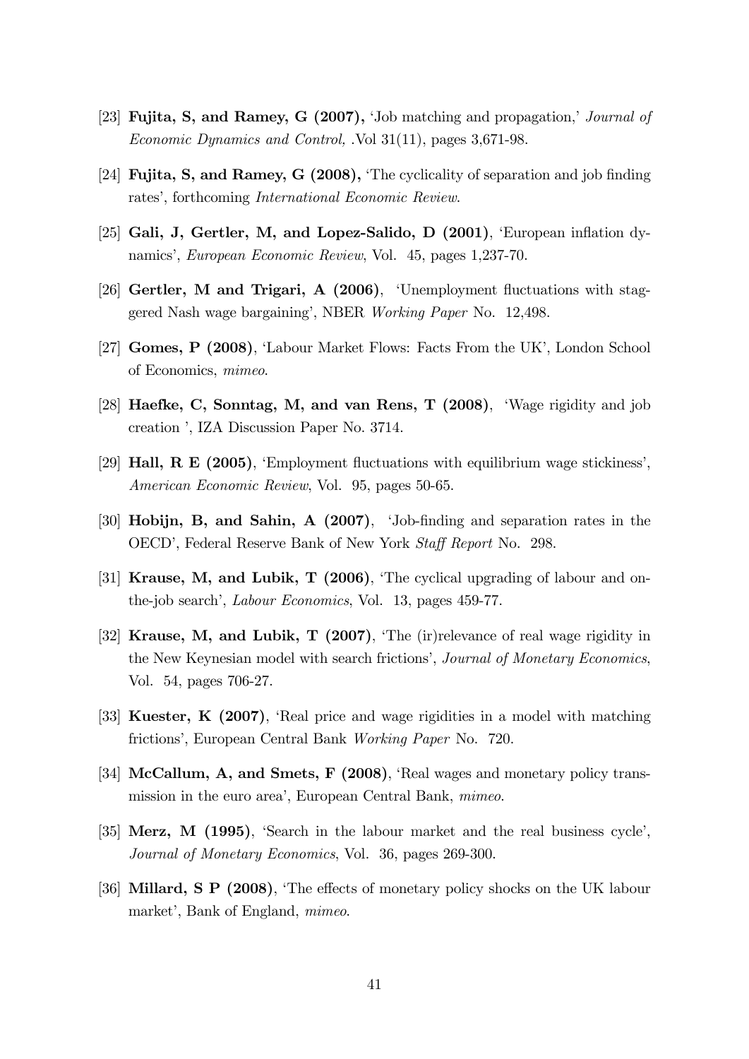[23] **Fujita, S, and Ramey, G (2007),** 'Job matching and propagation,' *Journal of Economic Dynamics and Control,* .Vol 31(11), pages 3,671-98.

[24] **Fujita, S, and Ramey, G (2008),** 'The cyclicality of separation and job finding rates', forthcoming *International Economic Review*.

[25] **Gali, J, Gertler, M, and Lopez-Salido, D (2001)**, 'European inflation dynamics', *European Economic Review*, Vol. 45, pages 1,237-70.

[26] **Gertler, M and Trigari, A (2006)**, 'Unemployment fluctuations with staggered Nash wage bargaining', NBER *Working Paper* No. 12,498.

[27] **Gomes, P (2008)**, 'Labour Market Flows: Facts From the UK', London School of Economics, *mimeo*.

[28] **Haefke, C, Sonntag, M, and van Rens, T (2008)**, 'Wage rigidity and job creation ', IZA Discussion Paper No. 3714.

[29] **Hall, R E (2005)**, 'Employment fluctuations with equilibrium wage stickiness', *American Economic Review*, Vol. 95, pages 50-65.

[30] **Hobijn, B, and Sahin, A (2007)**, 'Job-finding and separation rates in the OECD', Federal Reserve Bank of New York *Staff Report* No. 298.

[31] **Krause, M, and Lubik, T (2006)**, 'The cyclical upgrading of labour and on-the-job search', *Labour Economics*, Vol. 13, pages 459-77.

[32] **Krause, M, and Lubik, T (2007)**, 'The (ir)relevance of real wage rigidity in the New Keynesian model with search frictions', *Journal of Monetary Economics*, Vol. 54, pages 706-27.

[33] **Kuester, K (2007)**, 'Real price and wage rigidities in a model with matching frictions', European Central Bank *Working Paper* No. 720.

[34] **McCallum, A, and Smets, F (2008)**, 'Real wages and monetary policy transmission in the euro area', European Central Bank, *mimeo*.

[35] **Merz, M (1995)**, 'Search in the labour market and the real business cycle', *Journal of Monetary Economics*, Vol. 36, pages 269-300.

[36] **Millard, S P (2008)**, 'The effects of monetary policy shocks on the UK labour market', Bank of England, *mimeo*.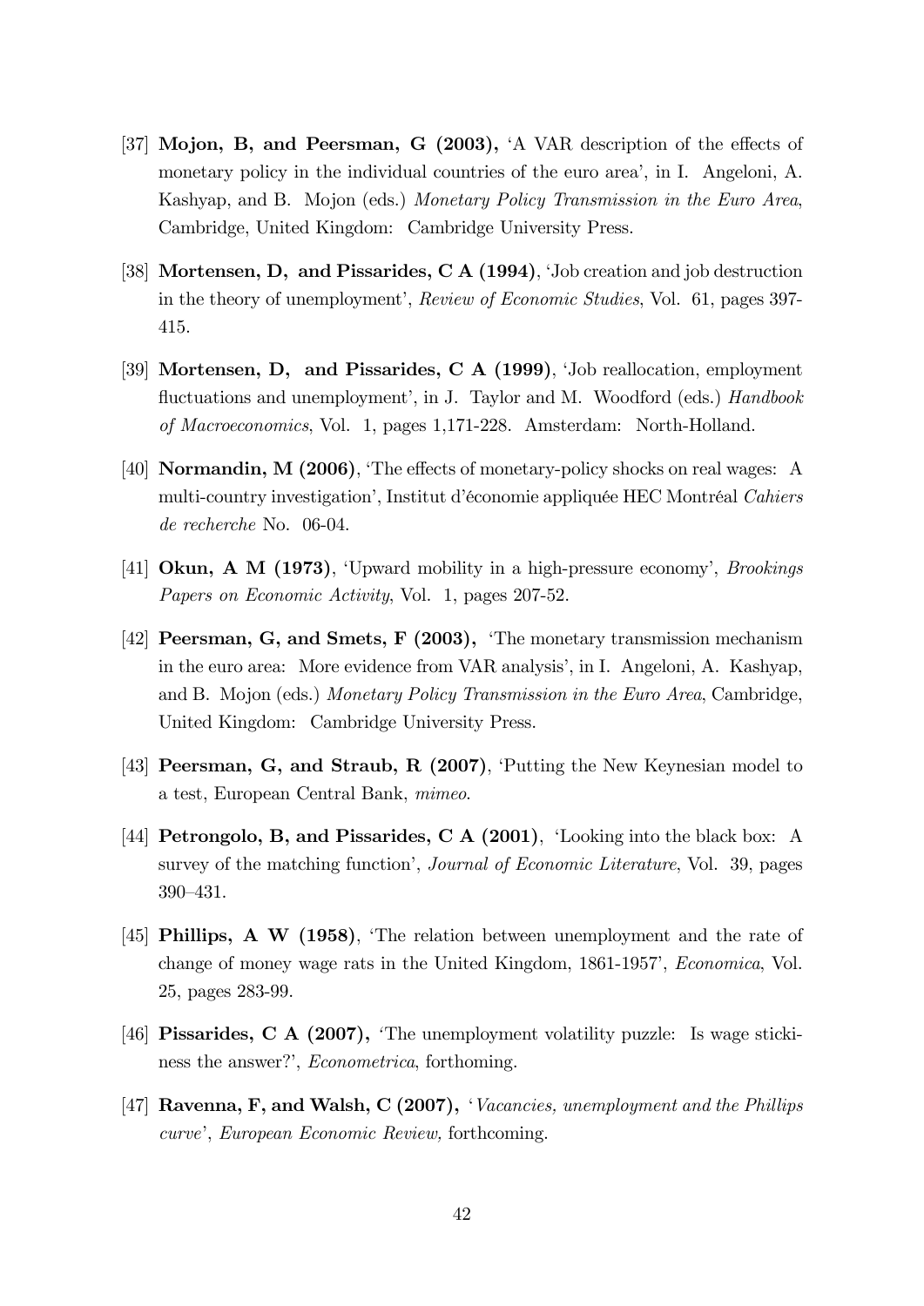[37] **Mojon, B, and Peersman, G (2003),** 'A VAR description of the effects of monetary policy in the individual countries of the euro area', in I. Angeloni, A. Kashyap, and B. Mojon (eds.) *Monetary Policy Transmission in the Euro Area*, Cambridge, United Kingdom: Cambridge University Press.

[38] **Mortensen, D, and Pissarides, C A (1994)**, 'Job creation and job destruction in the theory of unemployment', *Review of Economic Studies*, Vol. 61, pages 397-415.

[39] **Mortensen, D, and Pissarides, C A (1999)**, 'Job reallocation, employment fluctuations and unemployment', in J. Taylor and M. Woodford (eds.) *Handbook of Macroeconomics*, Vol. 1, pages 1,171-228. Amsterdam: North-Holland.

[40] **Normandin, M (2006)**, 'The effects of monetary-policy shocks on real wages: A multi-country investigation', Institut d'économie appliquée HEC Montréal *Cahiers de recherche* No. 06-04.

[41] **Okun, A M (1973)**, 'Upward mobility in a high-pressure economy', *Brookings Papers on Economic Activity*, Vol. 1, pages 207-52.

[42] **Peersman, G, and Smets, F (2003),** 'The monetary transmission mechanism in the euro area: More evidence from VAR analysis', in I. Angeloni, A. Kashyap, and B. Mojon (eds.) *Monetary Policy Transmission in the Euro Area*, Cambridge, United Kingdom: Cambridge University Press.

[43] **Peersman, G, and Straub, R (2007)**, 'Putting the New Keynesian model to a test, European Central Bank, *mimeo*.

[44] **Petrongolo, B, and Pissarides, C A (2001)**, 'Looking into the black box: A survey of the matching function', *Journal of Economic Literature*, Vol. 39, pages 390–431.

[45] **Phillips, A W (1958)**, 'The relation between unemployment and the rate of change of money wage rats in the United Kingdom, 1861-1957', *Economica*, Vol. 25, pages 283-99.

[46] **Pissarides, C A (2007),** 'The unemployment volatility puzzle: Is wage stickiness the answer?', *Econometrica*, forthoming.

[47] **Ravenna, F, and Walsh, C (2007),** '*Vacancies, unemployment and the Phillips curve*', *European Economic Review,* forthcoming.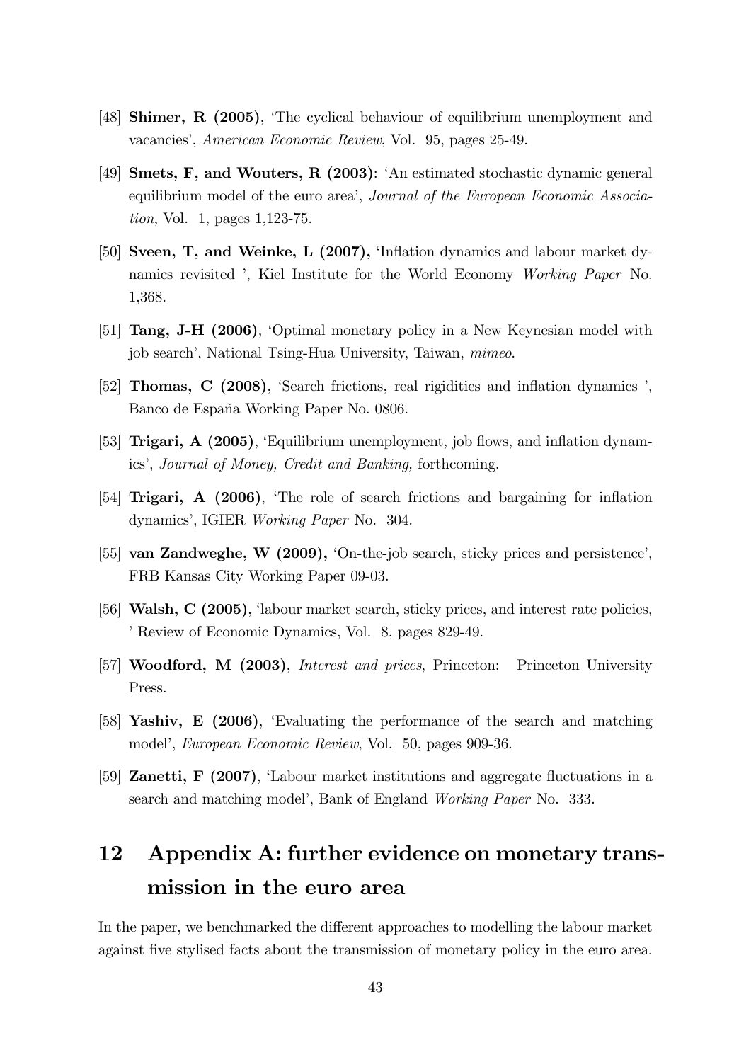[48] **Shimer, R (2005)**, 'The cyclical behaviour of equilibrium unemployment and vacancies', *American Economic Review*, Vol. 95, pages 25-49.

[49] **Smets, F, and Wouters, R (2003)**: 'An estimated stochastic dynamic general equilibrium model of the euro area', *Journal of the European Economic Association*, Vol. 1, pages 1,123-75.

[50] **Sveen, T, and Weinke, L (2007),** 'Inflation dynamics and labour market dynamics revisited ', Kiel Institute for the World Economy *Working Paper* No. 1,368.

[51] **Tang, J-H (2006)**, 'Optimal monetary policy in a New Keynesian model with job search', National Tsing-Hua University, Taiwan, *mimeo*.

[52] **Thomas, C (2008)**, 'Search frictions, real rigidities and inflation dynamics ', Banco de España Working Paper No. 0806.

[53] **Trigari, A (2005)**, 'Equilibrium unemployment, job flows, and inflation dynamics', *Journal of Money, Credit and Banking,* forthcoming.

[54] **Trigari, A (2006)**, 'The role of search frictions and bargaining for inflation dynamics', IGIER *Working Paper* No. 304.

[55] **van Zandweghe, W (2009),** 'On-the-job search, sticky prices and persistence', FRB Kansas City Working Paper 09-03.

[56] **Walsh, C (2005)**, 'labour market search, sticky prices, and interest rate policies, ' Review of Economic Dynamics, Vol. 8, pages 829-49.

[57] **Woodford, M (2003)**, *Interest and prices*, Princeton: Princeton University Press.

[58] **Yashiv, E (2006)**, 'Evaluating the performance of the search and matching model', *European Economic Review*, Vol. 50, pages 909-36.

[59] **Zanetti, F (2007)**, 'Labour market institutions and aggregate fluctuations in a search and matching model', Bank of England *Working Paper* No. 333.

# 12 Appendix A: further evidence on monetary transmission in the euro area

In the paper, we benchmarked the different approaches to modelling the labour market against five stylised facts about the transmission of monetary policy in the euro area.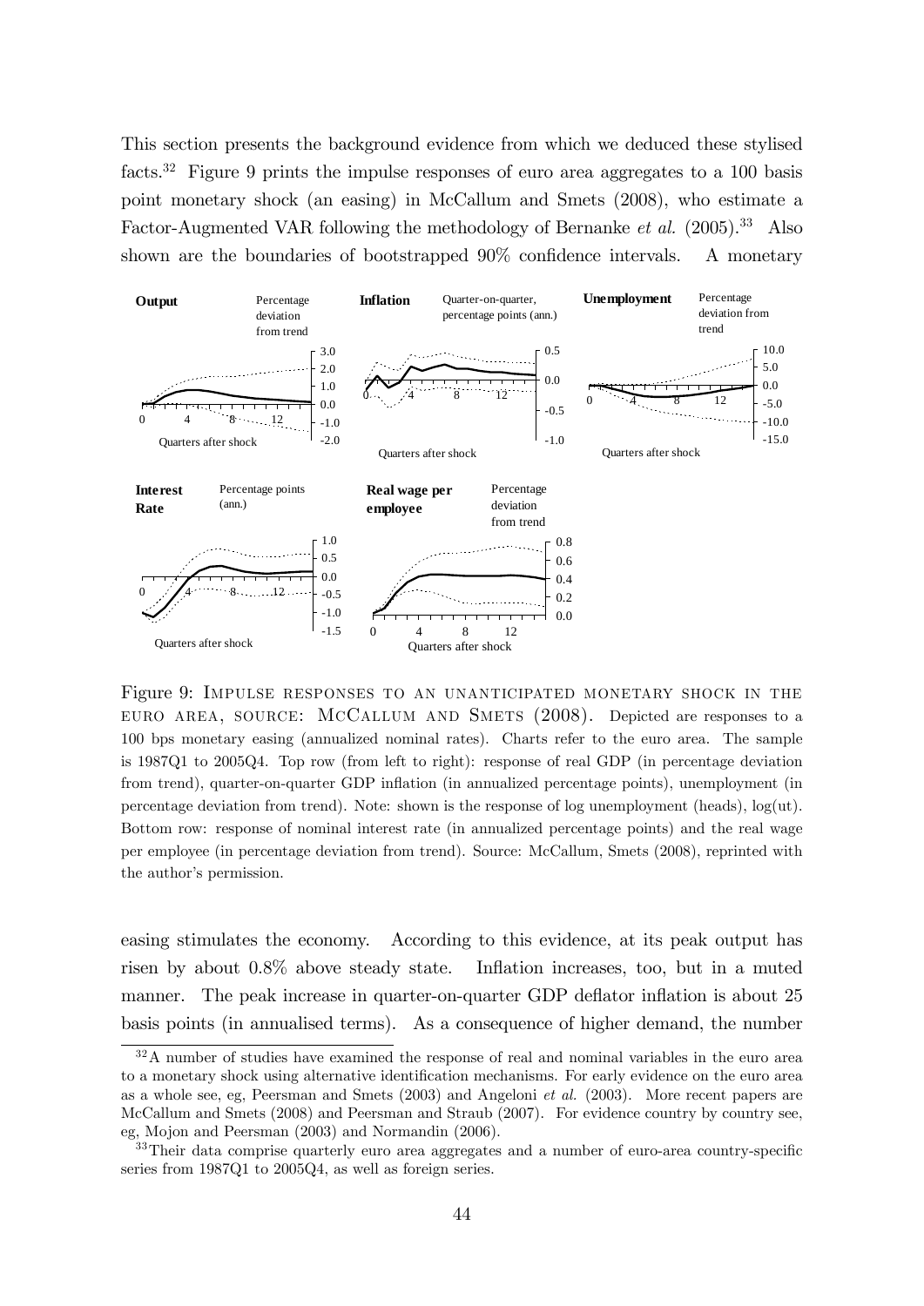This section presents the background evidence from which we deduced these stylised facts.[32] Figure 9 prints the impulse responses of euro area aggregates to a 100 basis point monetary shock (an easing) in McCallum and Smets (2008), who estimate a Factor-Augmented VAR following the methodology of Bernanke *et al.* (2005).[33] Also shown are the boundaries of bootstrapped 90% confidence intervals. A monetary

Figure 9: Impulse responses to an unanticipated monetary shock in the euro area, source: McCallum and Smets (2008). Depicted are responses to a 100 bps monetary easing (annualized nominal rates). Charts refer to the euro area. The sample is 1987Q1 to 2005Q4. Top row (from left to right): response of real GDP (in percentage deviation from trend), quarter-on-quarter GDP inflation (in annualized percentage points), unemployment (in percentage deviation from trend). Note: shown is the response of log unemployment (heads), log(ut). Bottom row: response of nominal interest rate (in annualized percentage points) and the real wage per employee (in percentage deviation from trend). Source: McCallum, Smets (2008), reprinted with the author's permission.

easing stimulates the economy. According to this evidence, at its peak output has risen by about 0.8% above steady state. Inflation increases, too, but in a muted manner. The peak increase in quarter-on-quarter GDP deflator inflation is about 25 basis points (in annualised terms). As a consequence of higher demand, the number

[32] A number of studies have examined the response of real and nominal variables in the euro area to a monetary shock using alternative identification mechanisms. For early evidence on the euro area as a whole see, eg, Peersman and Smets (2003) and Angeloni *et al.* (2003). More recent papers are McCallum and Smets (2008) and Peersman and Straub (2007). For evidence country by country see, eg, Mojon and Peersman (2003) and Normandin (2006).

[33] Their data comprise quarterly euro area aggregates and a number of euro-area country-specific series from 1987Q1 to 2005Q4, as well as foreign series.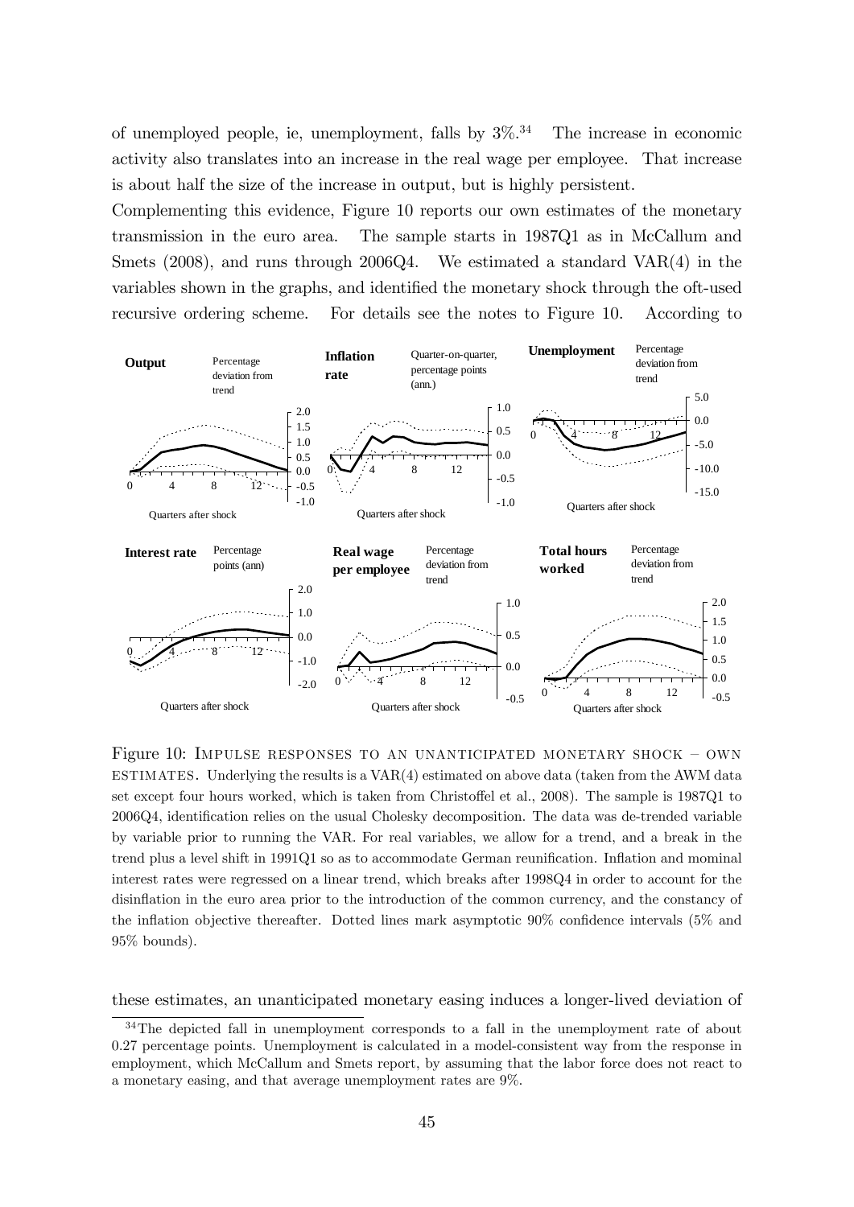of unemployed people, ie, unemployment, falls by 3%.[34] The increase in economic activity also translates into an increase in the real wage per employee. That increase is about half the size of the increase in output, but is highly persistent.

Complementing this evidence, Figure 10 reports our own estimates of the monetary transmission in the euro area. The sample starts in 1987Q1 as in McCallum and Smets (2008), and runs through 2006Q4. We estimated a standard VAR(4) in the variables shown in the graphs, and identified the monetary shock through the oft-used recursive ordering scheme. For details see the notes to Figure 10. According to

Figure 10: Impulse responses to an unanticipated monetary shock – own estimates. Underlying the results is a VAR(4) estimated on above data (taken from the AWM data set except four hours worked, which is taken from Christoffel et al., 2008). The sample is 1987Q1 to 2006Q4, identification relies on the usual Cholesky decomposition. The data was de-trended variable by variable prior to running the VAR. For real variables, we allow for a trend, and a break in the trend plus a level shift in 1991Q1 so as to accommodate German reunification. Inflation and mominal interest rates were regressed on a linear trend, which breaks after 1998Q4 in order to account for the disinflation in the euro area prior to the introduction of the common currency, and the constancy of the inflation objective thereafter. Dotted lines mark asymptotic 90% confidence intervals (5% and 95% bounds).

these estimates, an unanticipated monetary easing induces a longer-lived deviation of

[34] The depicted fall in unemployment corresponds to a fall in the unemployment rate of about 0.27 percentage points. Unemployment is calculated in a model-consistent way from the response in employment, which McCallum and Smets report, by assuming that the labor force does not react to a monetary easing, and that average unemployment rates are 9%.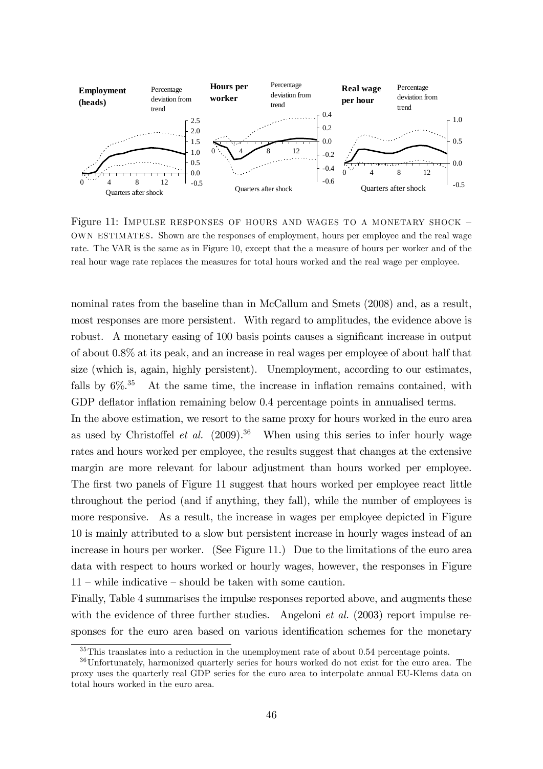Figure 11: Impulse responses of hours and wages to a monetary shock – own estimates. Shown are the responses of employment, hours per employee and the real wage rate. The VAR is the same as in Figure 10, except that the a measure of hours per worker and of the real hour wage rate replaces the measures for total hours worked and the real wage per employee.

nominal rates from the baseline than in McCallum and Smets (2008) and, as a result, most responses are more persistent. With regard to amplitudes, the evidence above is robust. A monetary easing of 100 basis points causes a significant increase in output of about 0.8% at its peak, and an increase in real wages per employee of about half that size (which is, again, highly persistent). Unemployment, according to our estimates, falls by 6%.[35] At the same time, the increase in inflation remains contained, with GDP deflator inflation remaining below 0.4 percentage points in annualised terms.

In the above estimation, we resort to the same proxy for hours worked in the euro area as used by Christoffel *et al.* (2009).[36] When using this series to infer hourly wage rates and hours worked per employee, the results suggest that changes at the extensive margin are more relevant for labour adjustment than hours worked per employee. The first two panels of Figure 11 suggest that hours worked per employee react little throughout the period (and if anything, they fall), while the number of employees is more responsive. As a result, the increase in wages per employee depicted in Figure 10 is mainly attributed to a slow but persistent increase in hourly wages instead of an increase in hours per worker. (See Figure 11.) Due to the limitations of the euro area data with respect to hours worked or hourly wages, however, the responses in Figure 11 – while indicative – should be taken with some caution.

Finally, Table 4 summarises the impulse responses reported above, and augments these with the evidence of three further studies. Angeloni *et al.* (2003) report impulse responses for the euro area based on various identification schemes for the monetary

[35] This translates into a reduction in the unemployment rate of about 0.54 percentage points.

[36] Unfortunately, harmonized quarterly series for hours worked do not exist for the euro area. The proxy uses the quarterly real GDP series for the euro area to interpolate annual EU-Klems data on total hours worked in the euro area.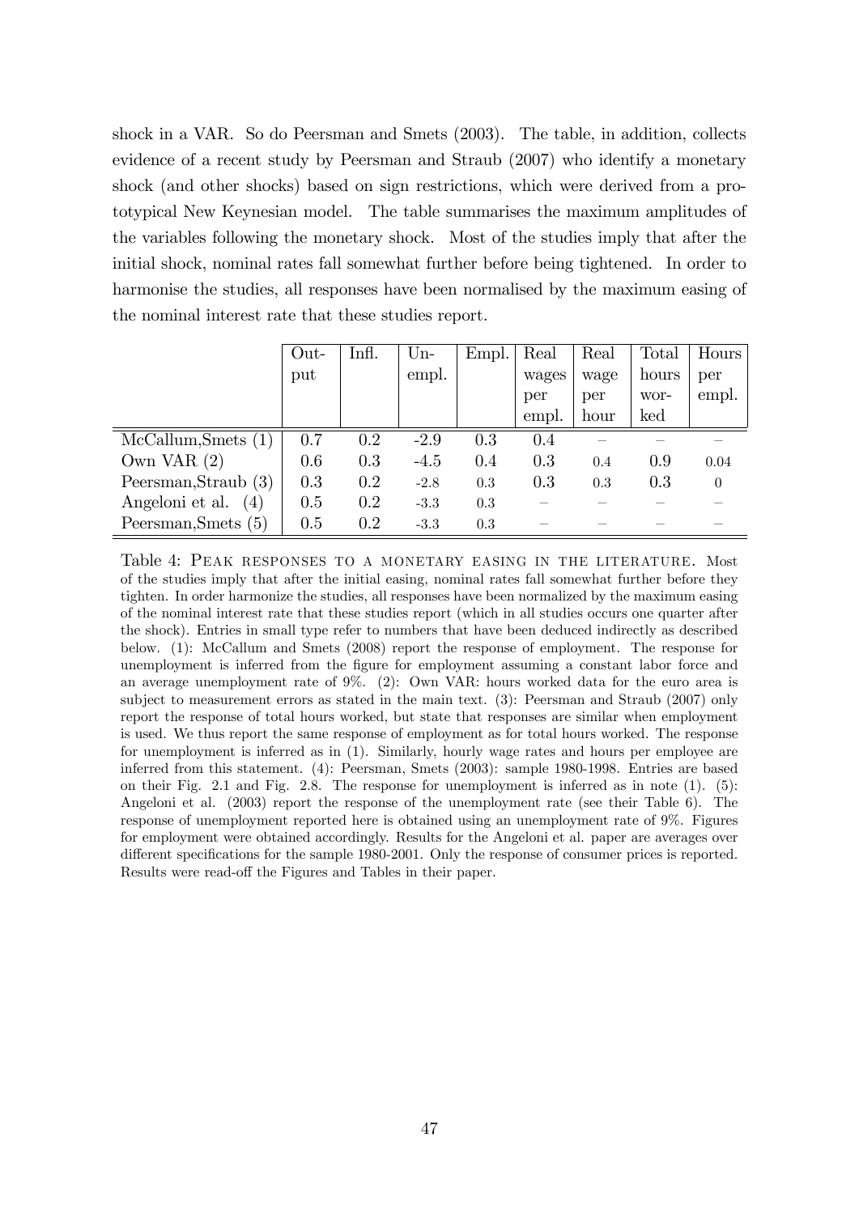shock in a VAR. So do Peersman and Smets (2003). The table, in addition, collects evidence of a recent study by Peersman and Straub (2007) who identify a monetary shock (and other shocks) based on sign restrictions, which were derived from a prototypical New Keynesian model. The table summarises the maximum amplitudes of the variables following the monetary shock. Most of the studies imply that after the initial shock, nominal rates fall somewhat further before being tightened. In order to harmonise the studies, all responses have been normalised by the maximum easing of the nominal interest rate that these studies report.

| | Output | Infl. | Unempl. | Empl. | Real wages per empl. | Real wage per hour | Total hours worked | Hours per empl. |
|---|---|---|---|---|---|---|---|---|
| McCallum,Smets (1) | 0.7 | 0.2 | -2.9 | 0.3 | 0.4 | – | – | – |
| Own VAR (2) | 0.6 | 0.3 | -4.5 | 0.4 | 0.3 | 0.4 | 0.9 | 0.04 |
| Peersman,Straub (3) | 0.3 | 0.2 | -2.8 | 0.3 | 0.3 | 0.3 | 0.3 | 0 |
| Angeloni et al. (4) | 0.5 | 0.2 | -3.3 | 0.3 | – | – | – | – |
| Peersman,Smets (5) | 0.5 | 0.2 | -3.3 | 0.3 | – | – | – | – |

Table 4: PEAK RESPONSES TO A MONETARY EASING IN THE LITERATURE. Most of the studies imply that after the initial easing, nominal rates fall somewhat further before they tighten. In order harmonize the studies, all responses have been normalized by the maximum easing of the nominal interest rate that these studies report (which in all studies occurs one quarter after the shock). Entries in small type refer to numbers that have been deduced indirectly as described below. (1): McCallum and Smets (2008) report the response of employment. The response for unemployment is inferred from the figure for employment assuming a constant labor force and an average unemployment rate of 9%. (2): Own VAR: hours worked data for the euro area is subject to measurement errors as stated in the main text. (3): Peersman and Straub (2007) only report the response of total hours worked, but state that responses are similar when employment is used. We thus report the same response of employment as for total hours worked. The response for unemployment is inferred as in (1). Similarly, hourly wage rates and hours per employee are inferred from this statement. (4): Peersman, Smets (2003): sample 1980-1998. Entries are based on their Fig. 2.1 and Fig. 2.8. The response for unemployment is inferred as in note (1). (5): Angeloni et al. (2003) report the response of the unemployment rate (see their Table 6). The response of unemployment reported here is obtained using an unemployment rate of 9%. Figures for employment were obtained accordingly. Results for the Angeloni et al. paper are averages over different specifications for the sample 1980-2001. Only the response of consumer prices is reported. Results were read-off the Figures and Tables in their paper.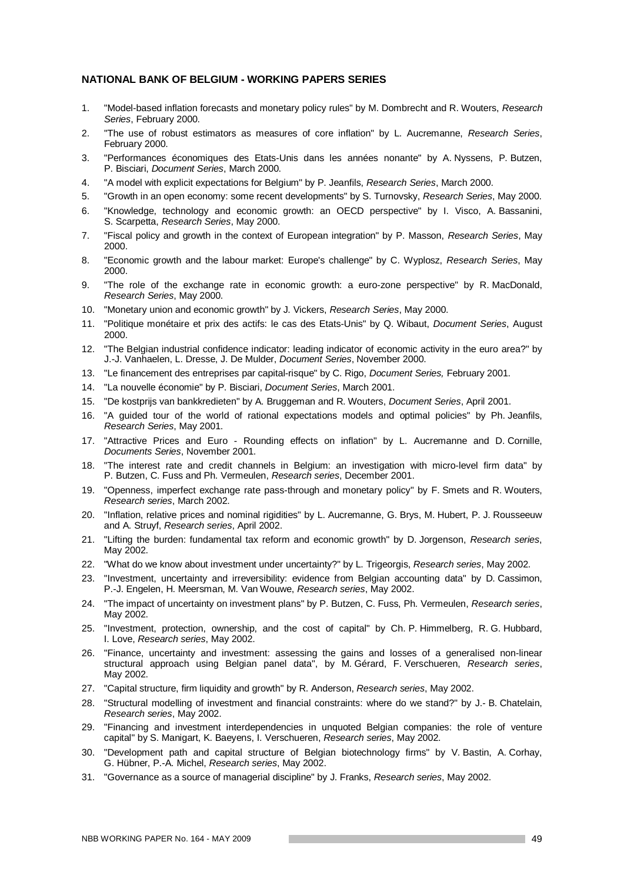**NATIONAL BANK OF BELGIUM - WORKING PAPERS SERIES**

1. "Model-based inflation forecasts and monetary policy rules" by M. Dombrecht and R. Wouters, *Research Series*, February 2000.
2. "The use of robust estimators as measures of core inflation" by L. Aucremanne, *Research Series*, February 2000.
3. "Performances économiques des Etats-Unis dans les années nonante" by A. Nyssens, P. Butzen, P. Bisciari, *Document Series*, March 2000.
4. "A model with explicit expectations for Belgium" by P. Jeanfils, *Research Series*, March 2000.
5. "Growth in an open economy: some recent developments" by S. Turnovsky, *Research Series*, May 2000.
6. "Knowledge, technology and economic growth: an OECD perspective" by I. Visco, A. Bassanini, S. Scarpetta, *Research Series*, May 2000.
7. "Fiscal policy and growth in the context of European integration" by P. Masson, *Research Series*, May 2000.
8. "Economic growth and the labour market: Europe's challenge" by C. Wyplosz, *Research Series*, May 2000.
9. "The role of the exchange rate in economic growth: a euro-zone perspective" by R. MacDonald, *Research Series*, May 2000.
10. "Monetary union and economic growth" by J. Vickers, *Research Series*, May 2000.
11. "Politique monétaire et prix des actifs: le cas des Etats-Unis" by Q. Wibaut, *Document Series*, August 2000.
12. "The Belgian industrial confidence indicator: leading indicator of economic activity in the euro area?" by J.-J. Vanhaelen, L. Dresse, J. De Mulder, *Document Series*, November 2000.
13. "Le financement des entreprises par capital-risque" by C. Rigo, *Document Series,* February 2001.
14. "La nouvelle économie" by P. Bisciari, *Document Series*, March 2001.
15. "De kostprijs van bankkredieten" by A. Bruggeman and R. Wouters, *Document Series*, April 2001.
16. "A guided tour of the world of rational expectations models and optimal policies" by Ph. Jeanfils, *Research Series*, May 2001.
17. "Attractive Prices and Euro - Rounding effects on inflation" by L. Aucremanne and D. Cornille, *Documents Series*, November 2001.
18. "The interest rate and credit channels in Belgium: an investigation with micro-level firm data" by P. Butzen, C. Fuss and Ph. Vermeulen, *Research series*, December 2001.
19. "Openness, imperfect exchange rate pass-through and monetary policy" by F. Smets and R. Wouters, *Research series*, March 2002.
20. "Inflation, relative prices and nominal rigidities" by L. Aucremanne, G. Brys, M. Hubert, P. J. Rousseeuw and A. Struyf, *Research series*, April 2002.
21. "Lifting the burden: fundamental tax reform and economic growth" by D. Jorgenson, *Research series*, May 2002.
22. "What do we know about investment under uncertainty?" by L. Trigeorgis, *Research series*, May 2002.
23. "Investment, uncertainty and irreversibility: evidence from Belgian accounting data" by D. Cassimon, P.-J. Engelen, H. Meersman, M. Van Wouwe, *Research series*, May 2002.
24. "The impact of uncertainty on investment plans" by P. Butzen, C. Fuss, Ph. Vermeulen, *Research series*, May 2002.
25. "Investment, protection, ownership, and the cost of capital" by Ch. P. Himmelberg, R. G. Hubbard, I. Love, *Research series*, May 2002.
26. "Finance, uncertainty and investment: assessing the gains and losses of a generalised non-linear structural approach using Belgian panel data", by M. Gérard, F. Verschueren, *Research series*, May 2002.
27. "Capital structure, firm liquidity and growth" by R. Anderson, *Research series*, May 2002.
28. "Structural modelling of investment and financial constraints: where do we stand?" by J.- B. Chatelain, *Research series*, May 2002.
29. "Financing and investment interdependencies in unquoted Belgian companies: the role of venture capital" by S. Manigart, K. Baeyens, I. Verschueren, *Research series*, May 2002.
30. "Development path and capital structure of Belgian biotechnology firms" by V. Bastin, A. Corhay, G. Hübner, P.-A. Michel, *Research series*, May 2002.
31. "Governance as a source of managerial discipline" by J. Franks, *Research series*, May 2002.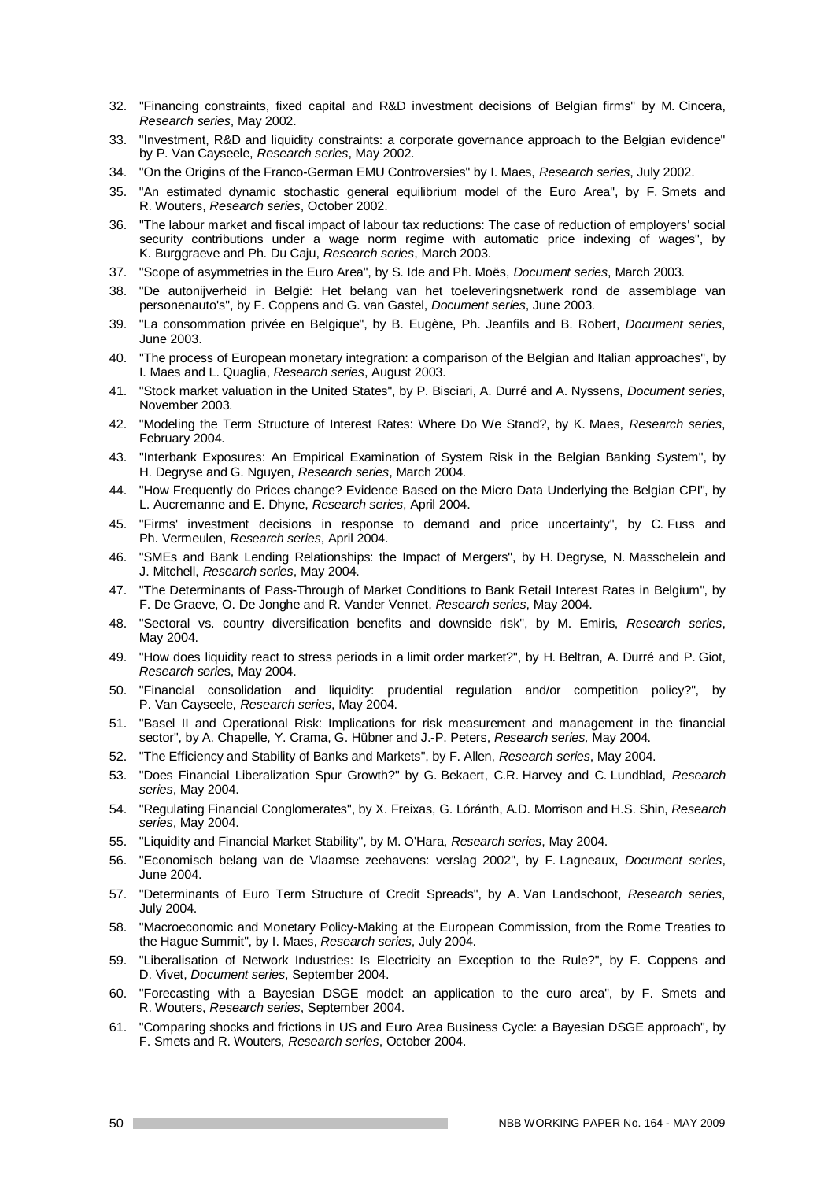32. "Financing constraints, fixed capital and R&D investment decisions of Belgian firms" by M. Cincera, *Research series*, May 2002.
33. "Investment, R&D and liquidity constraints: a corporate governance approach to the Belgian evidence" by P. Van Cayseele, *Research series*, May 2002.
34. "On the Origins of the Franco-German EMU Controversies" by I. Maes, *Research series*, July 2002.
35. "An estimated dynamic stochastic general equilibrium model of the Euro Area", by F. Smets and R. Wouters, *Research series*, October 2002.
36. "The labour market and fiscal impact of labour tax reductions: The case of reduction of employers' social security contributions under a wage norm regime with automatic price indexing of wages", by K. Burggraeve and Ph. Du Caju, *Research series*, March 2003.
37. "Scope of asymmetries in the Euro Area", by S. Ide and Ph. Moës, *Document series*, March 2003.
38. "De autonijverheid in België: Het belang van het toeleveringsnetwerk rond de assemblage van personenauto's", by F. Coppens and G. van Gastel, *Document series*, June 2003.
39. "La consommation privée en Belgique", by B. Eugène, Ph. Jeanfils and B. Robert, *Document series*, June 2003.
40. "The process of European monetary integration: a comparison of the Belgian and Italian approaches", by I. Maes and L. Quaglia, *Research series*, August 2003.
41. "Stock market valuation in the United States", by P. Bisciari, A. Durré and A. Nyssens, *Document series*, November 2003.
42. "Modeling the Term Structure of Interest Rates: Where Do We Stand?, by K. Maes, *Research series*, February 2004.
43. "Interbank Exposures: An Empirical Examination of System Risk in the Belgian Banking System", by H. Degryse and G. Nguyen, *Research series*, March 2004.
44. "How Frequently do Prices change? Evidence Based on the Micro Data Underlying the Belgian CPI", by L. Aucremanne and E. Dhyne, *Research series*, April 2004.
45. "Firms' investment decisions in response to demand and price uncertainty", by C. Fuss and Ph. Vermeulen, *Research series*, April 2004.
46. "SMEs and Bank Lending Relationships: the Impact of Mergers", by H. Degryse, N. Masschelein and J. Mitchell, *Research series*, May 2004.
47. "The Determinants of Pass-Through of Market Conditions to Bank Retail Interest Rates in Belgium", by F. De Graeve, O. De Jonghe and R. Vander Vennet, *Research series*, May 2004.
48. "Sectoral vs. country diversification benefits and downside risk", by M. Emiris, *Research series*, May 2004.
49. "How does liquidity react to stress periods in a limit order market?", by H. Beltran, A. Durré and P. Giot, *Research series*, May 2004.
50. "Financial consolidation and liquidity: prudential regulation and/or competition policy?", by P. Van Cayseele, *Research series*, May 2004.
51. "Basel II and Operational Risk: Implications for risk measurement and management in the financial sector", by A. Chapelle, Y. Crama, G. Hübner and J.-P. Peters, *Research series,* May 2004.
52. "The Efficiency and Stability of Banks and Markets", by F. Allen, *Research series*, May 2004.
53. "Does Financial Liberalization Spur Growth?" by G. Bekaert, C.R. Harvey and C. Lundblad, *Research series*, May 2004.
54. "Regulating Financial Conglomerates", by X. Freixas, G. Lóránth, A.D. Morrison and H.S. Shin, *Research series*, May 2004.
55. "Liquidity and Financial Market Stability", by M. O'Hara, *Research series*, May 2004.
56. "Economisch belang van de Vlaamse zeehavens: verslag 2002", by F. Lagneaux, *Document series*, June 2004.
57. "Determinants of Euro Term Structure of Credit Spreads", by A. Van Landschoot, *Research series*, July 2004.
58. "Macroeconomic and Monetary Policy-Making at the European Commission, from the Rome Treaties to the Hague Summit", by I. Maes, *Research series*, July 2004.
59. "Liberalisation of Network Industries: Is Electricity an Exception to the Rule?", by F. Coppens and D. Vivet, *Document series*, September 2004.
60. "Forecasting with a Bayesian DSGE model: an application to the euro area", by F. Smets and R. Wouters, *Research series*, September 2004.
61. "Comparing shocks and frictions in US and Euro Area Business Cycle: a Bayesian DSGE approach", by F. Smets and R. Wouters, *Research series*, October 2004.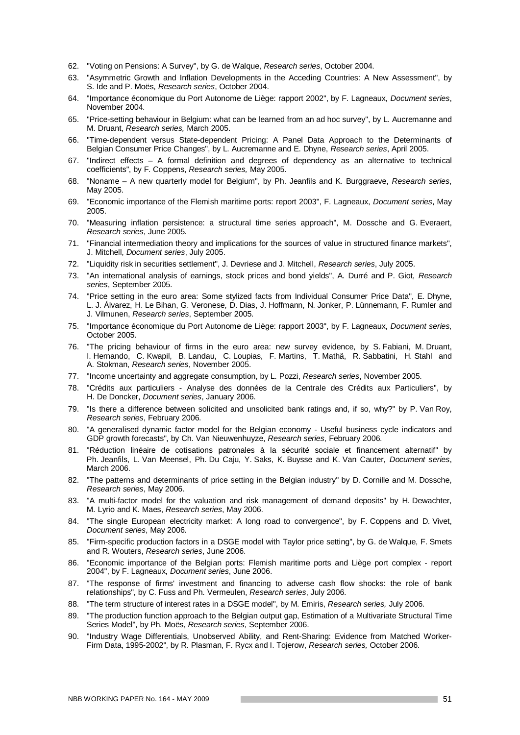62. "Voting on Pensions: A Survey", by G. de Walque, *Research series*, October 2004.
63. "Asymmetric Growth and Inflation Developments in the Acceding Countries: A New Assessment", by S. Ide and P. Moës, *Research series*, October 2004.
64. "Importance économique du Port Autonome de Liège: rapport 2002", by F. Lagneaux, *Document series*, November 2004.
65. "Price-setting behaviour in Belgium: what can be learned from an ad hoc survey", by L. Aucremanne and M. Druant, *Research series,* March 2005.
66. "Time-dependent versus State-dependent Pricing: A Panel Data Approach to the Determinants of Belgian Consumer Price Changes", by L. Aucremanne and E. Dhyne, *Research series*, April 2005.
67. "Indirect effects – A formal definition and degrees of dependency as an alternative to technical coefficients", by F. Coppens, *Research series,* May 2005.
68. "Noname – A new quarterly model for Belgium", by Ph. Jeanfils and K. Burggraeve, *Research series*, May 2005.
69. "Economic importance of the Flemish maritime ports: report 2003", F. Lagneaux, *Document series*, May 2005.
70. "Measuring inflation persistence: a structural time series approach", M. Dossche and G. Everaert, *Research series*, June 2005.
71. "Financial intermediation theory and implications for the sources of value in structured finance markets", J. Mitchell, *Document series*, July 2005.
72. "Liquidity risk in securities settlement", J. Devriese and J. Mitchell, *Research series*, July 2005.
73. "An international analysis of earnings, stock prices and bond yields", A. Durré and P. Giot, *Research series*, September 2005.
74. "Price setting in the euro area: Some stylized facts from Individual Consumer Price Data", E. Dhyne, L. J. Álvarez, H. Le Bihan, G. Veronese, D. Dias, J. Hoffmann, N. Jonker, P. Lünnemann, F. Rumler and J. Vilmunen, *Research series*, September 2005.
75. "Importance économique du Port Autonome de Liège: rapport 2003", by F. Lagneaux, *Document series,* October 2005.
76. "The pricing behaviour of firms in the euro area: new survey evidence, by S. Fabiani, M. Druant, I. Hernando, C. Kwapil, B. Landau, C. Loupias, F. Martins, T. Mathä, R. Sabbatini, H. Stahl and A. Stokman, *Research series*, November 2005.
77. "Income uncertainty and aggregate consumption, by L. Pozzi, *Research series*, November 2005.
78. "Crédits aux particuliers - Analyse des données de la Centrale des Crédits aux Particuliers", by H. De Doncker, *Document series*, January 2006.
79. "Is there a difference between solicited and unsolicited bank ratings and, if so, why?" by P. Van Roy, *Research series*, February 2006.
80. "A generalised dynamic factor model for the Belgian economy - Useful business cycle indicators and GDP growth forecasts", by Ch. Van Nieuwenhuyze, *Research series*, February 2006.
81. "Réduction linéaire de cotisations patronales à la sécurité sociale et financement alternatif" by Ph. Jeanfils, L. Van Meensel, Ph. Du Caju, Y. Saks, K. Buysse and K. Van Cauter, *Document series*, March 2006.
82. "The patterns and determinants of price setting in the Belgian industry" by D. Cornille and M. Dossche, *Research series*, May 2006.
83. "A multi-factor model for the valuation and risk management of demand deposits" by H. Dewachter, M. Lyrio and K. Maes, *Research series*, May 2006.
84. "The single European electricity market: A long road to convergence", by F. Coppens and D. Vivet, *Document series*, May 2006.
85. "Firm-specific production factors in a DSGE model with Taylor price setting", by G. de Walque, F. Smets and R. Wouters, *Research series*, June 2006.
86. "Economic importance of the Belgian ports: Flemish maritime ports and Liège port complex - report 2004", by F. Lagneaux, *Document series*, June 2006.
87. "The response of firms' investment and financing to adverse cash flow shocks: the role of bank relationships", by C. Fuss and Ph. Vermeulen, *Research series*, July 2006.
88. "The term structure of interest rates in a DSGE model", by M. Emiris, *Research series,* July 2006.
89. "The production function approach to the Belgian output gap, Estimation of a Multivariate Structural Time Series Model", by Ph. Moës, *Research series*, September 2006.
90. "Industry Wage Differentials, Unobserved Ability, and Rent-Sharing: Evidence from Matched Worker-Firm Data, 1995-2002", by R. Plasman, F. Rycx and I. Tojerow, *Research series,* October 2006.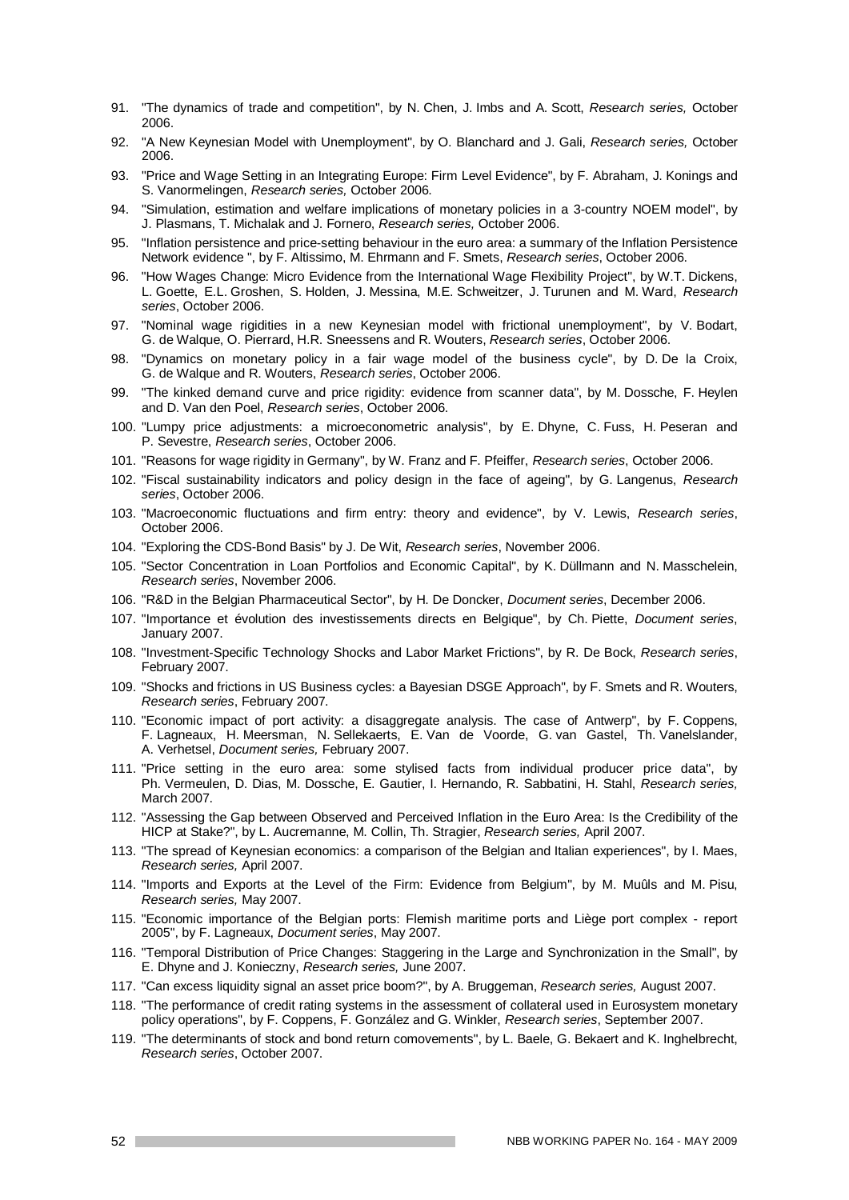91. "The dynamics of trade and competition", by N. Chen, J. Imbs and A. Scott, *Research series,* October 2006.
92. "A New Keynesian Model with Unemployment", by O. Blanchard and J. Gali, *Research series,* October 2006.
93. "Price and Wage Setting in an Integrating Europe: Firm Level Evidence", by F. Abraham, J. Konings and S. Vanormelingen, *Research series,* October 2006.
94. "Simulation, estimation and welfare implications of monetary policies in a 3-country NOEM model", by J. Plasmans, T. Michalak and J. Fornero, *Research series,* October 2006.
95. "Inflation persistence and price-setting behaviour in the euro area: a summary of the Inflation Persistence Network evidence ", by F. Altissimo, M. Ehrmann and F. Smets, *Research series*, October 2006.
96. "How Wages Change: Micro Evidence from the International Wage Flexibility Project", by W.T. Dickens, L. Goette, E.L. Groshen, S. Holden, J. Messina, M.E. Schweitzer, J. Turunen and M. Ward, *Research series*, October 2006.
97. "Nominal wage rigidities in a new Keynesian model with frictional unemployment", by V. Bodart, G. de Walque, O. Pierrard, H.R. Sneessens and R. Wouters, *Research series*, October 2006.
98. "Dynamics on monetary policy in a fair wage model of the business cycle", by D. De la Croix, G. de Walque and R. Wouters, *Research series*, October 2006.
99. "The kinked demand curve and price rigidity: evidence from scanner data", by M. Dossche, F. Heylen and D. Van den Poel, *Research series*, October 2006.
100. "Lumpy price adjustments: a microeconometric analysis", by E. Dhyne, C. Fuss, H. Peseran and P. Sevestre, *Research series*, October 2006.
101. "Reasons for wage rigidity in Germany", by W. Franz and F. Pfeiffer, *Research series*, October 2006.
102. "Fiscal sustainability indicators and policy design in the face of ageing", by G. Langenus, *Research series*, October 2006.
103. "Macroeconomic fluctuations and firm entry: theory and evidence", by V. Lewis, *Research series*, October 2006.
104. "Exploring the CDS-Bond Basis" by J. De Wit, *Research series*, November 2006.
105. "Sector Concentration in Loan Portfolios and Economic Capital", by K. Düllmann and N. Masschelein, *Research series*, November 2006.
106. "R&D in the Belgian Pharmaceutical Sector", by H. De Doncker, *Document series*, December 2006.
107. "Importance et évolution des investissements directs en Belgique", by Ch. Piette, *Document series*, January 2007.
108. "Investment-Specific Technology Shocks and Labor Market Frictions", by R. De Bock, *Research series*, February 2007.
109. "Shocks and frictions in US Business cycles: a Bayesian DSGE Approach", by F. Smets and R. Wouters, *Research series*, February 2007.
110. "Economic impact of port activity: a disaggregate analysis. The case of Antwerp", by F. Coppens, F. Lagneaux, H. Meersman, N. Sellekaerts, E. Van de Voorde, G. van Gastel, Th. Vanelslander, A. Verhetsel, *Document series,* February 2007.
111. "Price setting in the euro area: some stylised facts from individual producer price data", by Ph. Vermeulen, D. Dias, M. Dossche, E. Gautier, I. Hernando, R. Sabbatini, H. Stahl, *Research series,* March 2007.
112. "Assessing the Gap between Observed and Perceived Inflation in the Euro Area: Is the Credibility of the HICP at Stake?", by L. Aucremanne, M. Collin, Th. Stragier, *Research series,* April 2007.
113. "The spread of Keynesian economics: a comparison of the Belgian and Italian experiences", by I. Maes, *Research series,* April 2007.
114. "Imports and Exports at the Level of the Firm: Evidence from Belgium", by M. Muûls and M. Pisu, *Research series,* May 2007.
115. "Economic importance of the Belgian ports: Flemish maritime ports and Liège port complex - report 2005", by F. Lagneaux, *Document series*, May 2007.
116. "Temporal Distribution of Price Changes: Staggering in the Large and Synchronization in the Small", by E. Dhyne and J. Konieczny, *Research series,* June 2007.
117. "Can excess liquidity signal an asset price boom?", by A. Bruggeman, *Research series,* August 2007.
118. "The performance of credit rating systems in the assessment of collateral used in Eurosystem monetary policy operations", by F. Coppens, F. González and G. Winkler, *Research series*, September 2007.
119. "The determinants of stock and bond return comovements", by L. Baele, G. Bekaert and K. Inghelbrecht, *Research series*, October 2007.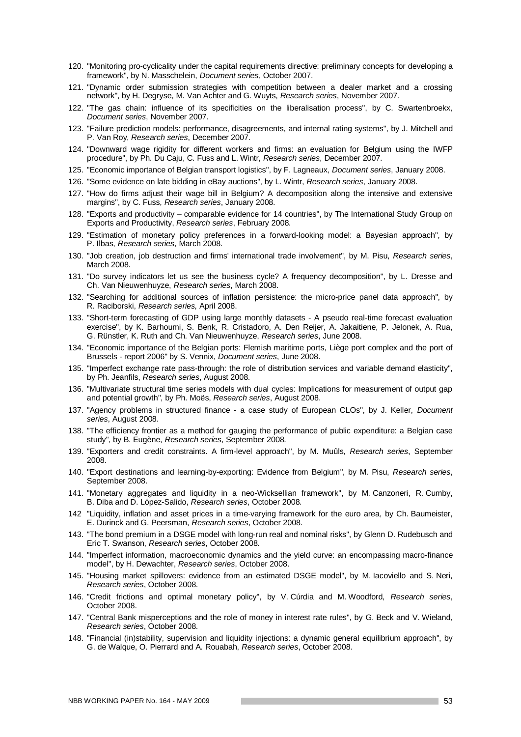120. "Monitoring pro-cyclicality under the capital requirements directive: preliminary concepts for developing a framework", by N. Masschelein, *Document series*, October 2007.
121. "Dynamic order submission strategies with competition between a dealer market and a crossing network", by H. Degryse, M. Van Achter and G. Wuyts, *Research series*, November 2007.
122. "The gas chain: influence of its specificities on the liberalisation process", by C. Swartenbroekx, *Document series*, November 2007.
123. "Failure prediction models: performance, disagreements, and internal rating systems", by J. Mitchell and P. Van Roy, *Research series*, December 2007.
124. "Downward wage rigidity for different workers and firms: an evaluation for Belgium using the IWFP procedure", by Ph. Du Caju, C. Fuss and L. Wintr, *Research series*, December 2007.
125. "Economic importance of Belgian transport logistics", by F. Lagneaux, *Document series*, January 2008.
126. "Some evidence on late bidding in eBay auctions", by L. Wintr, *Research series*, January 2008.
127. "How do firms adjust their wage bill in Belgium? A decomposition along the intensive and extensive margins", by C. Fuss, *Research series*, January 2008.
128. "Exports and productivity – comparable evidence for 14 countries", by The International Study Group on Exports and Productivity, *Research series*, February 2008.
129. "Estimation of monetary policy preferences in a forward-looking model: a Bayesian approach", by P. Ilbas, *Research series*, March 2008.
130. "Job creation, job destruction and firms' international trade involvement", by M. Pisu, *Research series*, March 2008.
131. "Do survey indicators let us see the business cycle? A frequency decomposition", by L. Dresse and Ch. Van Nieuwenhuyze, *Research series*, March 2008.
132. "Searching for additional sources of inflation persistence: the micro-price panel data approach", by R. Raciborski, *Research series,* April 2008.
133. "Short-term forecasting of GDP using large monthly datasets - A pseudo real-time forecast evaluation exercise", by K. Barhoumi, S. Benk, R. Cristadoro, A. Den Reijer, A. Jakaitiene, P. Jelonek, A. Rua, G. Rünstler, K. Ruth and Ch. Van Nieuwenhuyze, *Research series*, June 2008.
134. "Economic importance of the Belgian ports: Flemish maritime ports, Liège port complex and the port of Brussels - report 2006" by S. Vennix, *Document series*, June 2008.
135. "Imperfect exchange rate pass-through: the role of distribution services and variable demand elasticity", by Ph. Jeanfils, *Research series*, August 2008.
136. "Multivariate structural time series models with dual cycles: Implications for measurement of output gap and potential growth", by Ph. Moës, *Research series*, August 2008.
137. "Agency problems in structured finance - a case study of European CLOs", by J. Keller, *Document series*, August 2008.
138. "The efficiency frontier as a method for gauging the performance of public expenditure: a Belgian case study", by B. Eugène, *Research series*, September 2008.
139. "Exporters and credit constraints. A firm-level approach", by M. Muûls, *Research series*, September 2008.
140. "Export destinations and learning-by-exporting: Evidence from Belgium", by M. Pisu, *Research series*, September 2008.
141. "Monetary aggregates and liquidity in a neo-Wicksellian framework", by M. Canzoneri, R. Cumby, B. Diba and D. López-Salido, *Research series*, October 2008.
142 "Liquidity, inflation and asset prices in a time-varying framework for the euro area, by Ch. Baumeister, E. Durinck and G. Peersman, *Research series*, October 2008.
143. "The bond premium in a DSGE model with long-run real and nominal risks", by Glenn D. Rudebusch and Eric T. Swanson, *Research series*, October 2008.
144. "Imperfect information, macroeconomic dynamics and the yield curve: an encompassing macro-finance model", by H. Dewachter, *Research series*, October 2008.
145. "Housing market spillovers: evidence from an estimated DSGE model", by M. Iacoviello and S. Neri, *Research series*, October 2008.
146. "Credit frictions and optimal monetary policy", by V. Cúrdia and M. Woodford, *Research series*, October 2008.
147. "Central Bank misperceptions and the role of money in interest rate rules", by G. Beck and V. Wieland, *Research series*, October 2008.
148. "Financial (in)stability, supervision and liquidity injections: a dynamic general equilibrium approach", by G. de Walque, O. Pierrard and A. Rouabah, *Research series*, October 2008.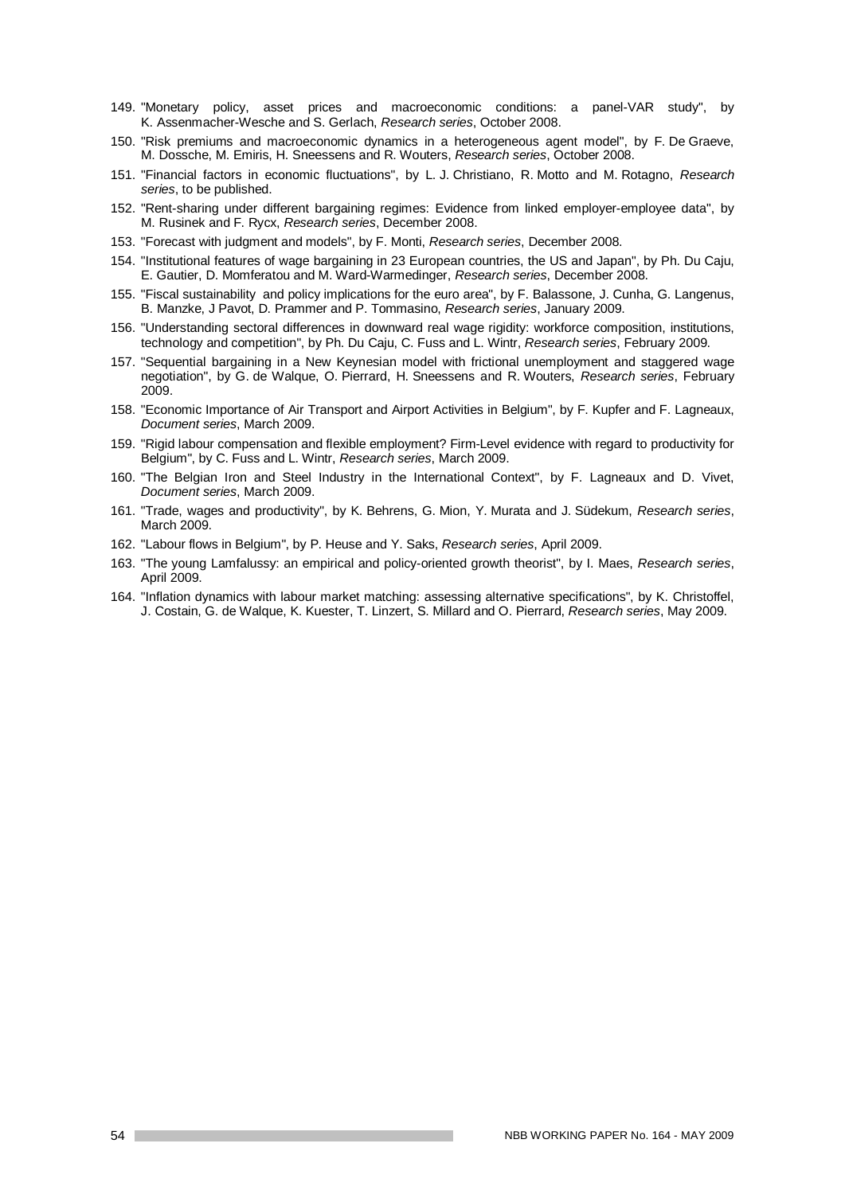149. "Monetary policy, asset prices and macroeconomic conditions: a panel-VAR study", by K. Assenmacher-Wesche and S. Gerlach, *Research series*, October 2008.
150. "Risk premiums and macroeconomic dynamics in a heterogeneous agent model", by F. De Graeve, M. Dossche, M. Emiris, H. Sneessens and R. Wouters, *Research series*, October 2008.
151. "Financial factors in economic fluctuations", by L. J. Christiano, R. Motto and M. Rotagno, *Research series*, to be published.
152. "Rent-sharing under different bargaining regimes: Evidence from linked employer-employee data", by M. Rusinek and F. Rycx, *Research series*, December 2008.
153. "Forecast with judgment and models", by F. Monti, *Research series*, December 2008.
154. "Institutional features of wage bargaining in 23 European countries, the US and Japan", by Ph. Du Caju, E. Gautier, D. Momferatou and M. Ward-Warmedinger, *Research series*, December 2008.
155. "Fiscal sustainability and policy implications for the euro area", by F. Balassone, J. Cunha, G. Langenus, B. Manzke, J Pavot, D. Prammer and P. Tommasino, *Research series*, January 2009.
156. "Understanding sectoral differences in downward real wage rigidity: workforce composition, institutions, technology and competition", by Ph. Du Caju, C. Fuss and L. Wintr, *Research series*, February 2009.
157. "Sequential bargaining in a New Keynesian model with frictional unemployment and staggered wage negotiation", by G. de Walque, O. Pierrard, H. Sneessens and R. Wouters, *Research series*, February 2009.
158. "Economic Importance of Air Transport and Airport Activities in Belgium", by F. Kupfer and F. Lagneaux, *Document series*, March 2009.
159. "Rigid labour compensation and flexible employment? Firm-Level evidence with regard to productivity for Belgium", by C. Fuss and L. Wintr, *Research series*, March 2009.
160. "The Belgian Iron and Steel Industry in the International Context", by F. Lagneaux and D. Vivet, *Document series*, March 2009.
161. "Trade, wages and productivity", by K. Behrens, G. Mion, Y. Murata and J. Südekum, *Research series*, March 2009.
162. "Labour flows in Belgium", by P. Heuse and Y. Saks, *Research series*, April 2009.
163. "The young Lamfalussy: an empirical and policy-oriented growth theorist", by I. Maes, *Research series*, April 2009.
164. "Inflation dynamics with labour market matching: assessing alternative specifications", by K. Christoffel, J. Costain, G. de Walque, K. Kuester, T. Linzert, S. Millard and O. Pierrard, *Research series*, May 2009.